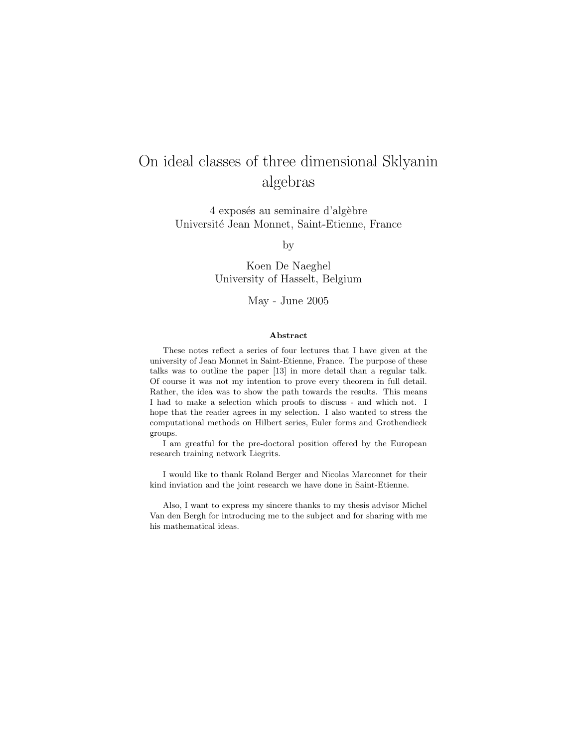# On ideal classes of three dimensional Sklyanin algebras

4 exposés au seminaire d'algèbre
Université Jean Monnet, Saint-Etienne, France

by

Koen De Naeghel
University of Hasselt, Belgium

May - June 2005

### Abstract

These notes reflect a series of four lectures that I have given at the university of Jean Monnet in Saint-Etienne, France. The purpose of these talks was to outline the paper [13] in more detail than a regular talk. Of course it was not my intention to prove every theorem in full detail. Rather, the idea was to show the path towards the results. This means I had to make a selection which proofs to discuss - and which not. I hope that the reader agrees in my selection. I also wanted to stress the computational methods on Hilbert series, Euler forms and Grothendieck groups.

I am greatful for the pre-doctoral position offered by the European research training network Liegrits.

I would like to thank Roland Berger and Nicolas Marconnet for their kind inviation and the joint research we have done in Saint-Etienne.

Also, I want to express my sincere thanks to my thesis advisor Michel Van den Bergh for introducing me to the subject and for sharing with me his mathematical ideas.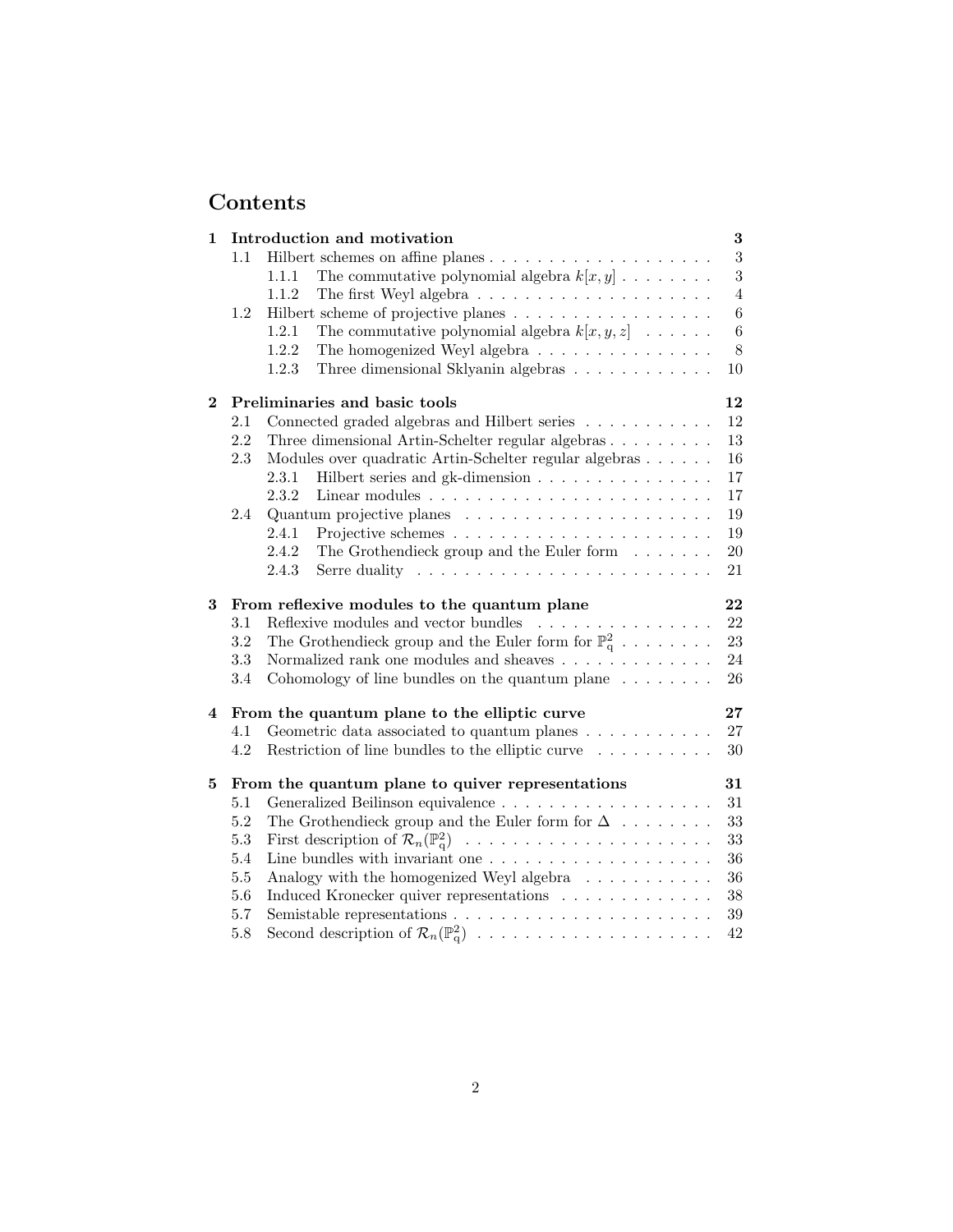# Contents

**1 Introduction and motivation** — **3**

- 1.1 Hilbert schemes on affine planes — 3
  - 1.1.1 The commutative polynomial algebra $k[x, y]$ — 3
  - 1.1.2 The first Weyl algebra — 4
- 1.2 Hilbert scheme of projective planes — 6
  - 1.2.1 The commutative polynomial algebra $k[x, y, z]$ — 6
  - 1.2.2 The homogenized Weyl algebra — 8
  - 1.2.3 Three dimensional Sklyanin algebras — 10

**2 Preliminaries and basic tools** — **12**

- 2.1 Connected graded algebras and Hilbert series — 12
- 2.2 Three dimensional Artin-Schelter regular algebras — 13
- 2.3 Modules over quadratic Artin-Schelter regular algebras — 16
  - 2.3.1 Hilbert series and gk-dimension — 17
  - 2.3.2 Linear modules — 17
- 2.4 Quantum projective planes — 19
  - 2.4.1 Projective schemes — 19
  - 2.4.2 The Grothendieck group and the Euler form — 20
  - 2.4.3 Serre duality — 21

**3 From reflexive modules to the quantum plane** — **22**

- 3.1 Reflexive modules and vector bundles — 22
- 3.2 The Grothendieck group and the Euler form for $\mathbb{P}^2_q$ — 23
- 3.3 Normalized rank one modules and sheaves — 24
- 3.4 Cohomology of line bundles on the quantum plane — 26

**4 From the quantum plane to the elliptic curve** — **27**

- 4.1 Geometric data associated to quantum planes — 27
- 4.2 Restriction of line bundles to the elliptic curve — 30

**5 From the quantum plane to quiver representations** — **31**

- 5.1 Generalized Beilinson equivalence — 31
- 5.2 The Grothendieck group and the Euler form for $\Delta$ — 33
- 5.3 First description of $\mathcal{R}_n(\mathbb{P}^2_q)$ — 33
- 5.4 Line bundles with invariant one — 36
- 5.5 Analogy with the homogenized Weyl algebra — 36
- 5.6 Induced Kronecker quiver representations — 38
- 5.7 Semistable representations — 39
- 5.8 Second description of $\mathcal{R}_n(\mathbb{P}^2_q)$ — 42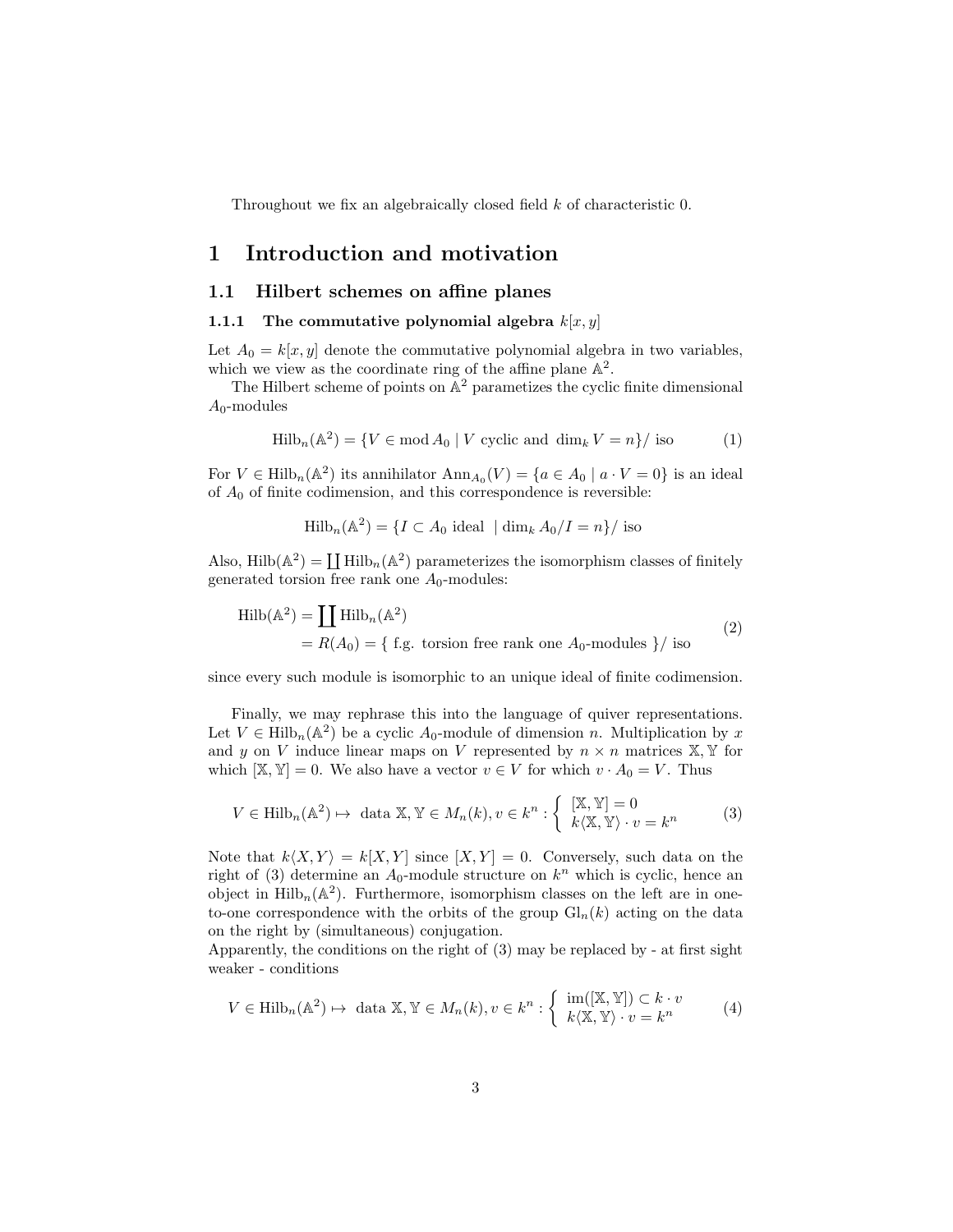Throughout we fix an algebraically closed field $k$ of characteristic 0.

# 1 Introduction and motivation

## 1.1 Hilbert schemes on affine planes

### 1.1.1 The commutative polynomial algebra $k[x,y]$

Let $A_0 = k[x,y]$ denote the commutative polynomial algebra in two variables, which we view as the coordinate ring of the affine plane $\mathbb{A}^2$.

The Hilbert scheme of points on $\mathbb{A}^2$ parametezes the cyclic finite dimensional $A_0$-modules

$$\mathrm{Hilb}_n(\mathbb{A}^2) = \{V \in \mathrm{mod}\, A_0 \mid V \text{ cyclic and } \dim_k V = n\}/\text{ iso} \tag{1}$$

For $V \in \mathrm{Hilb}_n(\mathbb{A}^2)$ its annihilator $\mathrm{Ann}_{A_0}(V) = \{a \in A_0 \mid a \cdot V = 0\}$ is an ideal of $A_0$ of finite codimension, and this correspondence is reversible:

$$\mathrm{Hilb}_n(\mathbb{A}^2) = \{I \subset A_0 \text{ ideal } \mid \dim_k A_0/I = n\}/\text{ iso}$$

Also, $\mathrm{Hilb}(\mathbb{A}^2) = \coprod \mathrm{Hilb}_n(\mathbb{A}^2)$ parameterizes the isomorphism classes of finitely generated torsion free rank one $A_0$-modules:

$$\begin{aligned} \mathrm{Hilb}(\mathbb{A}^2) &= \coprod \mathrm{Hilb}_n(\mathbb{A}^2) \\ &= R(A_0) = \{ \text{ f.g. torsion free rank one } A_0\text{-modules } \}/\text{ iso} \end{aligned} \tag{2}$$

since every such module is isomorphic to an unique ideal of finite codimension.

Finally, we may rephrase this into the language of quiver representations. Let $V \in \mathrm{Hilb}_n(\mathbb{A}^2)$ be a cyclic $A_0$-module of dimension $n$. Multiplication by $x$ and $y$ on $V$ induce linear maps on $V$ represented by $n \times n$ matrices $\mathbb{X}, \mathbb{Y}$ for which $[\mathbb{X}, \mathbb{Y}] = 0$. We also have a vector $v \in V$ for which $v \cdot A_0 = V$. Thus

$$V \in \mathrm{Hilb}_n(\mathbb{A}^2) \mapsto \text{ data } \mathbb{X}, \mathbb{Y} \in M_n(k), v \in k^n : \left\{ \begin{array}{l} [\mathbb{X}, \mathbb{Y}] = 0 \\ k\langle \mathbb{X}, \mathbb{Y} \rangle \cdot v = k^n \end{array} \right. \tag{3}$$

Note that $k\langle X, Y \rangle = k[X,Y]$ since $[X,Y] = 0$. Conversely, such data on the right of (3) determine an $A_0$-module structure on $k^n$ which is cyclic, hence an object in $\mathrm{Hilb}_n(\mathbb{A}^2)$. Furthermore, isomorphism classes on the left are in one-to-one correspondence with the orbits of the group $\mathrm{Gl}_n(k)$ acting on the data on the right by (simultaneous) conjugation.

Apparently, the conditions on the right of (3) may be replaced by - at first sight weaker - conditions

$$V \in \mathrm{Hilb}_n(\mathbb{A}^2) \mapsto \text{ data } \mathbb{X}, \mathbb{Y} \in M_n(k), v \in k^n : \left\{ \begin{array}{l} \mathrm{im}([\mathbb{X}, \mathbb{Y}]) \subset k \cdot v \\ k\langle \mathbb{X}, \mathbb{Y} \rangle \cdot v = k^n \end{array} \right. \tag{4}$$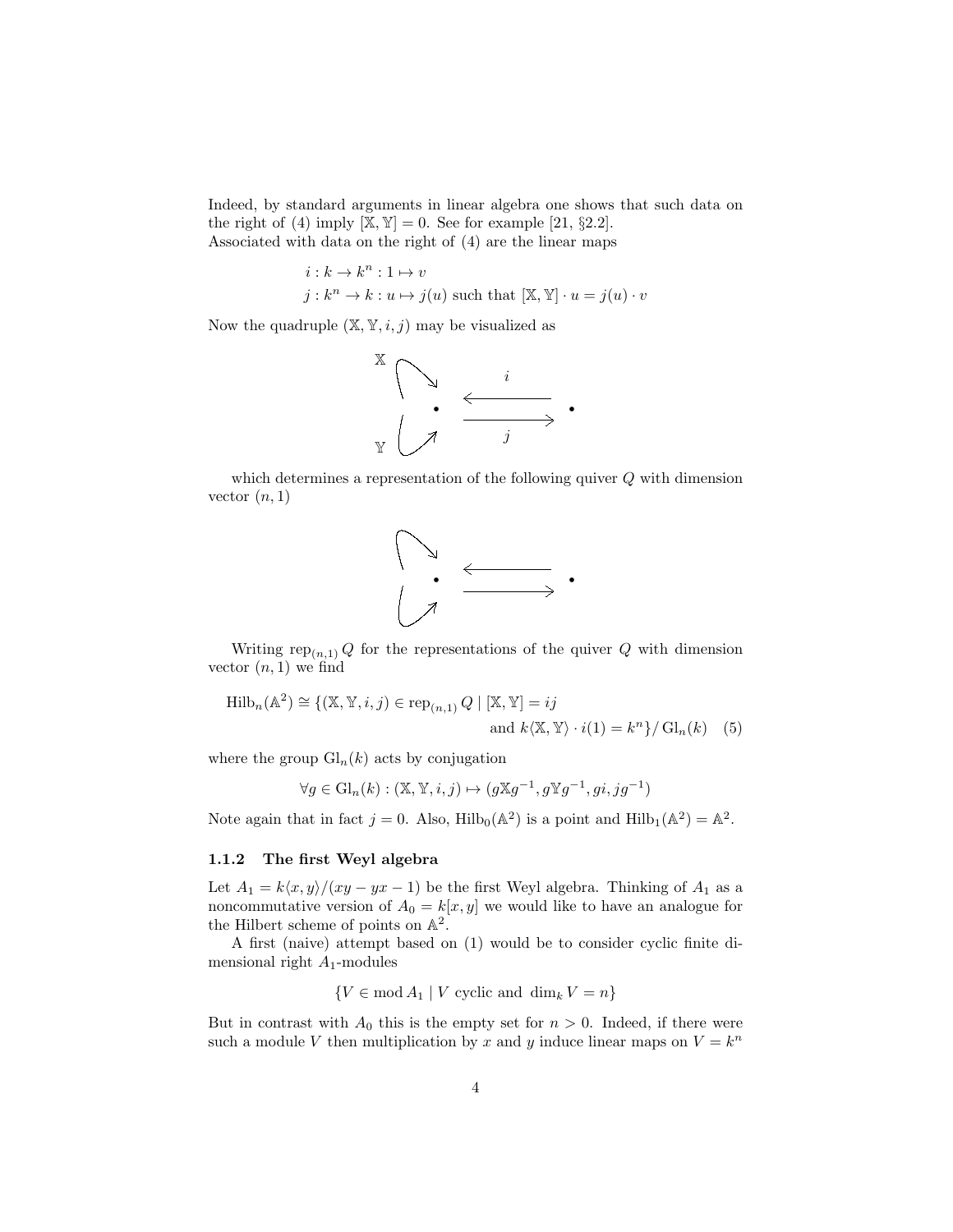Indeed, by standard arguments in linear algebra one shows that such data on the right of (4) imply $[\mathbb{X}, \mathbb{Y}] = 0$. See for example [21, §2.2].
Associated with data on the right of (4) are the linear maps

$$
\begin{aligned}
&i : k \to k^n : 1 \mapsto v \\
&j : k^n \to k : u \mapsto j(u) \text{ such that } [\mathbb{X}, \mathbb{Y}] \cdot u = j(u) \cdot v
\end{aligned}
$$

Now the quadruple $(\mathbb{X}, \mathbb{Y}, i, j)$ may be visualized as

$$
\mathbb{X} \circlearrowright \bullet \underset{j}{\overset{i}{\rightleftarrows}} \bullet \quad (\mathbb{Y} \circlearrowright \text{ at the first vertex})
$$

which determines a representation of the following quiver $Q$ with dimension vector $(n, 1)$

$$
\circlearrowright \bullet \rightleftarrows \bullet \quad (\text{two loops at the first vertex})
$$

Writing $\operatorname{rep}_{(n,1)} Q$ for the representations of the quiver $Q$ with dimension vector $(n, 1)$ we find

$$
\operatorname{Hilb}_n(\mathbb{A}^2) \cong \{(\mathbb{X}, \mathbb{Y}, i, j) \in \operatorname{rep}_{(n,1)} Q \mid [\mathbb{X}, \mathbb{Y}] = ij \text{ and } k\langle \mathbb{X}, \mathbb{Y} \rangle \cdot i(1) = k^n\} / \operatorname{Gl}_n(k) \quad (5)
$$

where the group $\operatorname{Gl}_n(k)$ acts by conjugation

$$
\forall g \in \operatorname{Gl}_n(k) : (\mathbb{X}, \mathbb{Y}, i, j) \mapsto (g\mathbb{X}g^{-1}, g\mathbb{Y}g^{-1}, gi, jg^{-1})
$$

Note again that in fact $j = 0$. Also, $\operatorname{Hilb}_0(\mathbb{A}^2)$ is a point and $\operatorname{Hilb}_1(\mathbb{A}^2) = \mathbb{A}^2$.

### 1.1.2 The first Weyl algebra

Let $A_1 = k\langle x, y \rangle / (xy - yx - 1)$ be the first Weyl algebra. Thinking of $A_1$ as a noncommutative version of $A_0 = k[x, y]$ we would like to have an analogue for the Hilbert scheme of points on $\mathbb{A}^2$.

A first (naive) attempt based on (1) would be to consider cyclic finite dimensional right $A_1$-modules

$$
\{V \in \operatorname{mod} A_1 \mid V \text{ cyclic and } \dim_k V = n\}
$$

But in contrast with $A_0$ this is the empty set for $n > 0$. Indeed, if there were such a module $V$ then multiplication by $x$ and $y$ induce linear maps on $V = k^n$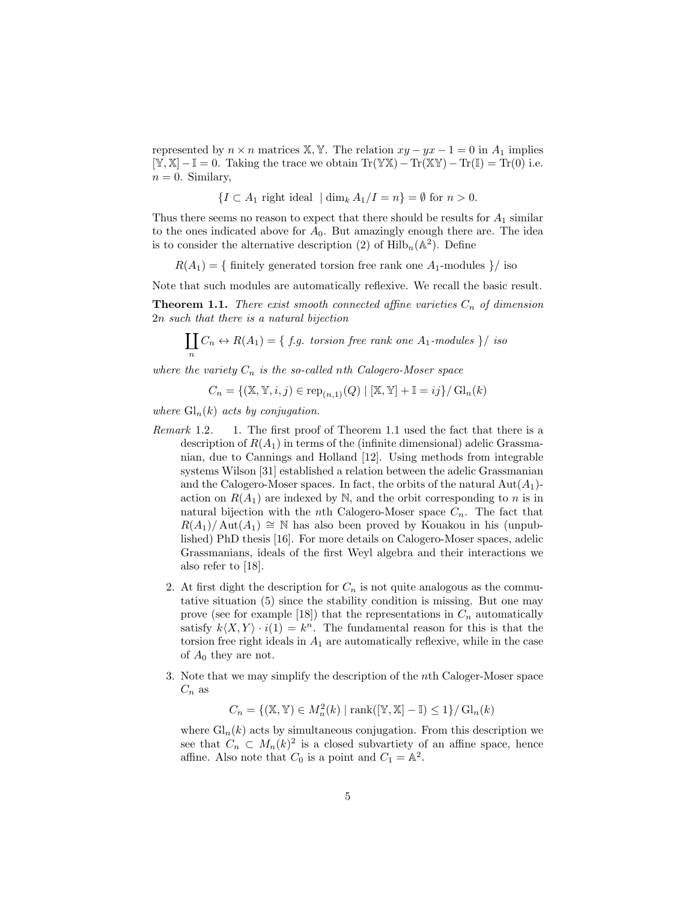represented by $n \times n$ matrices $\mathbb{X}, \mathbb{Y}$. The relation $xy - yx - 1 = 0$ in $A_1$ implies $[\mathbb{Y}, \mathbb{X}] - \mathbb{I} = 0$. Taking the trace we obtain $\mathrm{Tr}(\mathbb{Y}\mathbb{X}) - \mathrm{Tr}(\mathbb{X}\mathbb{Y}) - \mathrm{Tr}(\mathbb{I}) = \mathrm{Tr}(0)$ i.e. $n = 0$. Similary,

$$\{I \subset A_1 \text{ right ideal } \mid \dim_k A_1/I = n\} = \emptyset \text{ for } n > 0.$$

Thus there seems no reason to expect that there should be results for $A_1$ similar to the ones indicated above for $A_0$. But amazingly enough there are. The idea is to consider the alternative description (2) of $\mathrm{Hilb}_n(\mathbb{A}^2)$. Define

$$R(A_1) = \{ \text{ finitely generated torsion free rank one } A_1\text{-modules } \}/ \text{ iso}$$

Note that such modules are automatically reflexive. We recall the basic result.

**Theorem 1.1.** *There exist smooth connected affine varieties $C_n$ of dimension $2n$ such that there is a natural bijection*

$$\coprod_n C_n \leftrightarrow R(A_1) = \{ \text{ f.g. torsion free rank one } A_1\text{-modules } \}/ \text{ iso}$$

*where the variety $C_n$ is the so-called $n$th Calogero-Moser space*

$$C_n = \{(\mathbb{X}, \mathbb{Y}, i, j) \in \mathrm{rep}_{(n,1)}(Q) \mid [\mathbb{X}, \mathbb{Y}] + \mathbb{I} = ij\}/\,\mathrm{Gl}_n(k)$$

*where $\mathrm{Gl}_n(k)$ acts by conjugation.*

*Remark* 1.2.

1. The first proof of Theorem 1.1 used the fact that there is a description of $R(A_1)$ in terms of the (infinite dimensional) adelic Grassmanian, due to Cannings and Holland [12]. Using methods from integrable systems Wilson [31] established a relation between the adelic Grassmanian and the Calogero-Moser spaces. In fact, the orbits of the natural $\mathrm{Aut}(A_1)$-action on $R(A_1)$ are indexed by $\mathbb{N}$, and the orbit corresponding to $n$ is in natural bijection with the $n$th Calogero-Moser space $C_n$. The fact that $R(A_1)/\,\mathrm{Aut}(A_1) \cong \mathbb{N}$ has also been proved by Kouakou in his (unpublished) PhD thesis [16]. For more details on Calogero-Moser spaces, adelic Grassmanians, ideals of the first Weyl algebra and their interactions we also refer to [18].

2. At first dight the description for $C_n$ is not quite analogous as the commutative situation (5) since the stability condition is missing. But one may prove (see for example [18]) that the representations in $C_n$ automatically satisfy $k\langle X, Y\rangle \cdot i(1) = k^n$. The fundamental reason for this is that the torsion free right ideals in $A_1$ are automatically reflexive, while in the case of $A_0$ they are not.

3. Note that we may simplify the description of the $n$th Caloger-Moser space $C_n$ as

$$C_n = \{(\mathbb{X}, \mathbb{Y}) \in M_n^2(k) \mid \mathrm{rank}([\mathbb{Y}, \mathbb{X}] - \mathbb{I}) \leq 1\}/\,\mathrm{Gl}_n(k)$$

where $\mathrm{Gl}_n(k)$ acts by simultaneous conjugation. From this description we see that $C_n \subset M_n(k)^2$ is a closed subvartiety of an affine space, hence affine. Also note that $C_0$ is a point and $C_1 = \mathbb{A}^2$.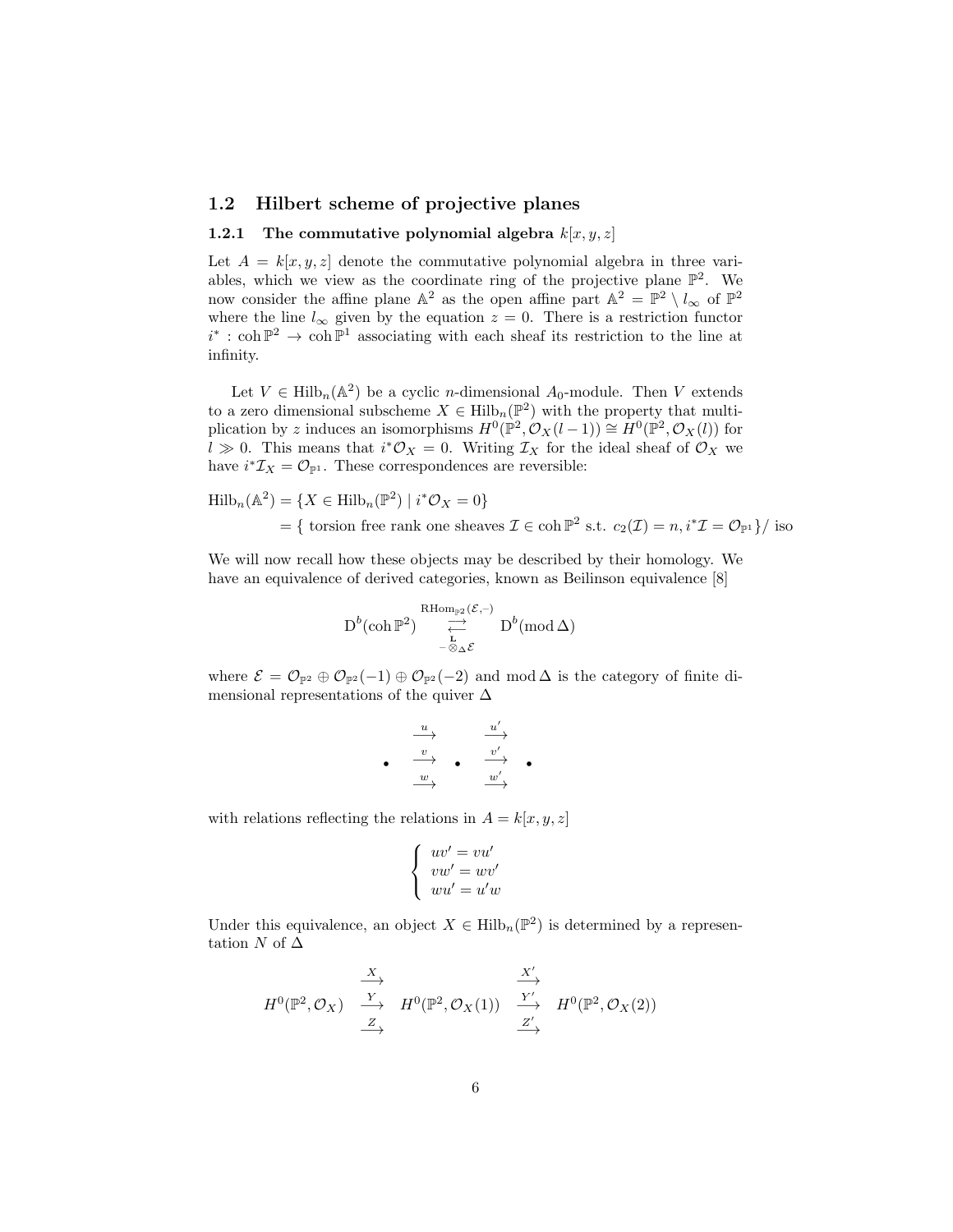## 1.2 Hilbert scheme of projective planes

### 1.2.1 The commutative polynomial algebra $k[x, y, z]$

Let $A = k[x, y, z]$ denote the commutative polynomial algebra in three variables, which we view as the coordinate ring of the projective plane $\mathbb{P}^2$. We now consider the affine plane $\mathbb{A}^2$ as the open affine part $\mathbb{A}^2 = \mathbb{P}^2 \setminus l_\infty$ of $\mathbb{P}^2$ where the line $l_\infty$ given by the equation $z = 0$. There is a restriction functor $i^* : \operatorname{coh} \mathbb{P}^2 \to \operatorname{coh} \mathbb{P}^1$ associating with each sheaf its restriction to the line at infinity.

Let $V \in \operatorname{Hilb}_n(\mathbb{A}^2)$ be a cyclic $n$-dimensional $A_0$-module. Then $V$ extends to a zero dimensional subscheme $X \in \operatorname{Hilb}_n(\mathbb{P}^2)$ with the property that multiplication by $z$ induces an isomorphisms $H^0(\mathbb{P}^2, \mathcal{O}_X(l-1)) \cong H^0(\mathbb{P}^2, \mathcal{O}_X(l))$ for $l \gg 0$. This means that $i^*\mathcal{O}_X = 0$. Writing $\mathcal{I}_X$ for the ideal sheaf of $\mathcal{O}_X$ we have $i^*\mathcal{I}_X = \mathcal{O}_{\mathbb{P}^1}$. These correspondences are reversible:

$$\begin{aligned}\operatorname{Hilb}_n(\mathbb{A}^2) &= \{X \in \operatorname{Hilb}_n(\mathbb{P}^2) \mid i^*\mathcal{O}_X = 0\} \\ &= \{ \text{ torsion free rank one sheaves } \mathcal{I} \in \operatorname{coh} \mathbb{P}^2 \text{ s.t. } c_2(\mathcal{I}) = n, i^*\mathcal{I} = \mathcal{O}_{\mathbb{P}^1}\}/ \text{ iso}\end{aligned}$$

We will now recall how these objects may be described by their homology. We have an equivalence of derived categories, known as Beilinson equivalence [8]

$$\mathrm{D}^b(\operatorname{coh} \mathbb{P}^2) \underset{- \overset{\mathbf{L}}{\otimes}_\Delta \mathcal{E}}{\overset{\mathrm{RHom}_{\mathbb{P}^2}(\mathcal{E}, -)}{\rightleftarrows}} \mathrm{D}^b(\operatorname{mod} \Delta)$$

where $\mathcal{E} = \mathcal{O}_{\mathbb{P}^2} \oplus \mathcal{O}_{\mathbb{P}^2}(-1) \oplus \mathcal{O}_{\mathbb{P}^2}(-2)$ and $\operatorname{mod} \Delta$ is the category of finite dimensional representations of the quiver $\Delta$

$$\bullet \;\; \overset{u}{\underset{w}{\overset{\longrightarrow}{\overset{v}{\longrightarrow}}}} \;\; \bullet \;\; \overset{u'}{\underset{w'}{\overset{\longrightarrow}{\overset{v'}{\longrightarrow}}}} \;\; \bullet$$

with relations reflecting the relations in $A = k[x, y, z]$

$$\begin{cases} uv' = vu' \\ vw' = wv' \\ wu' = u'w \end{cases}$$

Under this equivalence, an object $X \in \operatorname{Hilb}_n(\mathbb{P}^2)$ is determined by a representation $N$ of $\Delta$

$$H^0(\mathbb{P}^2, \mathcal{O}_X) \;\; \overset{X}{\underset{Z}{\overset{\longrightarrow}{\overset{Y}{\longrightarrow}}}} \;\; H^0(\mathbb{P}^2, \mathcal{O}_X(1)) \;\; \overset{X'}{\underset{Z'}{\overset{\longrightarrow}{\overset{Y'}{\longrightarrow}}}} \;\; H^0(\mathbb{P}^2, \mathcal{O}_X(2))$$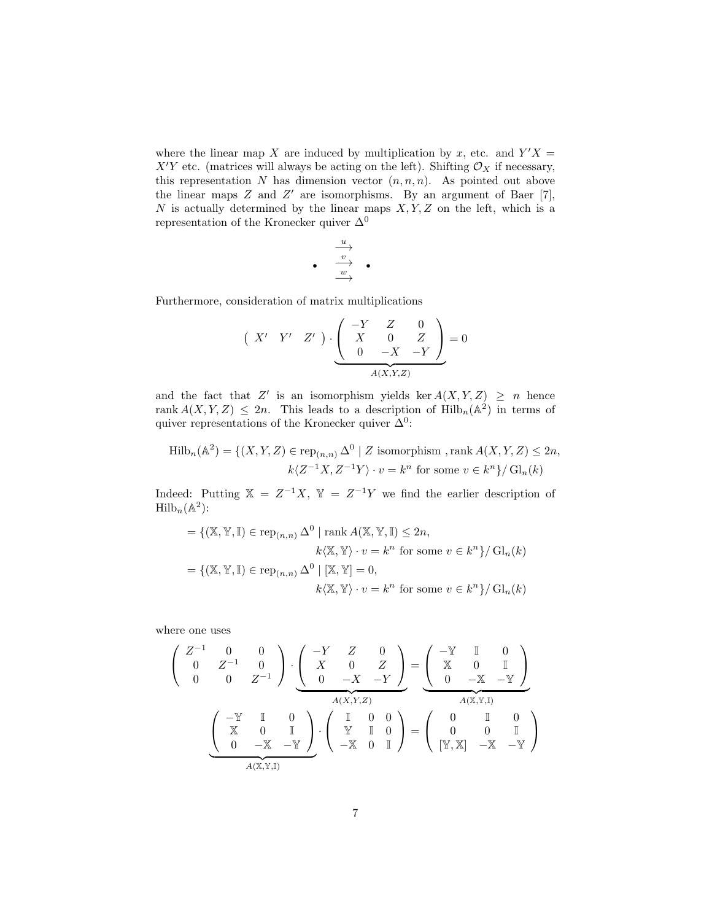where the linear map $X$ are induced by multiplication by $x$, etc. and $Y'X = X'Y$ etc. (matrices will always be acting on the left). Shifting $\mathcal{O}_X$ if necessary, this representation $N$ has dimension vector $(n, n, n)$. As pointed out above the linear maps $Z$ and $Z'$ are isomorphisms. By an argument of Baer [7], $N$ is actually determined by the linear maps $X, Y, Z$ on the left, which is a representation of the Kronecker quiver $\Delta^0$

$$\bullet \quad \begin{array}{c} \xrightarrow{u} \\ \xrightarrow{v} \\ \xrightarrow{w} \end{array} \quad \bullet$$

Furthermore, consideration of matrix multiplications

$$\begin{pmatrix} X' & Y' & Z' \end{pmatrix} \cdot \underbrace{\begin{pmatrix} -Y & Z & 0 \\ X & 0 & Z \\ 0 & -X & -Y \end{pmatrix}}_{A(X,Y,Z)} = 0$$

and the fact that $Z'$ is an isomorphism yields $\ker A(X, Y, Z) \geq n$ hence $\operatorname{rank} A(X, Y, Z) \leq 2n$. This leads to a description of $\operatorname{Hilb}_n(\mathbb{A}^2)$ in terms of quiver representations of the Kronecker quiver $\Delta^0$:

$$\begin{aligned} \operatorname{Hilb}_n(\mathbb{A}^2) = \{(X, Y, Z) \in \operatorname{rep}_{(n,n)} \Delta^0 \mid Z \text{ isomorphism }, \operatorname{rank} A(X, Y, Z) \leq 2n, \\ k\langle Z^{-1}X, Z^{-1}Y\rangle \cdot v = k^n \text{ for some } v \in k^n\}/\operatorname{Gl}_n(k) \end{aligned}$$

Indeed: Putting $\mathbb{X} = Z^{-1}X$, $\mathbb{Y} = Z^{-1}Y$ we find the earlier description of $\operatorname{Hilb}_n(\mathbb{A}^2)$:

$$\begin{aligned} &= \{(\mathbb{X}, \mathbb{Y}, \mathbb{I}) \in \operatorname{rep}_{(n,n)} \Delta^0 \mid \operatorname{rank} A(\mathbb{X}, \mathbb{Y}, \mathbb{I}) \leq 2n, \\ &\qquad\qquad k\langle \mathbb{X}, \mathbb{Y}\rangle \cdot v = k^n \text{ for some } v \in k^n\}/\operatorname{Gl}_n(k) \\ &= \{(\mathbb{X}, \mathbb{Y}, \mathbb{I}) \in \operatorname{rep}_{(n,n)} \Delta^0 \mid [\mathbb{X}, \mathbb{Y}] = 0, \\ &\qquad\qquad k\langle \mathbb{X}, \mathbb{Y}\rangle \cdot v = k^n \text{ for some } v \in k^n\}/\operatorname{Gl}_n(k) \end{aligned}$$

where one uses

$$\begin{pmatrix} Z^{-1} & 0 & 0 \\ 0 & Z^{-1} & 0 \\ 0 & 0 & Z^{-1} \end{pmatrix} \cdot \underbrace{\begin{pmatrix} -Y & Z & 0 \\ X & 0 & Z \\ 0 & -X & -Y \end{pmatrix}}_{A(X,Y,Z)} = \underbrace{\begin{pmatrix} -\mathbb{Y} & \mathbb{I} & 0 \\ \mathbb{X} & 0 & \mathbb{I} \\ 0 & -\mathbb{X} & -\mathbb{Y} \end{pmatrix}}_{A(\mathbb{X},\mathbb{Y},\mathbb{I})}$$

$$\underbrace{\begin{pmatrix} -\mathbb{Y} & \mathbb{I} & 0 \\ \mathbb{X} & 0 & \mathbb{I} \\ 0 & -\mathbb{X} & -\mathbb{Y} \end{pmatrix}}_{A(\mathbb{X},\mathbb{Y},\mathbb{I})} \cdot \begin{pmatrix} \mathbb{I} & 0 & 0 \\ \mathbb{Y} & \mathbb{I} & 0 \\ -\mathbb{X} & 0 & \mathbb{I} \end{pmatrix} = \begin{pmatrix} 0 & \mathbb{I} & 0 \\ 0 & 0 & \mathbb{I} \\ [\mathbb{Y}, \mathbb{X}] & -\mathbb{X} & -\mathbb{Y} \end{pmatrix}$$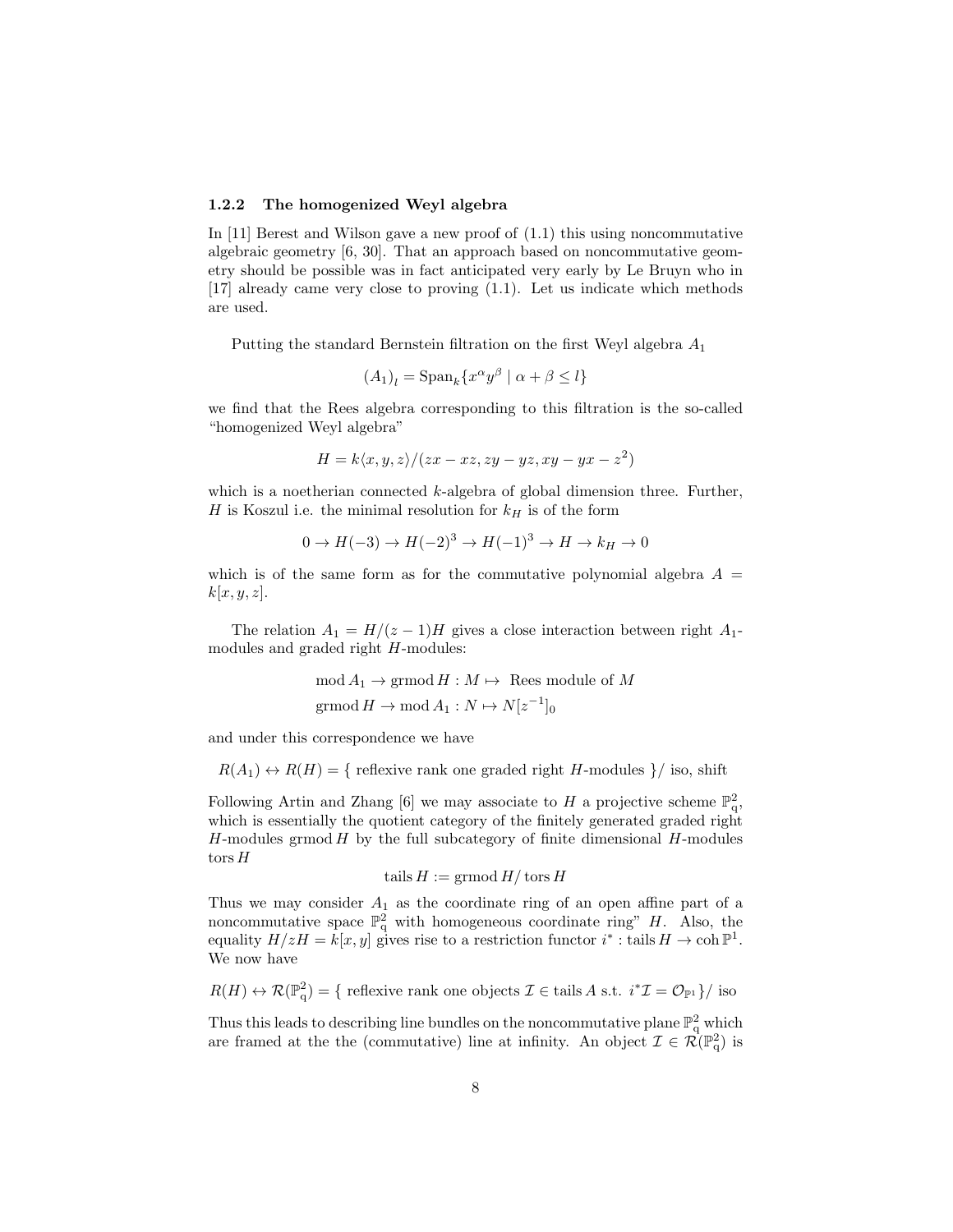### 1.2.2 The homogenized Weyl algebra

In [11] Berest and Wilson gave a new proof of (1.1) this using noncommutative algebraic geometry [6, 30]. That an approach based on noncommutative geometry should be possible was in fact anticipated very early by Le Bruyn who in [17] already came very close to proving (1.1). Let us indicate which methods are used.

Putting the standard Bernstein filtration on the first Weyl algebra $A_1$

$$(A_1)_l = \operatorname{Span}_k\{x^\alpha y^\beta \mid \alpha + \beta \leq l\}$$

we find that the Rees algebra corresponding to this filtration is the so-called "homogenized Weyl algebra"

$$H = k\langle x, y, z\rangle/(zx - xz, zy - yz, xy - yx - z^2)$$

which is a noetherian connected $k$-algebra of global dimension three. Further, $H$ is Koszul i.e. the minimal resolution for $k_H$ is of the form

$$0 \to H(-3) \to H(-2)^3 \to H(-1)^3 \to H \to k_H \to 0$$

which is of the same form as for the commutative polynomial algebra $A = k[x, y, z]$.

The relation $A_1 = H/(z-1)H$ gives a close interaction between right $A_1$-modules and graded right $H$-modules:

$$\operatorname{mod} A_1 \to \operatorname{grmod} H : M \mapsto \text{ Rees module of } M$$
$$\operatorname{grmod} H \to \operatorname{mod} A_1 : N \mapsto N[z^{-1}]_0$$

and under this correspondence we have

$$R(A_1) \leftrightarrow R(H) = \{ \text{ reflexive rank one graded right } H\text{-modules } \}/ \text{ iso, shift}$$

Following Artin and Zhang [6] we may associate to $H$ a projective scheme $\mathbb{P}^2_{\mathrm{q}}$, which is essentially the quotient category of the finitely generated graded right $H$-modules $\operatorname{grmod} H$ by the full subcategory of finite dimensional $H$-modules $\operatorname{tors} H$

$$\operatorname{tails} H := \operatorname{grmod} H / \operatorname{tors} H$$

Thus we may consider $A_1$ as the coordinate ring of an open affine part of a noncommutative space $\mathbb{P}^2_{\mathrm{q}}$ with homogeneous coordinate ring" $H$. Also, the equality $H/zH = k[x, y]$ gives rise to a restriction functor $i^* : \operatorname{tails} H \to \operatorname{coh} \mathbb{P}^1$. We now have

$$R(H) \leftrightarrow \mathcal{R}(\mathbb{P}^2_{\mathrm{q}}) = \{ \text{ reflexive rank one objects } \mathcal{I} \in \operatorname{tails} A \text{ s.t. } i^*\mathcal{I} = \mathcal{O}_{\mathbb{P}^1} \}/ \text{ iso}$$

Thus this leads to describing line bundles on the noncommutative plane $\mathbb{P}^2_{\mathrm{q}}$ which are framed at the the (commutative) line at infinity. An object $\mathcal{I} \in \mathcal{R}(\mathbb{P}^2_{\mathrm{q}})$ is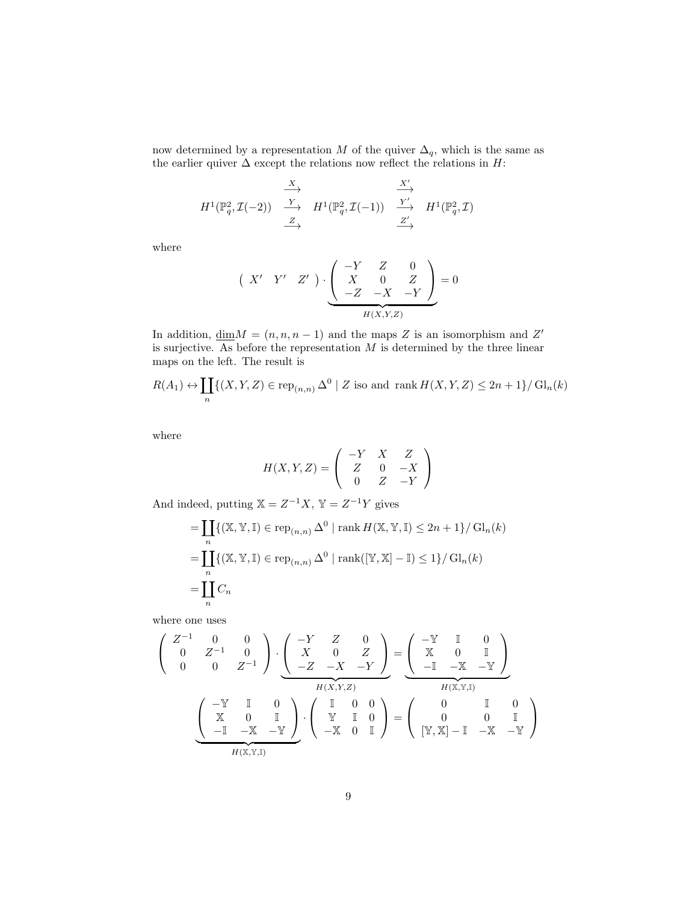now determined by a representation $M$ of the quiver $\Delta_q$, which is the same as the earlier quiver $\Delta$ except the relations now reflect the relations in $H$:

$$
H^1(\mathbb{P}^2_q, \mathcal{I}(-2)) \quad \begin{matrix} \xrightarrow{X} \\ \xrightarrow{Y} \\ \xrightarrow{Z} \end{matrix} \quad H^1(\mathbb{P}^2_q, \mathcal{I}(-1)) \quad \begin{matrix} \xrightarrow{X'} \\ \xrightarrow{Y'} \\ \xrightarrow{Z'} \end{matrix} \quad H^1(\mathbb{P}^2_q, \mathcal{I})
$$

where

$$
\begin{pmatrix} X' & Y' & Z' \end{pmatrix} \cdot \underbrace{\begin{pmatrix} -Y & Z & 0 \\ X & 0 & Z \\ -Z & -X & -Y \end{pmatrix}}_{H(X,Y,Z)} = 0
$$

In addition, $\underline{\dim} M = (n, n, n-1)$ and the maps $Z$ is an isomorphism and $Z'$ is surjective. As before the representation $M$ is determined by the three linear maps on the left. The result is

$$
R(A_1) \leftrightarrow \coprod_n \{(X, Y, Z) \in \operatorname{rep}_{(n,n)} \Delta^0 \mid Z \text{ iso and } \operatorname{rank} H(X, Y, Z) \leq 2n+1\} / \operatorname{Gl}_n(k)
$$

where

$$
H(X, Y, Z) = \begin{pmatrix} -Y & X & Z \\ Z & 0 & -X \\ 0 & Z & -Y \end{pmatrix}
$$

And indeed, putting $\mathbb{X} = Z^{-1}X$, $\mathbb{Y} = Z^{-1}Y$ gives

$$
\begin{aligned}
&= \coprod_n \{(\mathbb{X}, \mathbb{Y}, \mathbb{I}) \in \operatorname{rep}_{(n,n)} \Delta^0 \mid \operatorname{rank} H(\mathbb{X}, \mathbb{Y}, \mathbb{I}) \leq 2n+1\} / \operatorname{Gl}_n(k) \\
&= \coprod_n \{(\mathbb{X}, \mathbb{Y}, \mathbb{I}) \in \operatorname{rep}_{(n,n)} \Delta^0 \mid \operatorname{rank}([\mathbb{Y}, \mathbb{X}] - \mathbb{I}) \leq 1\} / \operatorname{Gl}_n(k) \\
&= \coprod_n C_n
\end{aligned}
$$

where one uses

$$
\begin{pmatrix} Z^{-1} & 0 & 0 \\ 0 & Z^{-1} & 0 \\ 0 & 0 & Z^{-1} \end{pmatrix} \cdot \underbrace{\begin{pmatrix} -Y & Z & 0 \\ X & 0 & Z \\ -Z & -X & -Y \end{pmatrix}}_{H(X,Y,Z)} = \underbrace{\begin{pmatrix} -\mathbb{Y} & \mathbb{I} & 0 \\ \mathbb{X} & 0 & \mathbb{I} \\ -\mathbb{I} & -\mathbb{X} & -\mathbb{Y} \end{pmatrix}}_{H(\mathbb{X},\mathbb{Y},\mathbb{I})}
$$

$$
\underbrace{\begin{pmatrix} -\mathbb{Y} & \mathbb{I} & 0 \\ \mathbb{X} & 0 & \mathbb{I} \\ -\mathbb{I} & -\mathbb{X} & -\mathbb{Y} \end{pmatrix}}_{H(\mathbb{X},\mathbb{Y},\mathbb{I})} \cdot \begin{pmatrix} \mathbb{I} & 0 & 0 \\ \mathbb{Y} & \mathbb{I} & 0 \\ -\mathbb{X} & 0 & \mathbb{I} \end{pmatrix} = \begin{pmatrix} 0 & \mathbb{I} & 0 \\ 0 & 0 & \mathbb{I} \\ [\mathbb{Y}, \mathbb{X}] - \mathbb{I} & -\mathbb{X} & -\mathbb{Y} \end{pmatrix}
$$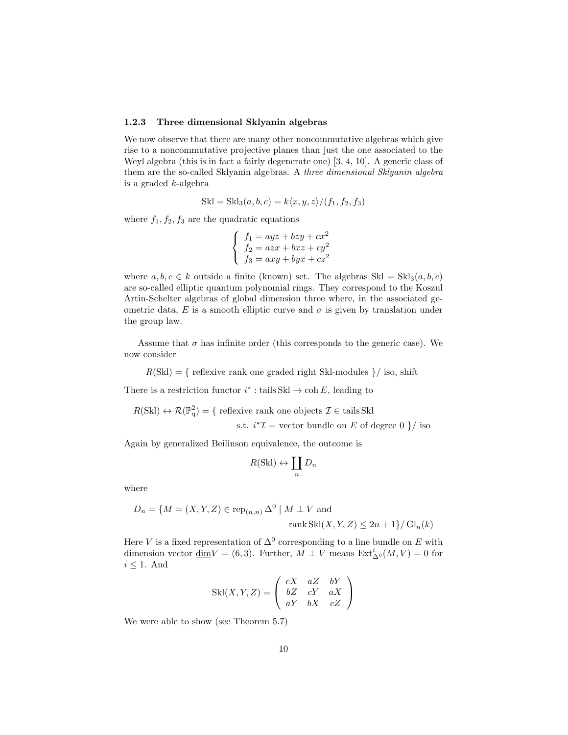### 1.2.3 Three dimensional Sklyanin algebras

We now observe that there are many other noncommutative algebras which give rise to a noncommutative projective planes than just the one associated to the Weyl algebra (this is in fact a fairly degenerate one) [3, 4, 10]. A generic class of them are the so-called Sklyanin algebras. A *three dimensional Sklyanin algebra* is a graded $k$-algebra

$$\mathrm{Skl} = \mathrm{Skl}_3(a,b,c) = k\langle x,y,z\rangle/(f_1,f_2,f_3)$$

where $f_1, f_2, f_3$ are the quadratic equations

$$\begin{cases} f_1 = ayz + bzy + cx^2 \\ f_2 = azx + bxz + cy^2 \\ f_3 = axy + byx + cz^2 \end{cases}$$

where $a, b, c \in k$ outside a finite (known) set. The algebras $\mathrm{Skl} = \mathrm{Skl}_3(a,b,c)$ are so-called elliptic quantum polynomial rings. They correspond to the Koszul Artin-Schelter algebras of global dimension three where, in the associated geometric data, $E$ is a smooth elliptic curve and $\sigma$ is given by translation under the group law.

Assume that $\sigma$ has infinite order (this corresponds to the generic case). We now consider

$$R(\mathrm{Skl}) = \{ \text{ reflexive rank one graded right Skl-modules } \}/\text{ iso, shift}$$

There is a restriction functor $i^* : \operatorname{tails}\mathrm{Skl} \to \operatorname{coh} E$, leading to

$$R(\mathrm{Skl}) \leftrightarrow \mathcal{R}(\mathbb{P}^2_{\mathrm{q}}) = \{ \text{ reflexive rank one objects } \mathcal{I} \in \operatorname{tails}\mathrm{Skl} \text{ s.t. } i^*\mathcal{I} = \text{vector bundle on } E \text{ of degree } 0 \ \}/\text{ iso}$$

Again by generalized Beilinson equivalence, the outcome is

$$R(\mathrm{Skl}) \leftrightarrow \coprod_n D_n$$

where

$$D_n = \{ M = (X,Y,Z) \in \operatorname{rep}_{(n,n)} \Delta^0 \mid M \perp V \text{ and } \operatorname{rank}\mathrm{Skl}(X,Y,Z) \le 2n+1 \}/\operatorname{Gl}_n(k)$$

Here $V$ is a fixed representation of $\Delta^0$ corresponding to a line bundle on $E$ with dimension vector $\underline{\dim} V = (6,3)$. Further, $M \perp V$ means $\operatorname{Ext}^i_{\Delta^0}(M,V) = 0$ for $i \le 1$. And

$$\mathrm{Skl}(X,Y,Z) = \begin{pmatrix} cX & aZ & bY \\ bZ & cY & aX \\ aY & bX & cZ \end{pmatrix}$$

We were able to show (see Theorem 5.7)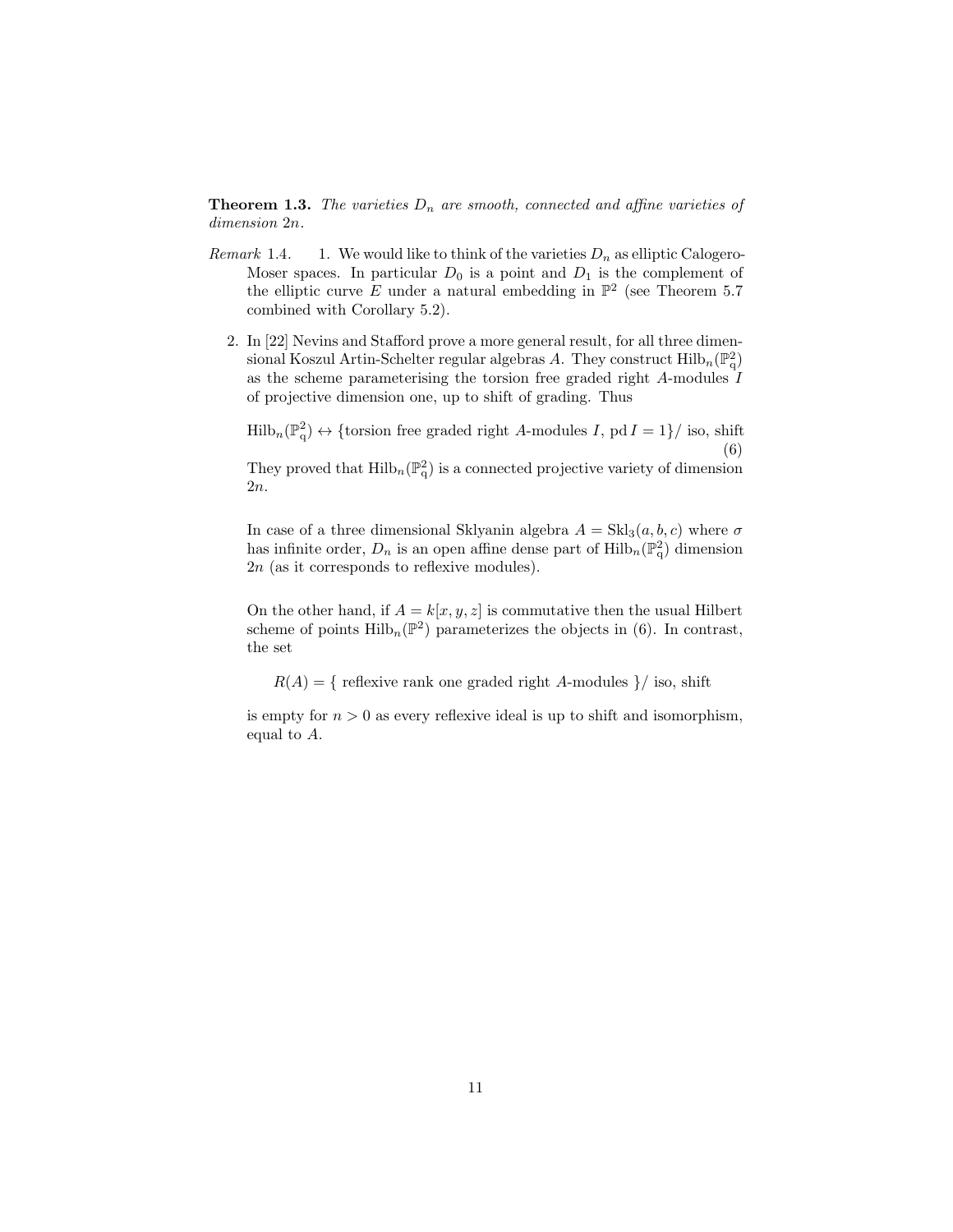**Theorem 1.3.** *The varieties $D_n$ are smooth, connected and affine varieties of dimension $2n$.*

*Remark* 1.4.

1. We would like to think of the varieties $D_n$ as elliptic Calogero-Moser spaces. In particular $D_0$ is a point and $D_1$ is the complement of the elliptic curve $E$ under a natural embedding in $\mathbb{P}^2$ (see Theorem 5.7 combined with Corollary 5.2).

2. In [22] Nevins and Stafford prove a more general result, for all three dimensional Koszul Artin-Schelter regular algebras $A$. They construct $\mathrm{Hilb}_n(\mathbb{P}^2_{\mathrm{q}})$ as the scheme parameterising the torsion free graded right $A$-modules $I$ of projective dimension one, up to shift of grading. Thus

   $$\mathrm{Hilb}_n(\mathbb{P}^2_{\mathrm{q}}) \leftrightarrow \{\text{torsion free graded right } A\text{-modules } I,\, \mathrm{pd}\, I = 1\}/ \text{ iso, shift} \tag{6}$$

   They proved that $\mathrm{Hilb}_n(\mathbb{P}^2_{\mathrm{q}})$ is a connected projective variety of dimension $2n$.

   In case of a three dimensional Sklyanin algebra $A = \mathrm{Skl}_3(a, b, c)$ where $\sigma$ has infinite order, $D_n$ is an open affine dense part of $\mathrm{Hilb}_n(\mathbb{P}^2_{\mathrm{q}})$ dimension $2n$ (as it corresponds to reflexive modules).

   On the other hand, if $A = k[x, y, z]$ is commutative then the usual Hilbert scheme of points $\mathrm{Hilb}_n(\mathbb{P}^2)$ parameterizes the objects in (6). In contrast, the set

   $$R(A) = \{ \text{ reflexive rank one graded right } A\text{-modules } \}/ \text{ iso, shift}$$

   is empty for $n > 0$ as every reflexive ideal is up to shift and isomorphism, equal to $A$.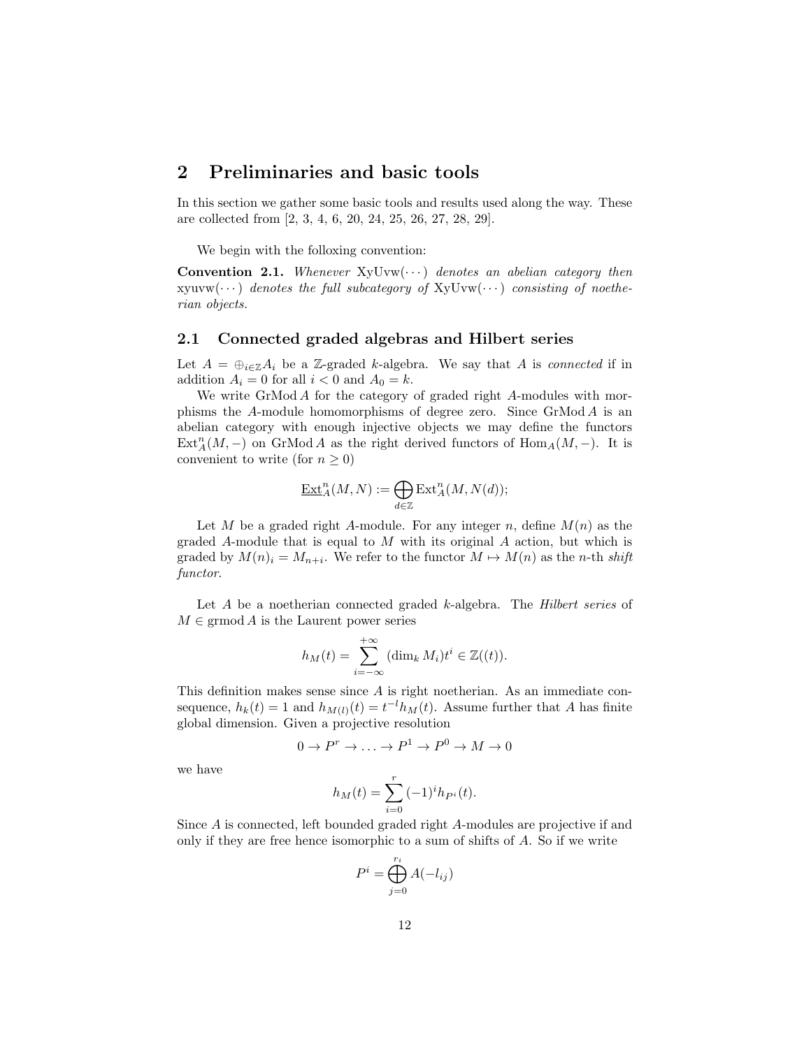# 2 Preliminaries and basic tools

In this section we gather some basic tools and results used along the way. These are collected from [2, 3, 4, 6, 20, 24, 25, 26, 27, 28, 29].

We begin with the folloxing convention:

**Convention 2.1.** *Whenever* $\mathrm{XyUvw}(\cdots)$ *denotes an abelian category then* $\mathrm{xyuvw}(\cdots)$ *denotes the full subcategory of* $\mathrm{XyUvw}(\cdots)$ *consisting of noetherian objects.*

## 2.1 Connected graded algebras and Hilbert series

Let $A = \oplus_{i\in\mathbb{Z}} A_i$ be a $\mathbb{Z}$-graded $k$-algebra. We say that $A$ is *connected* if in addition $A_i = 0$ for all $i < 0$ and $A_0 = k$.

We write $\mathrm{GrMod}\, A$ for the category of graded right $A$-modules with morphisms the $A$-module homomorphisms of degree zero. Since $\mathrm{GrMod}\, A$ is an abelian category with enough injective objects we may define the functors $\mathrm{Ext}^n_A(M, -)$ on $\mathrm{GrMod}\, A$ as the right derived functors of $\mathrm{Hom}_A(M, -)$. It is convenient to write (for $n \geq 0$)

$$\underline{\mathrm{Ext}}^n_A(M, N) := \bigoplus_{d\in\mathbb{Z}} \mathrm{Ext}^n_A(M, N(d));$$

Let $M$ be a graded right $A$-module. For any integer $n$, define $M(n)$ as the graded $A$-module that is equal to $M$ with its original $A$ action, but which is graded by $M(n)_i = M_{n+i}$. We refer to the functor $M \mapsto M(n)$ as the $n$-th *shift functor*.

Let $A$ be a noetherian connected graded $k$-algebra. The *Hilbert series* of $M \in \mathrm{grmod}\, A$ is the Laurent power series

$$h_M(t) = \sum_{i=-\infty}^{+\infty} (\dim_k M_i) t^i \in \mathbb{Z}((t)).$$

This definition makes sense since $A$ is right noetherian. As an immediate consequence, $h_k(t) = 1$ and $h_{M(l)}(t) = t^{-l} h_M(t)$. Assume further that $A$ has finite global dimension. Given a projective resolution

$$0 \to P^r \to \ldots \to P^1 \to P^0 \to M \to 0$$

we have

$$h_M(t) = \sum_{i=0}^{r} (-1)^i h_{P^i}(t).$$

Since $A$ is connected, left bounded graded right $A$-modules are projective if and only if they are free hence isomorphic to a sum of shifts of $A$. So if we write

$$P^i = \bigoplus_{j=0}^{r_i} A(-l_{ij})$$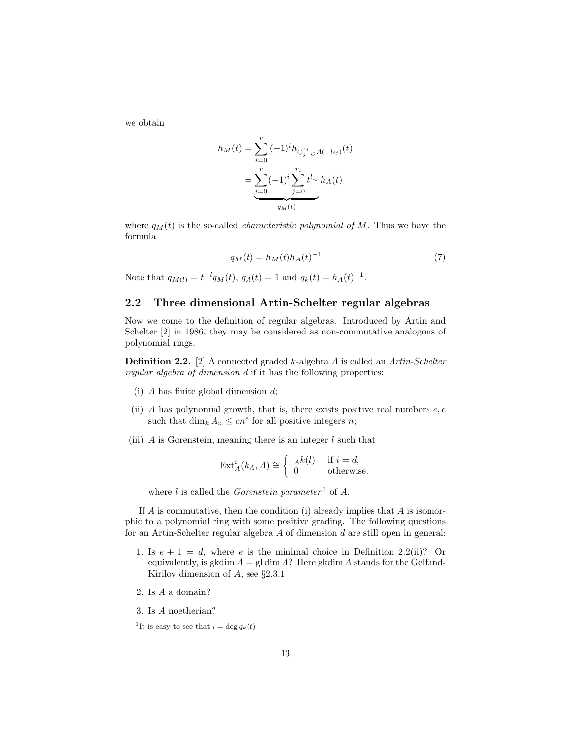we obtain

$$
\begin{aligned}
h_M(t) &= \sum_{i=0}^{r} (-1)^i h_{\oplus_{j=O}^{r_i} A(-l_{ij})}(t) \\
&= \underbrace{\sum_{i=0}^{r} (-1)^i \sum_{j=0}^{r_i} t^{l_{ij}}}_{q_M(t)} h_A(t)
\end{aligned}
$$

where $q_M(t)$ is the so-called *characteristic polynomial of* $M$. Thus we have the formula

$$
q_M(t) = h_M(t) h_A(t)^{-1} \tag{7}
$$

Note that $q_{M(l)} = t^{-l} q_M(t)$, $q_A(t) = 1$ and $q_k(t) = h_A(t)^{-1}$.

## 2.2 Three dimensional Artin-Schelter regular algebras

Now we come to the definition of regular algebras. Introduced by Artin and Schelter [2] in 1986, they may be considered as non-commutative analogons of polynomial rings.

**Definition 2.2.** [2] A connected graded $k$-algebra $A$ is called an *Artin-Schelter regular algebra of dimension* $d$ if it has the following properties:

(i) $A$ has finite global dimension $d$;

(ii) $A$ has polynomial growth, that is, there exists positive real numbers $c, e$ such that $\dim_k A_n \leq c n^e$ for all positive integers $n$;

(iii) $A$ is Gorenstein, meaning there is an integer $l$ such that

$$
\underline{\operatorname{Ext}}^i_A(k_A, A) \cong \begin{cases} {}_A k(l) & \text{if } i = d, \\ 0 & \text{otherwise.} \end{cases}
$$

where $l$ is called the *Gorenstein parameter*[1] of $A$.

If $A$ is commutative, then the condition (i) already implies that $A$ is isomorphic to a polynomial ring with some positive grading. The following questions for an Artin-Schelter regular algebra $A$ of dimension $d$ are still open in general:

1. Is $e + 1 = d$, where $e$ is the minimal choice in Definition 2.2(ii)? Or equivalently, is $\operatorname{gkdim} A = \operatorname{gl\,dim} A$? Here $\operatorname{gkdim} A$ stands for the Gelfand-Kirilov dimension of $A$, see §2.3.1.

2. Is $A$ a domain?

3. Is $A$ noetherian?

[1] It is easy to see that $l = \deg q_k(t)$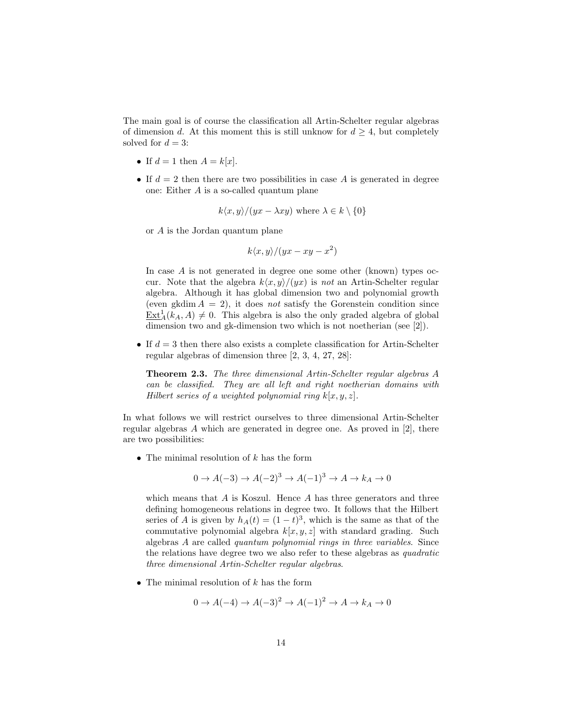The main goal is of course the classification all Artin-Schelter regular algebras of dimension $d$. At this moment this is still unknow for $d \geq 4$, but completely solved for $d = 3$:

- If $d = 1$ then $A = k[x]$.
- If $d = 2$ then there are two possibilities in case $A$ is generated in degree one: Either $A$ is a so-called quantum plane

  $$k\langle x, y\rangle/(yx - \lambda xy) \text{ where } \lambda \in k \setminus \{0\}$$

  or $A$ is the Jordan quantum plane

  $$k\langle x, y\rangle/(yx - xy - x^2)$$

  In case $A$ is not generated in degree one some other (known) types occur. Note that the algebra $k\langle x, y\rangle/(yx)$ is *not* an Artin-Schelter regular algebra. Although it has global dimension two and polynomial growth (even gkdim $A = 2$), it does *not* satisfy the Gorenstein condition since $\underline{\mathrm{Ext}}^1_A(k_A, A) \neq 0$. This algebra is also the only graded algebra of global dimension two and gk-dimension two which is not noetherian (see [2]).
- If $d = 3$ then there also exists a complete classification for Artin-Schelter regular algebras of dimension three [2, 3, 4, 27, 28]:

  **Theorem 2.3.** *The three dimensional Artin-Schelter regular algebras $A$ can be classified. They are all left and right noetherian domains with Hilbert series of a weighted polynomial ring $k[x, y, z]$.*

In what follows we will restrict ourselves to three dimensional Artin-Schelter regular algebras $A$ which are generated in degree one. As proved in [2], there are two possibilities:

- The minimal resolution of $k$ has the form

  $$0 \to A(-3) \to A(-2)^3 \to A(-1)^3 \to A \to k_A \to 0$$

  which means that $A$ is Koszul. Hence $A$ has three generators and three defining homogeneous relations in degree two. It follows that the Hilbert series of $A$ is given by $h_A(t) = (1 - t)^3$, which is the same as that of the commutative polynomial algebra $k[x, y, z]$ with standard grading. Such algebras $A$ are called *quantum polynomial rings in three variables*. Since the relations have degree two we also refer to these algebras as *quadratic three dimensional Artin-Schelter regular algebras*.
- The minimal resolution of $k$ has the form

  $$0 \to A(-4) \to A(-3)^2 \to A(-1)^2 \to A \to k_A \to 0$$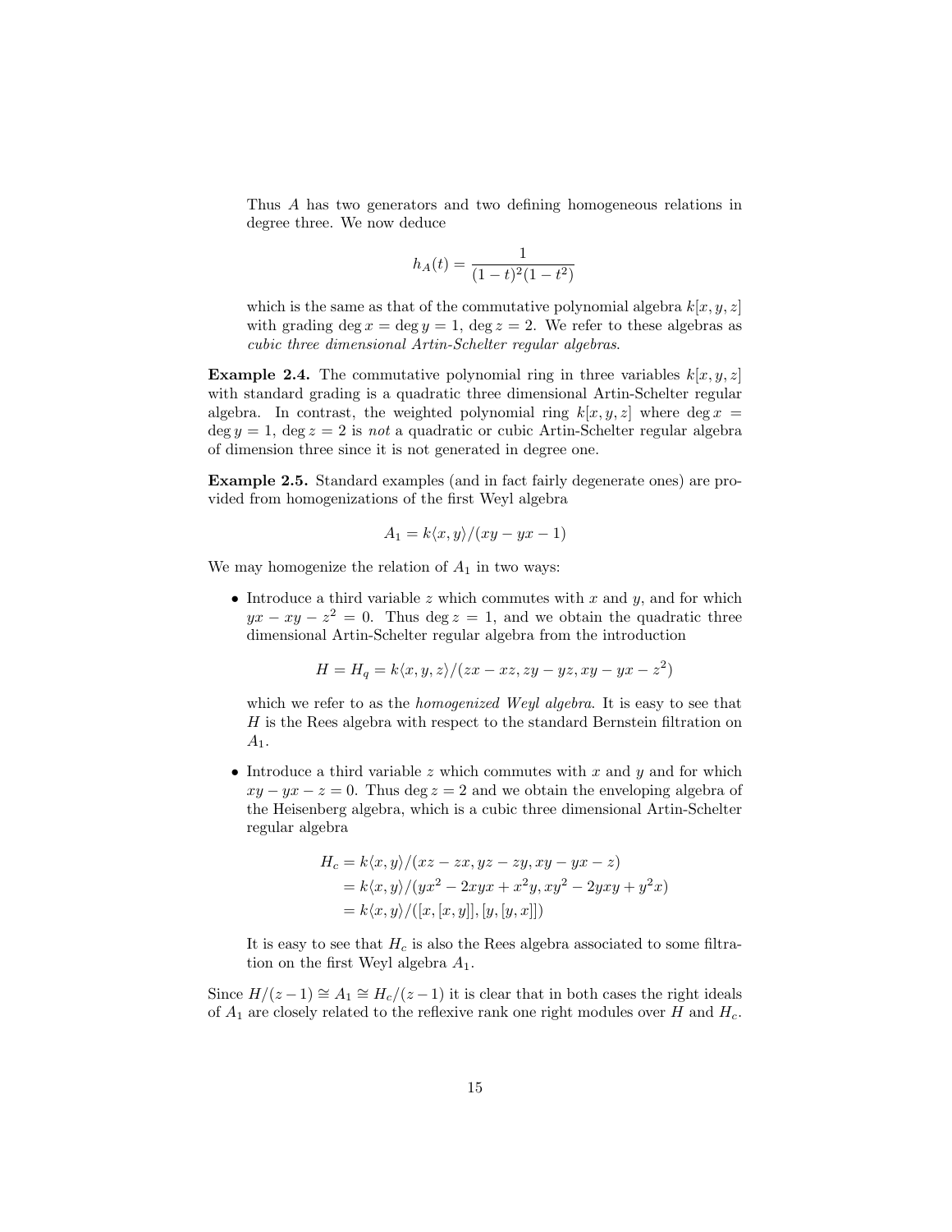Thus $A$ has two generators and two defining homogeneous relations in degree three. We now deduce

$$h_A(t) = \frac{1}{(1-t)^2(1-t^2)}$$

which is the same as that of the commutative polynomial algebra $k[x, y, z]$ with grading $\deg x = \deg y = 1$, $\deg z = 2$. We refer to these algebras as *cubic three dimensional Artin-Schelter regular algebras*.

**Example 2.4.** The commutative polynomial ring in three variables $k[x, y, z]$ with standard grading is a quadratic three dimensional Artin-Schelter regular algebra. In contrast, the weighted polynomial ring $k[x, y, z]$ where $\deg x = \deg y = 1$, $\deg z = 2$ is *not* a quadratic or cubic Artin-Schelter regular algebra of dimension three since it is not generated in degree one.

**Example 2.5.** Standard examples (and in fact fairly degenerate ones) are provided from homogenizations of the first Weyl algebra

$$A_1 = k\langle x, y\rangle/(xy - yx - 1)$$

We may homogenize the relation of $A_1$ in two ways:

- Introduce a third variable $z$ which commutes with $x$ and $y$, and for which $yx - xy - z^2 = 0$. Thus $\deg z = 1$, and we obtain the quadratic three dimensional Artin-Schelter regular algebra from the introduction

  $$H = H_q = k\langle x, y, z\rangle/(zx - xz, zy - yz, xy - yx - z^2)$$

  which we refer to as the *homogenized Weyl algebra*. It is easy to see that $H$ is the Rees algebra with respect to the standard Bernstein filtration on $A_1$.

- Introduce a third variable $z$ which commutes with $x$ and $y$ and for which $xy - yx - z = 0$. Thus $\deg z = 2$ and we obtain the enveloping algebra of the Heisenberg algebra, which is a cubic three dimensional Artin-Schelter regular algebra

  $$\begin{aligned} H_c &= k\langle x, y\rangle/(xz - zx, yz - zy, xy - yx - z) \\ &= k\langle x, y\rangle/(yx^2 - 2xyx + x^2y, xy^2 - 2yxy + y^2x) \\ &= k\langle x, y\rangle/([x, [x, y]], [y, [y, x]]) \end{aligned}$$

  It is easy to see that $H_c$ is also the Rees algebra associated to some filtration on the first Weyl algebra $A_1$.

Since $H/(z-1) \cong A_1 \cong H_c/(z-1)$ it is clear that in both cases the right ideals of $A_1$ are closely related to the reflexive rank one right modules over $H$ and $H_c$.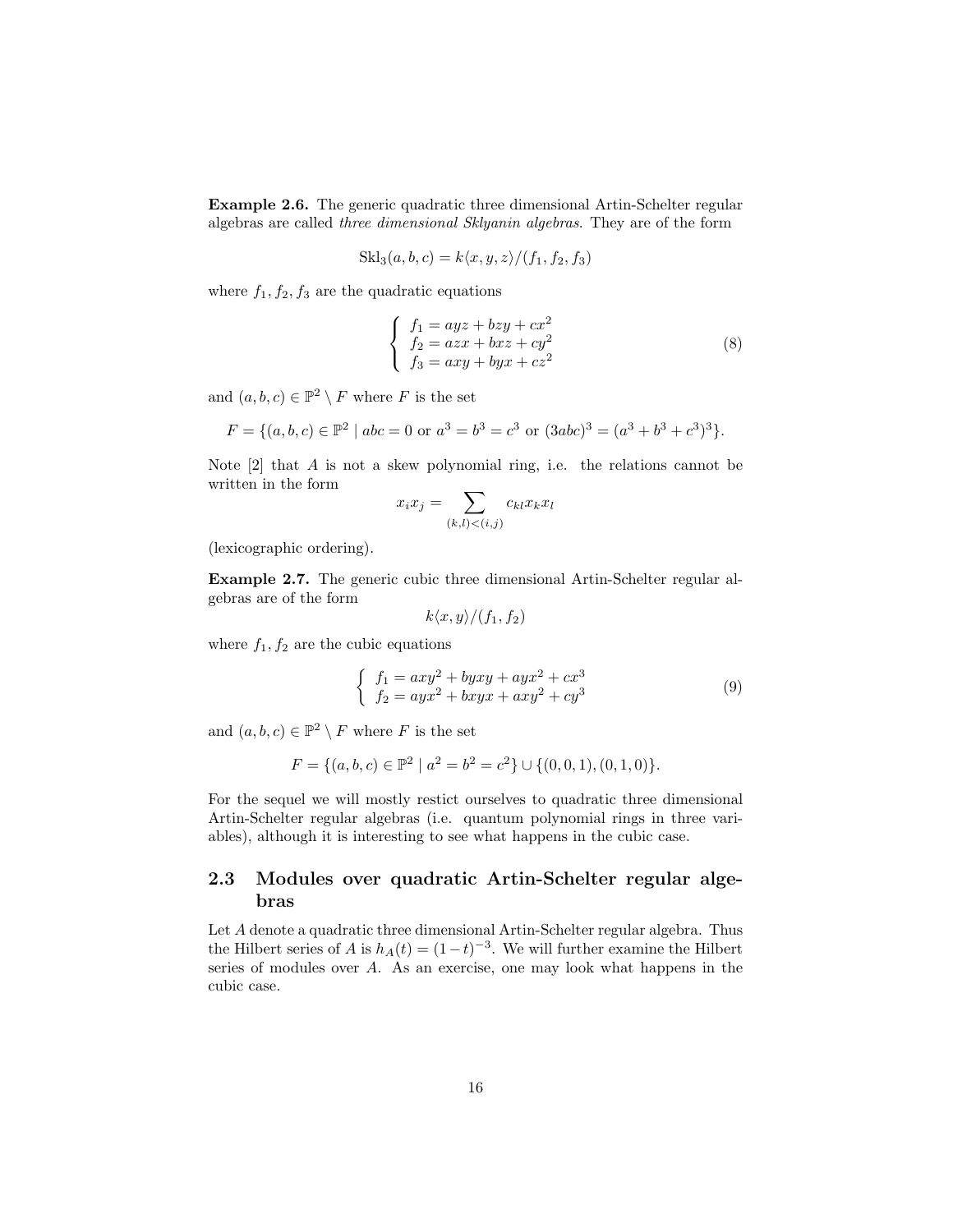**Example 2.6.** The generic quadratic three dimensional Artin-Schelter regular algebras are called *three dimensional Sklyanin algebras*. They are of the form

$$\mathrm{Skl}_3(a,b,c) = k\langle x,y,z\rangle/(f_1,f_2,f_3)$$

where $f_1, f_2, f_3$ are the quadratic equations

$$\begin{cases} f_1 = ayz + bzy + cx^2 \\ f_2 = azx + bxz + cy^2 \\ f_3 = axy + byx + cz^2 \end{cases} \tag{8}$$

and $(a,b,c) \in \mathbb{P}^2 \setminus F$ where $F$ is the set

$$F = \{(a,b,c) \in \mathbb{P}^2 \mid abc = 0 \text{ or } a^3 = b^3 = c^3 \text{ or } (3abc)^3 = (a^3+b^3+c^3)^3\}.$$

Note [2] that $A$ is not a skew polynomial ring, i.e. the relations cannot be written in the form

$$x_i x_j = \sum_{(k,l)<(i,j)} c_{kl} x_k x_l$$

(lexicographic ordering).

**Example 2.7.** The generic cubic three dimensional Artin-Schelter regular algebras are of the form

$$k\langle x,y\rangle/(f_1,f_2)$$

where $f_1, f_2$ are the cubic equations

$$\begin{cases} f_1 = axy^2 + byxy + ayx^2 + cx^3 \\ f_2 = ayx^2 + bxyx + axy^2 + cy^3 \end{cases} \tag{9}$$

and $(a,b,c) \in \mathbb{P}^2 \setminus F$ where $F$ is the set

$$F = \{(a,b,c) \in \mathbb{P}^2 \mid a^2 = b^2 = c^2\} \cup \{(0,0,1),(0,1,0)\}.$$

For the sequel we will mostly restict ourselves to quadratic three dimensional Artin-Schelter regular algebras (i.e. quantum polynomial rings in three variables), although it is interesting to see what happens in the cubic case.

## 2.3 Modules over quadratic Artin-Schelter regular algebras

Let $A$ denote a quadratic three dimensional Artin-Schelter regular algebra. Thus the Hilbert series of $A$ is $h_A(t) = (1-t)^{-3}$. We will further examine the Hilbert series of modules over $A$. As an exercise, one may look what happens in the cubic case.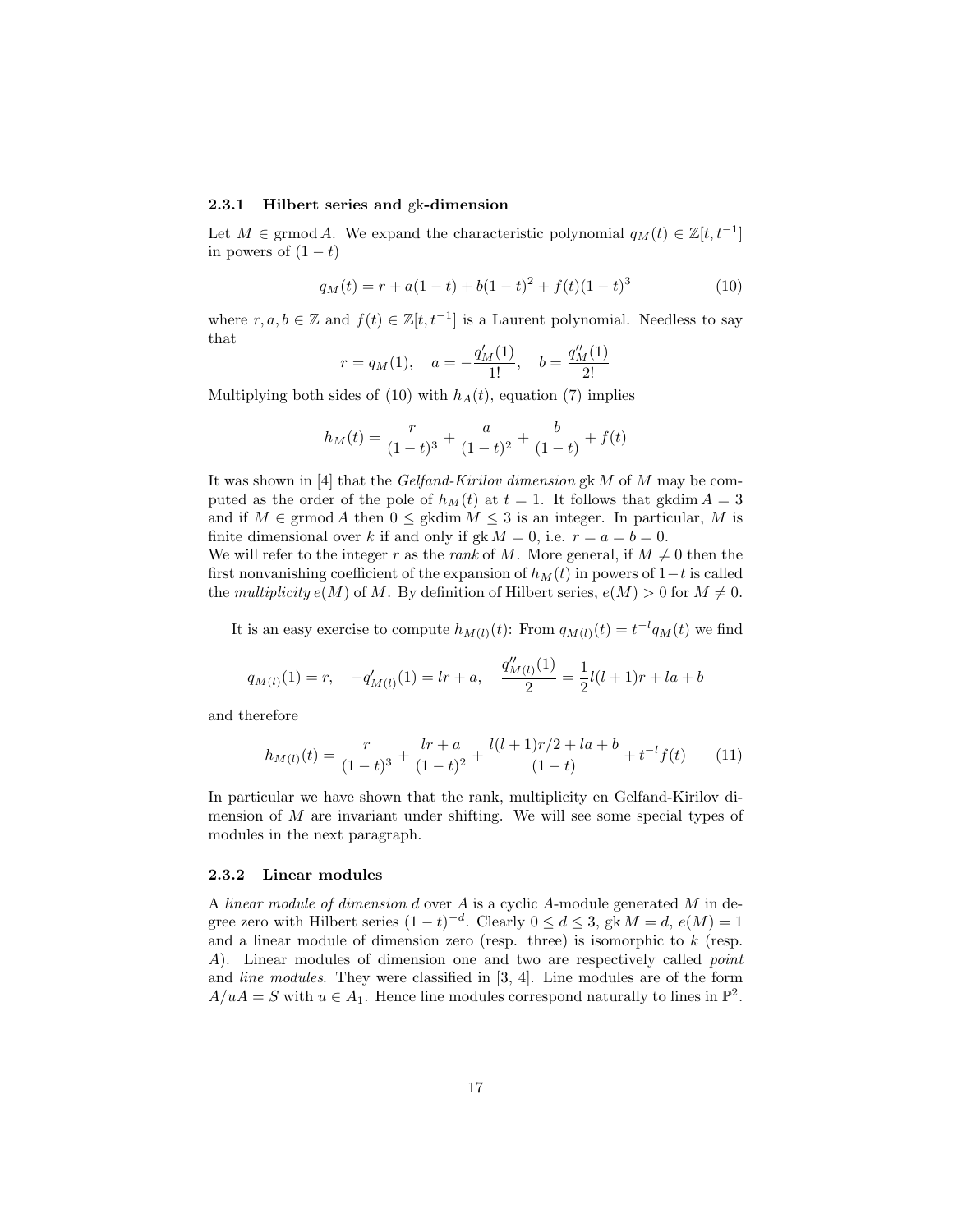### 2.3.1 Hilbert series and gk-dimension

Let $M \in \operatorname{grmod} A$. We expand the characteristic polynomial $q_M(t) \in \mathbb{Z}[t, t^{-1}]$ in powers of $(1-t)$

$$q_M(t) = r + a(1-t) + b(1-t)^2 + f(t)(1-t)^3 \tag{10}$$

where $r, a, b \in \mathbb{Z}$ and $f(t) \in \mathbb{Z}[t, t^{-1}]$ is a Laurent polynomial. Needless to say that

$$r = q_M(1), \quad a = -\frac{q_M'(1)}{1!}, \quad b = \frac{q_M''(1)}{2!}$$

Multiplying both sides of (10) with $h_A(t)$, equation (7) implies

$$h_M(t) = \frac{r}{(1-t)^3} + \frac{a}{(1-t)^2} + \frac{b}{(1-t)} + f(t)$$

It was shown in [4] that the *Gelfand-Kirilov dimension* $\operatorname{gk} M$ of $M$ may be computed as the order of the pole of $h_M(t)$ at $t = 1$. It follows that $\operatorname{gkdim} A = 3$ and if $M \in \operatorname{grmod} A$ then $0 \leq \operatorname{gkdim} M \leq 3$ is an integer. In particular, $M$ is finite dimensional over $k$ if and only if $\operatorname{gk} M = 0$, i.e. $r = a = b = 0$.
We will refer to the integer $r$ as the *rank* of $M$. More general, if $M \neq 0$ then the first nonvanishing coefficient of the expansion of $h_M(t)$ in powers of $1-t$ is called the *multiplicity* $e(M)$ of $M$. By definition of Hilbert series, $e(M) > 0$ for $M \neq 0$.

It is an easy exercise to compute $h_{M(l)}(t)$: From $q_{M(l)}(t) = t^{-l} q_M(t)$ we find

$$q_{M(l)}(1) = r, \quad -q_{M(l)}'(1) = lr + a, \quad \frac{q_{M(l)}''(1)}{2} = \frac{1}{2}l(l+1)r + la + b$$

and therefore

$$h_{M(l)}(t) = \frac{r}{(1-t)^3} + \frac{lr + a}{(1-t)^2} + \frac{l(l+1)r/2 + la + b}{(1-t)} + t^{-l} f(t) \tag{11}$$

In particular we have shown that the rank, multiplicity en Gelfand-Kirilov dimension of $M$ are invariant under shifting. We will see some special types of modules in the next paragraph.

### 2.3.2 Linear modules

A *linear module of dimension d* over $A$ is a cyclic $A$-module generated $M$ in degree zero with Hilbert series $(1-t)^{-d}$. Clearly $0 \leq d \leq 3$, $\operatorname{gk} M = d$, $e(M) = 1$ and a linear module of dimension zero (resp. three) is isomorphic to $k$ (resp. $A$). Linear modules of dimension one and two are respectively called *point* and *line modules*. They were classified in [3, 4]. Line modules are of the form $A/uA = S$ with $u \in A_1$. Hence line modules correspond naturally to lines in $\mathbb{P}^2$.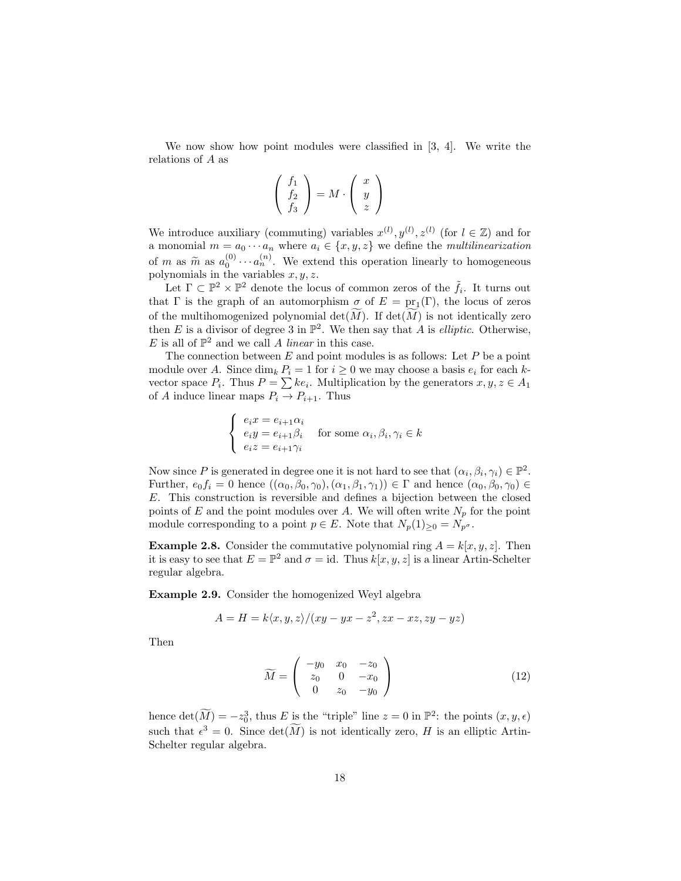We now show how point modules were classified in [3, 4]. We write the relations of $A$ as

$$\begin{pmatrix} f_1 \\ f_2 \\ f_3 \end{pmatrix} = M \cdot \begin{pmatrix} x \\ y \\ z \end{pmatrix}$$

We introduce auxiliary (commuting) variables $x^{(l)}, y^{(l)}, z^{(l)}$ (for $l \in \mathbb{Z}$) and for a monomial $m = a_0 \cdots a_n$ where $a_i \in \{x, y, z\}$ we define the *multilinearization* of $m$ as $\widetilde{m}$ as $a_0^{(0)} \cdots a_n^{(n)}$. We extend this operation linearly to homogeneous polynomials in the variables $x, y, z$.

Let $\Gamma \subset \mathbb{P}^2 \times \mathbb{P}^2$ denote the locus of common zeros of the $\tilde{f}_i$. It turns out that $\Gamma$ is the graph of an automorphism $\sigma$ of $E = \mathrm{pr}_1(\Gamma)$, the locus of zeros of the multihomogenized polynomial $\det(\widetilde{M})$. If $\det(\widetilde{M})$ is not identically zero then $E$ is a divisor of degree 3 in $\mathbb{P}^2$. We then say that $A$ is *elliptic*. Otherwise, $E$ is all of $\mathbb{P}^2$ and we call $A$ *linear* in this case.

The connection between $E$ and point modules is as follows: Let $P$ be a point module over $A$. Since $\dim_k P_i = 1$ for $i \geq 0$ we may choose a basis $e_i$ for each $k$-vector space $P_i$. Thus $P = \sum k e_i$. Multiplication by the generators $x, y, z \in A_1$ of $A$ induce linear maps $P_i \to P_{i+1}$. Thus

$$\begin{cases} e_i x = e_{i+1}\alpha_i \\ e_i y = e_{i+1}\beta_i \\ e_i z = e_{i+1}\gamma_i \end{cases} \quad \text{for some } \alpha_i, \beta_i, \gamma_i \in k$$

Now since $P$ is generated in degree one it is not hard to see that $(\alpha_i, \beta_i, \gamma_i) \in \mathbb{P}^2$. Further, $e_0 f_i = 0$ hence $((\alpha_0, \beta_0, \gamma_0), (\alpha_1, \beta_1, \gamma_1)) \in \Gamma$ and hence $(\alpha_0, \beta_0, \gamma_0) \in E$. This construction is reversible and defines a bijection between the closed points of $E$ and the point modules over $A$. We will often write $N_p$ for the point module corresponding to a point $p \in E$. Note that $N_p(1)_{\geq 0} = N_{p^\sigma}$.

**Example 2.8.** Consider the commutative polynomial ring $A = k[x, y, z]$. Then it is easy to see that $E = \mathbb{P}^2$ and $\sigma = \mathrm{id}$. Thus $k[x, y, z]$ is a linear Artin-Schelter regular algebra.

**Example 2.9.** Consider the homogenized Weyl algebra

$$A = H = k\langle x, y, z\rangle/(xy - yx - z^2, zx - xz, zy - yz)$$

Then

$$\widetilde{M} = \begin{pmatrix} -y_0 & x_0 & -z_0 \\ z_0 & 0 & -x_0 \\ 0 & z_0 & -y_0 \end{pmatrix} \tag{12}$$

hence $\det(\widetilde{M}) = -z_0^3$, thus $E$ is the "triple" line $z = 0$ in $\mathbb{P}^2$: the points $(x, y, \epsilon)$ such that $\epsilon^3 = 0$. Since $\det(\widetilde{M})$ is not identically zero, $H$ is an elliptic Artin-Schelter regular algebra.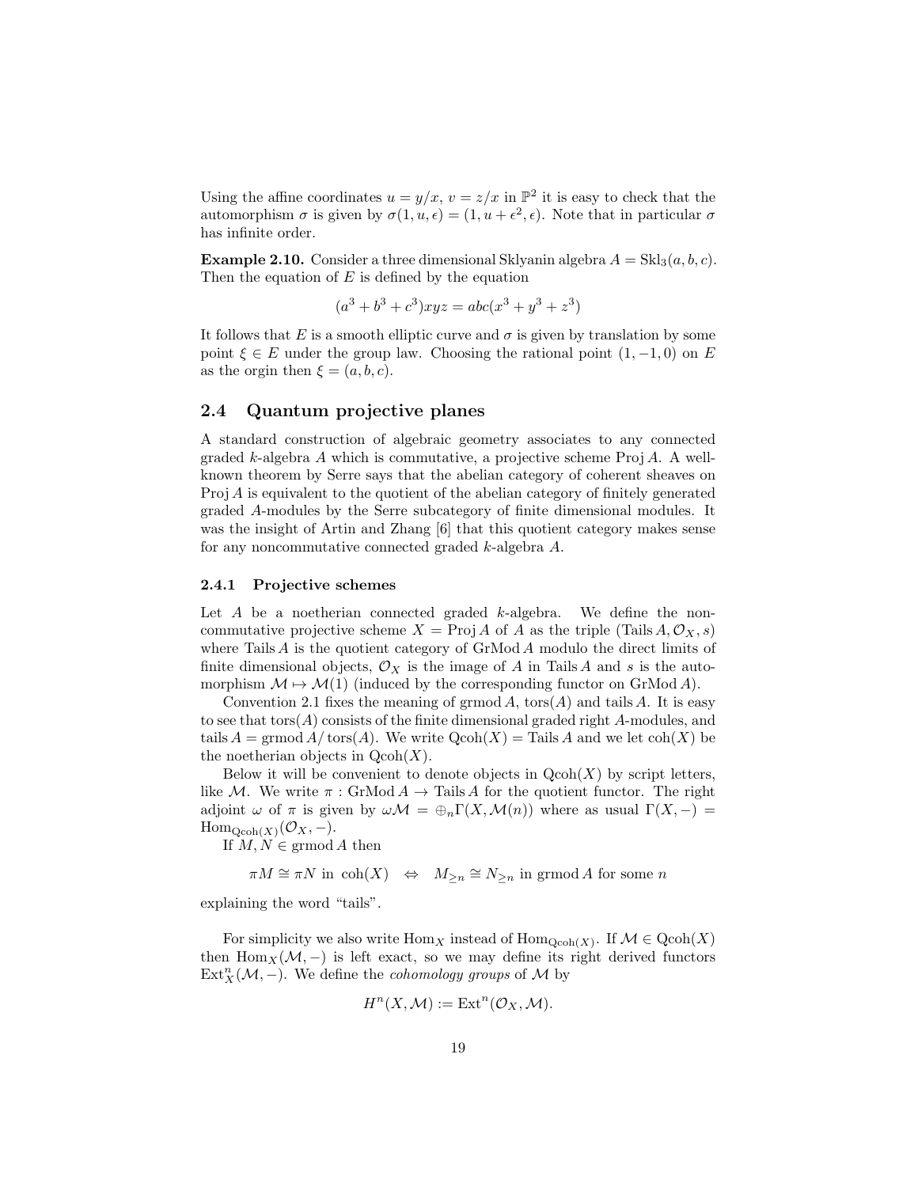Using the affine coordinates $u = y/x$, $v = z/x$ in $\mathbb{P}^2$ it is easy to check that the automorphism $\sigma$ is given by $\sigma(1, u, \epsilon) = (1, u + \epsilon^2, \epsilon)$. Note that in particular $\sigma$ has infinite order.

**Example 2.10.** Consider a three dimensional Sklyanin algebra $A = \mathrm{Skl}_3(a, b, c)$. Then the equation of $E$ is defined by the equation

$$(a^3 + b^3 + c^3)xyz = abc(x^3 + y^3 + z^3)$$

It follows that $E$ is a smooth elliptic curve and $\sigma$ is given by translation by some point $\xi \in E$ under the group law. Choosing the rational point $(1, -1, 0)$ on $E$ as the orgin then $\xi = (a, b, c)$.

## 2.4 Quantum projective planes

A standard construction of algebraic geometry associates to any connected graded $k$-algebra $A$ which is commutative, a projective scheme $\operatorname{Proj} A$. A well-known theorem by Serre says that the abelian category of coherent sheaves on $\operatorname{Proj} A$ is equivalent to the quotient of the abelian category of finitely generated graded $A$-modules by the Serre subcategory of finite dimensional modules. It was the insight of Artin and Zhang [6] that this quotient category makes sense for any noncommutative connected graded $k$-algebra $A$.

### 2.4.1 Projective schemes

Let $A$ be a noetherian connected graded $k$-algebra. We define the non-commutative projective scheme $X = \operatorname{Proj} A$ of $A$ as the triple $(\operatorname{Tails} A, \mathcal{O}_X, s)$ where $\operatorname{Tails} A$ is the quotient category of $\operatorname{GrMod} A$ modulo the direct limits of finite dimensional objects, $\mathcal{O}_X$ is the image of $A$ in $\operatorname{Tails} A$ and $s$ is the automorphism $\mathcal{M} \mapsto \mathcal{M}(1)$ (induced by the corresponding functor on $\operatorname{GrMod} A$).

Convention 2.1 fixes the meaning of $\operatorname{grmod} A$, $\operatorname{tors}(A)$ and $\operatorname{tails} A$. It is easy to see that $\operatorname{tors}(A)$ consists of the finite dimensional graded right $A$-modules, and $\operatorname{tails} A = \operatorname{grmod} A/\operatorname{tors}(A)$. We write $\operatorname{Qcoh}(X) = \operatorname{Tails} A$ and we let $\operatorname{coh}(X)$ be the noetherian objects in $\operatorname{Qcoh}(X)$.

Below it will be convenient to denote objects in $\operatorname{Qcoh}(X)$ by script letters, like $\mathcal{M}$. We write $\pi : \operatorname{GrMod} A \to \operatorname{Tails} A$ for the quotient functor. The right adjoint $\omega$ of $\pi$ is given by $\omega\mathcal{M} = \oplus_n \Gamma(X, \mathcal{M}(n))$ where as usual $\Gamma(X, -) = \operatorname{Hom}_{\operatorname{Qcoh}(X)}(\mathcal{O}_X, -)$.

If $M, N \in \operatorname{grmod} A$ then

$$\pi M \cong \pi N \text{ in } \operatorname{coh}(X) \quad \Leftrightarrow \quad M_{\geq n} \cong N_{\geq n} \text{ in } \operatorname{grmod} A \text{ for some } n$$

explaining the word "tails".

For simplicity we also write $\operatorname{Hom}_X$ instead of $\operatorname{Hom}_{\operatorname{Qcoh}(X)}$. If $\mathcal{M} \in \operatorname{Qcoh}(X)$ then $\operatorname{Hom}_X(\mathcal{M}, -)$ is left exact, so we may define its right derived functors $\operatorname{Ext}^n_X(\mathcal{M}, -)$. We define the *cohomology groups* of $\mathcal{M}$ by

$$H^n(X, \mathcal{M}) := \operatorname{Ext}^n(\mathcal{O}_X, \mathcal{M}).$$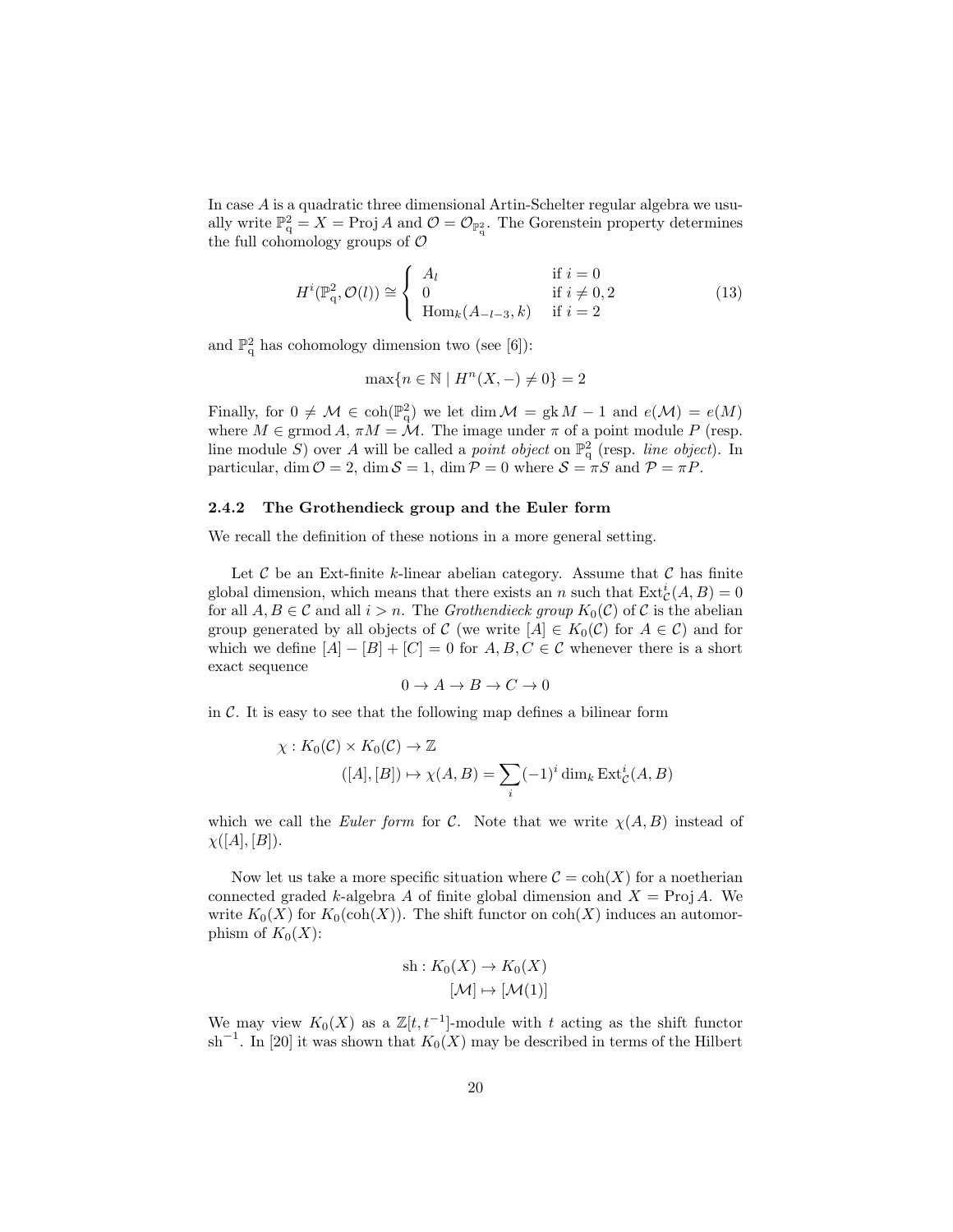In case $A$ is a quadratic three dimensional Artin-Schelter regular algebra we usually write $\mathbb{P}^2_q = X = \operatorname{Proj} A$ and $\mathcal{O} = \mathcal{O}_{\mathbb{P}^2_q}$. The Gorenstein property determines the full cohomology groups of $\mathcal{O}$

$$H^i(\mathbb{P}^2_q, \mathcal{O}(l)) \cong \begin{cases} A_l & \text{if } i = 0 \\ 0 & \text{if } i \neq 0, 2 \\ \operatorname{Hom}_k(A_{-l-3}, k) & \text{if } i = 2 \end{cases} \tag{13}$$

and $\mathbb{P}^2_q$ has cohomology dimension two (see [6]):

$$\max\{n \in \mathbb{N} \mid H^n(X, -) \neq 0\} = 2$$

Finally, for $0 \neq \mathcal{M} \in \operatorname{coh}(\mathbb{P}^2_q)$ we let $\dim \mathcal{M} = \operatorname{gk} M - 1$ and $e(\mathcal{M}) = e(M)$ where $M \in \operatorname{grmod} A$, $\pi M = \mathcal{M}$. The image under $\pi$ of a point module $P$ (resp. line module $S$) over $A$ will be called a *point object* on $\mathbb{P}^2_q$ (resp. *line object*). In particular, $\dim \mathcal{O} = 2$, $\dim \mathcal{S} = 1$, $\dim \mathcal{P} = 0$ where $\mathcal{S} = \pi S$ and $\mathcal{P} = \pi P$.

### 2.4.2 The Grothendieck group and the Euler form

We recall the definition of these notions in a more general setting.

Let $\mathcal{C}$ be an Ext-finite $k$-linear abelian category. Assume that $\mathcal{C}$ has finite global dimension, which means that there exists an $n$ such that $\operatorname{Ext}^i_{\mathcal{C}}(A, B) = 0$ for all $A, B \in \mathcal{C}$ and all $i > n$. The *Grothendieck group* $K_0(\mathcal{C})$ of $\mathcal{C}$ is the abelian group generated by all objects of $\mathcal{C}$ (we write $[A] \in K_0(\mathcal{C})$ for $A \in \mathcal{C}$) and for which we define $[A] - [B] + [C] = 0$ for $A, B, C \in \mathcal{C}$ whenever there is a short exact sequence

$$0 \to A \to B \to C \to 0$$

in $\mathcal{C}$. It is easy to see that the following map defines a bilinear form

$$\begin{aligned} \chi : K_0(\mathcal{C}) \times K_0(\mathcal{C}) &\to \mathbb{Z} \\ ([A], [B]) &\mapsto \chi(A, B) = \sum_i (-1)^i \dim_k \operatorname{Ext}^i_{\mathcal{C}}(A, B) \end{aligned}$$

which we call the *Euler form* for $\mathcal{C}$. Note that we write $\chi(A, B)$ instead of $\chi([A], [B])$.

Now let us take a more specific situation where $\mathcal{C} = \operatorname{coh}(X)$ for a noetherian connected graded $k$-algebra $A$ of finite global dimension and $X = \operatorname{Proj} A$. We write $K_0(X)$ for $K_0(\operatorname{coh}(X))$. The shift functor on $\operatorname{coh}(X)$ induces an automorphism of $K_0(X)$:

$$\begin{aligned} \operatorname{sh} : K_0(X) &\to K_0(X) \\ [\mathcal{M}] &\mapsto [\mathcal{M}(1)] \end{aligned}$$

We may view $K_0(X)$ as a $\mathbb{Z}[t, t^{-1}]$-module with $t$ acting as the shift functor $\operatorname{sh}^{-1}$. In [20] it was shown that $K_0(X)$ may be described in terms of the Hilbert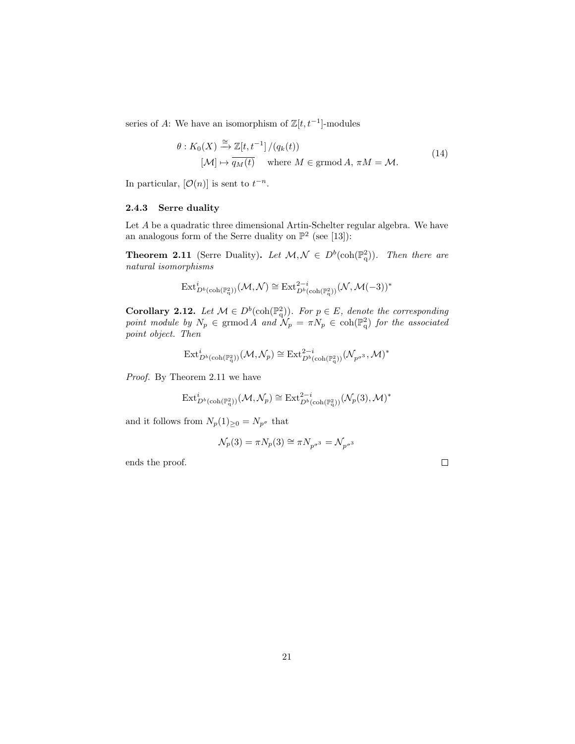series of $A$: We have an isomorphism of $\mathbb{Z}[t,t^{-1}]$-modules

$$
\begin{aligned}
\theta : K_0(X) &\xrightarrow{\cong} \mathbb{Z}[t,t^{-1}]\,/(q_k(t)) \\
[\mathcal{M}] &\mapsto \overline{q_M(t)} \quad \text{ where } M \in \operatorname{grmod} A,\, \pi M = \mathcal{M}.
\end{aligned}
\tag{14}
$$

In particular, $[\mathcal{O}(n)]$ is sent to $t^{-n}$.

### 2.4.3 Serre duality

Let $A$ be a quadratic three dimensional Artin-Schelter regular algebra. We have an analogous form of the Serre duality on $\mathbb{P}^2$ (see [13]):

**Theorem 2.11** (Serre Duality)**.** *Let $\mathcal{M}, \mathcal{N} \in D^b(\operatorname{coh}(\mathbb{P}^2_{\mathrm{q}}))$. Then there are natural isomorphisms*

$$
\operatorname{Ext}^i_{D^b(\operatorname{coh}(\mathbb{P}^2_{\mathrm{q}}))}(\mathcal{M}, \mathcal{N}) \cong \operatorname{Ext}^{2-i}_{D^b(\operatorname{coh}(\mathbb{P}^2_{\mathrm{q}}))}(\mathcal{N}, \mathcal{M}(-3))^*
$$

**Corollary 2.12.** *Let $\mathcal{M} \in D^b(\operatorname{coh}(\mathbb{P}^2_{\mathrm{q}}))$. For $p \in E$, denote the corresponding point module by $N_p \in \operatorname{grmod} A$ and $\mathcal{N}_p = \pi N_p \in \operatorname{coh}(\mathbb{P}^2_{\mathrm{q}})$ for the associated point object. Then*

$$
\operatorname{Ext}^i_{D^b(\operatorname{coh}(\mathbb{P}^2_{\mathrm{q}}))}(\mathcal{M}, \mathcal{N}_p) \cong \operatorname{Ext}^{2-i}_{D^b(\operatorname{coh}(\mathbb{P}^2_{\mathrm{q}}))}(\mathcal{N}_{p^{\sigma^3}}, \mathcal{M})^*
$$

*Proof.* By Theorem 2.11 we have

$$
\operatorname{Ext}^i_{D^b(\operatorname{coh}(\mathbb{P}^2_{\mathrm{q}}))}(\mathcal{M}, \mathcal{N}_p) \cong \operatorname{Ext}^{2-i}_{D^b(\operatorname{coh}(\mathbb{P}^2_{\mathrm{q}}))}(\mathcal{N}_p(3), \mathcal{M})^*
$$

and it follows from $N_p(1)_{\geq 0} = N_{p^\sigma}$ that

$$
\mathcal{N}_p(3) = \pi N_p(3) \cong \pi N_{p^{\sigma^3}} = \mathcal{N}_{p^{\sigma^3}}
$$

ends the proof. □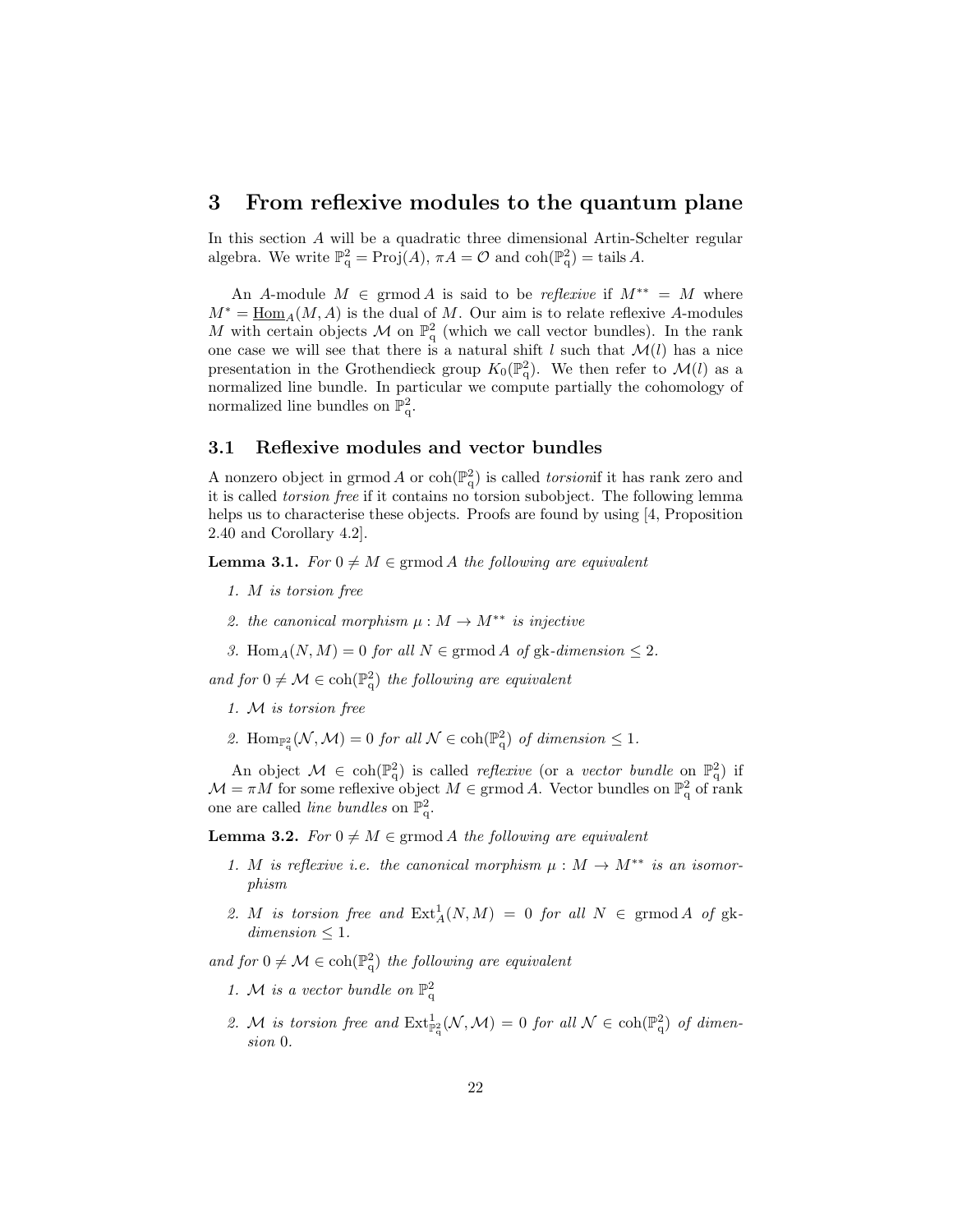# 3 From reflexive modules to the quantum plane

In this section $A$ will be a quadratic three dimensional Artin-Schelter regular algebra. We write $\mathbb{P}^2_q = \mathrm{Proj}(A)$, $\pi A = \mathcal{O}$ and $\mathrm{coh}(\mathbb{P}^2_q) = \mathrm{tails}\, A$.

An $A$-module $M \in \mathrm{grmod}\, A$ is said to be *reflexive* if $M^{**} = M$ where $M^* = \underline{\mathrm{Hom}}_A(M, A)$ is the dual of $M$. Our aim is to relate reflexive $A$-modules $M$ with certain objects $\mathcal{M}$ on $\mathbb{P}^2_q$ (which we call vector bundles). In the rank one case we will see that there is a natural shift $l$ such that $\mathcal{M}(l)$ has a nice presentation in the Grothendieck group $K_0(\mathbb{P}^2_q)$. We then refer to $\mathcal{M}(l)$ as a normalized line bundle. In particular we compute partially the cohomology of normalized line bundles on $\mathbb{P}^2_q$.

## 3.1 Reflexive modules and vector bundles

A nonzero object in $\mathrm{grmod}\, A$ or $\mathrm{coh}(\mathbb{P}^2_q)$ is called *torsion*if it has rank zero and it is called *torsion free* if it contains no torsion subobject. The following lemma helps us to characterise these objects. Proofs are found by using [4, Proposition 2.40 and Corollary 4.2].

**Lemma 3.1.** *For $0 \neq M \in \mathrm{grmod}\, A$ the following are equivalent*

1. *$M$ is torsion free*
2. *the canonical morphism $\mu : M \to M^{**}$ is injective*
3. *$\mathrm{Hom}_A(N, M) = 0$ for all $N \in \mathrm{grmod}\, A$ of $\mathrm{gk}$-dimension $\leq 2$.*

*and for $0 \neq \mathcal{M} \in \mathrm{coh}(\mathbb{P}^2_q)$ the following are equivalent*

1. *$\mathcal{M}$ is torsion free*
2. *$\mathrm{Hom}_{\mathbb{P}^2_q}(\mathcal{N}, \mathcal{M}) = 0$ for all $\mathcal{N} \in \mathrm{coh}(\mathbb{P}^2_q)$ of dimension $\leq 1$.*

An object $\mathcal{M} \in \mathrm{coh}(\mathbb{P}^2_q)$ is called *reflexive* (or a *vector bundle* on $\mathbb{P}^2_q$) if $\mathcal{M} = \pi M$ for some reflexive object $M \in \mathrm{grmod}\, A$. Vector bundles on $\mathbb{P}^2_q$ of rank one are called *line bundles* on $\mathbb{P}^2_q$.

**Lemma 3.2.** *For $0 \neq M \in \mathrm{grmod}\, A$ the following are equivalent*

1. *$M$ is reflexive i.e. the canonical morphism $\mu : M \to M^{**}$ is an isomorphism*
2. *$M$ is torsion free and $\mathrm{Ext}^1_A(N, M) = 0$ for all $N \in \mathrm{grmod}\, A$ of $\mathrm{gk}$-dimension $\leq 1$.*

*and for $0 \neq \mathcal{M} \in \mathrm{coh}(\mathbb{P}^2_q)$ the following are equivalent*

1. *$\mathcal{M}$ is a vector bundle on $\mathbb{P}^2_q$*
2. *$\mathcal{M}$ is torsion free and $\mathrm{Ext}^1_{\mathbb{P}^2_q}(\mathcal{N}, \mathcal{M}) = 0$ for all $\mathcal{N} \in \mathrm{coh}(\mathbb{P}^2_q)$ of dimension $0$.*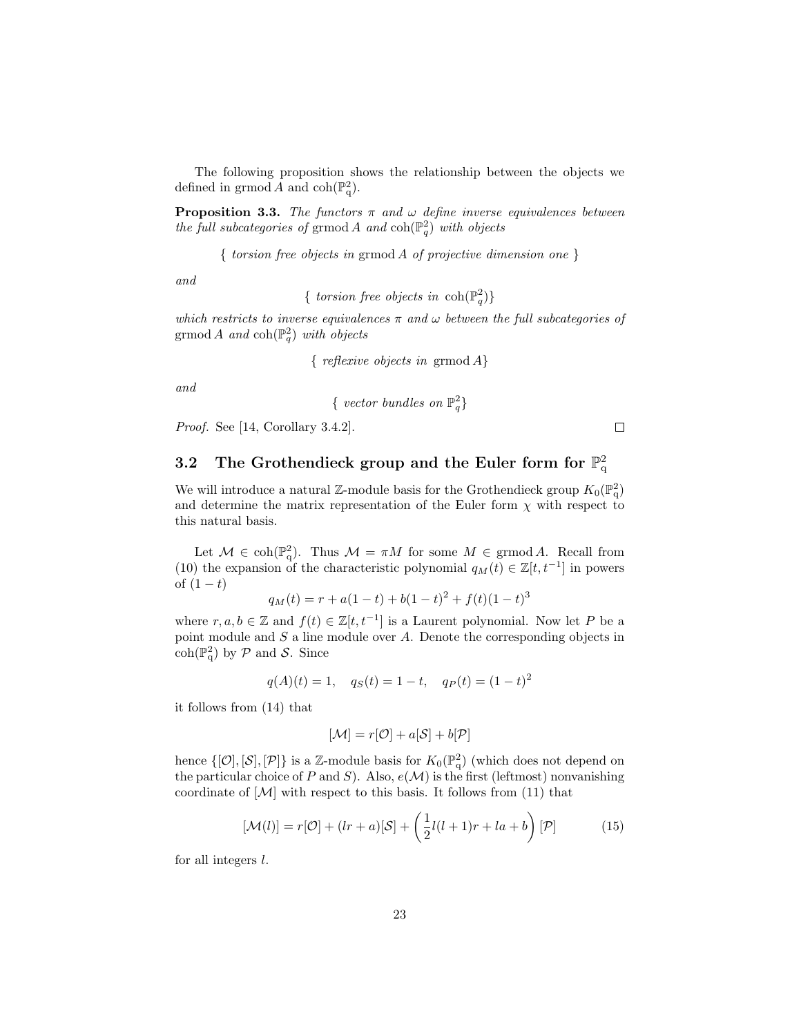The following proposition shows the relationship between the objects we defined in $\operatorname{grmod} A$ and $\operatorname{coh}(\mathbb{P}^2_{\mathrm{q}})$.

**Proposition 3.3.** *The functors $\pi$ and $\omega$ define inverse equivalences between the full subcategories of* $\operatorname{grmod} A$ *and* $\operatorname{coh}(\mathbb{P}^2_q)$ *with objects*

$$\{ \text{ torsion free objects in } \operatorname{grmod} A \text{ of projective dimension one } \}$$

*and*

$$\{ \text{ torsion free objects in } \operatorname{coh}(\mathbb{P}^2_q)\}$$

*which restricts to inverse equivalences $\pi$ and $\omega$ between the full subcategories of* $\operatorname{grmod} A$ *and* $\operatorname{coh}(\mathbb{P}^2_q)$ *with objects*

$$\{ \text{ reflexive objects in } \operatorname{grmod} A\}$$

*and*

$$\{ \text{ vector bundles on } \mathbb{P}^2_q\}$$

*Proof.* See [14, Corollary 3.4.2]. □

## 3.2 The Grothendieck group and the Euler form for $\mathbb{P}^2_{\mathrm{q}}$

We will introduce a natural $\mathbb{Z}$-module basis for the Grothendieck group $K_0(\mathbb{P}^2_{\mathrm{q}})$ and determine the matrix representation of the Euler form $\chi$ with respect to this natural basis.

Let $\mathcal{M} \in \operatorname{coh}(\mathbb{P}^2_{\mathrm{q}})$. Thus $\mathcal{M} = \pi M$ for some $M \in \operatorname{grmod} A$. Recall from (10) the expansion of the characteristic polynomial $q_M(t) \in \mathbb{Z}[t, t^{-1}]$ in powers of $(1-t)$

$$q_M(t) = r + a(1-t) + b(1-t)^2 + f(t)(1-t)^3$$

where $r, a, b \in \mathbb{Z}$ and $f(t) \in \mathbb{Z}[t, t^{-1}]$ is a Laurent polynomial. Now let $P$ be a point module and $S$ a line module over $A$. Denote the corresponding objects in $\operatorname{coh}(\mathbb{P}^2_{\mathrm{q}})$ by $\mathcal{P}$ and $\mathcal{S}$. Since

$$q(A)(t) = 1, \quad q_S(t) = 1-t, \quad q_P(t) = (1-t)^2$$

it follows from (14) that

$$[\mathcal{M}] = r[\mathcal{O}] + a[\mathcal{S}] + b[\mathcal{P}]$$

hence $\{[\mathcal{O}], [\mathcal{S}], [\mathcal{P}]\}$ is a $\mathbb{Z}$-module basis for $K_0(\mathbb{P}^2_{\mathrm{q}})$ (which does not depend on the particular choice of $P$ and $S$). Also, $e(\mathcal{M})$ is the first (leftmost) nonvanishing coordinate of $[\mathcal{M}]$ with respect to this basis. It follows from (11) that

$$[\mathcal{M}(l)] = r[\mathcal{O}] + (lr + a)[\mathcal{S}] + \left(\frac{1}{2}l(l+1)r + la + b\right)[\mathcal{P}] \tag{15}$$

for all integers $l$.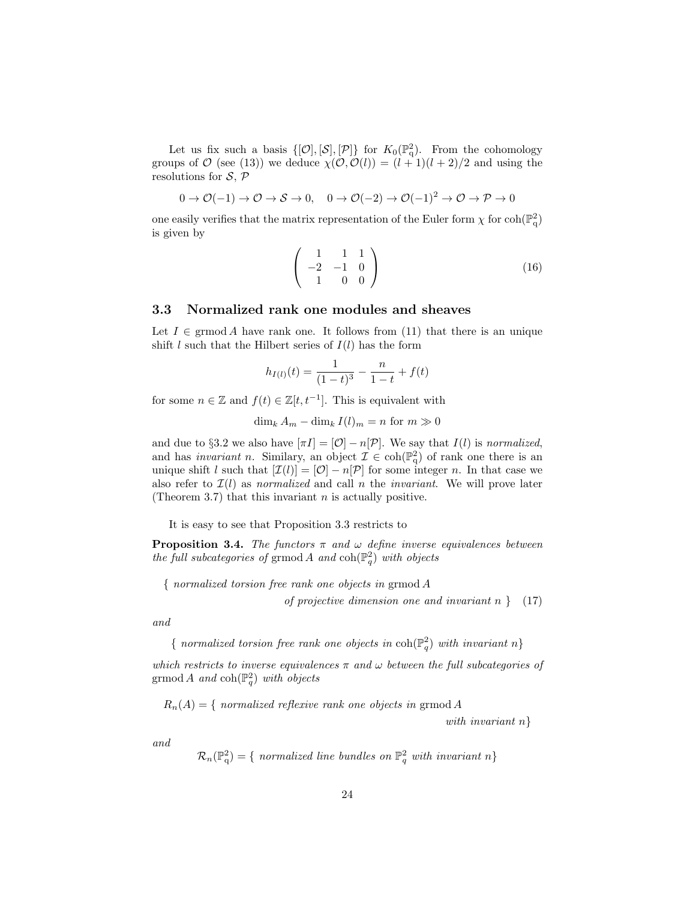Let us fix such a basis $\{[\mathcal{O}], [\mathcal{S}], [\mathcal{P}]\}$ for $K_0(\mathbb{P}^2_q)$. From the cohomology groups of $\mathcal{O}$ (see (13)) we deduce $\chi(\mathcal{O}, \mathcal{O}(l)) = (l+1)(l+2)/2$ and using the resolutions for $\mathcal{S}$, $\mathcal{P}$

$$0 \to \mathcal{O}(-1) \to \mathcal{O} \to \mathcal{S} \to 0, \quad 0 \to \mathcal{O}(-2) \to \mathcal{O}(-1)^2 \to \mathcal{O} \to \mathcal{P} \to 0$$

one easily verifies that the matrix representation of the Euler form $\chi$ for $\mathrm{coh}(\mathbb{P}^2_q)$ is given by

$$\begin{pmatrix} 1 & 1 & 1 \\ -2 & -1 & 0 \\ 1 & 0 & 0 \end{pmatrix} \tag{16}$$

### 3.3 Normalized rank one modules and sheaves

Let $I \in \mathrm{grmod}\, A$ have rank one. It follows from (11) that there is an unique shift $l$ such that the Hilbert series of $I(l)$ has the form

$$h_{I(l)}(t) = \frac{1}{(1-t)^3} - \frac{n}{1-t} + f(t)$$

for some $n \in \mathbb{Z}$ and $f(t) \in \mathbb{Z}[t, t^{-1}]$. This is equivalent with

$$\dim_k A_m - \dim_k I(l)_m = n \text{ for } m \gg 0$$

and due to §3.2 we also have $[\pi I] = [\mathcal{O}] - n[\mathcal{P}]$. We say that $I(l)$ is *normalized*, and has *invariant* $n$. Similary, an object $\mathcal{I} \in \mathrm{coh}(\mathbb{P}^2_q)$ of rank one there is an unique shift $l$ such that $[\mathcal{I}(l)] = [\mathcal{O}] - n[\mathcal{P}]$ for some integer $n$. In that case we also refer to $\mathcal{I}(l)$ as *normalized* and call $n$ the *invariant*. We will prove later (Theorem 3.7) that this invariant $n$ is actually positive.

It is easy to see that Proposition 3.3 restricts to

**Proposition 3.4.** *The functors $\pi$ and $\omega$ define inverse equivalences between the full subcategories of* $\mathrm{grmod}\, A$ *and* $\mathrm{coh}(\mathbb{P}^2_q)$ *with objects*

$$\{ \textit{ normalized torsion free rank one objects in } \mathrm{grmod}\, A \textit{ of projective dimension one and invariant } n \ \} \tag{17}$$

*and*

$$\{ \textit{ normalized torsion free rank one objects in } \mathrm{coh}(\mathbb{P}^2_q) \textit{ with invariant } n \}$$

*which restricts to inverse equivalences $\pi$ and $\omega$ between the full subcategories of* $\mathrm{grmod}\, A$ *and* $\mathrm{coh}(\mathbb{P}^2_q)$ *with objects*

$$R_n(A) = \{ \textit{ normalized reflexive rank one objects in } \mathrm{grmod}\, A \textit{ with invariant } n \}$$

*and*

$$\mathcal{R}_n(\mathbb{P}^2_q) = \{ \textit{ normalized line bundles on } \mathbb{P}^2_q \textit{ with invariant } n \}$$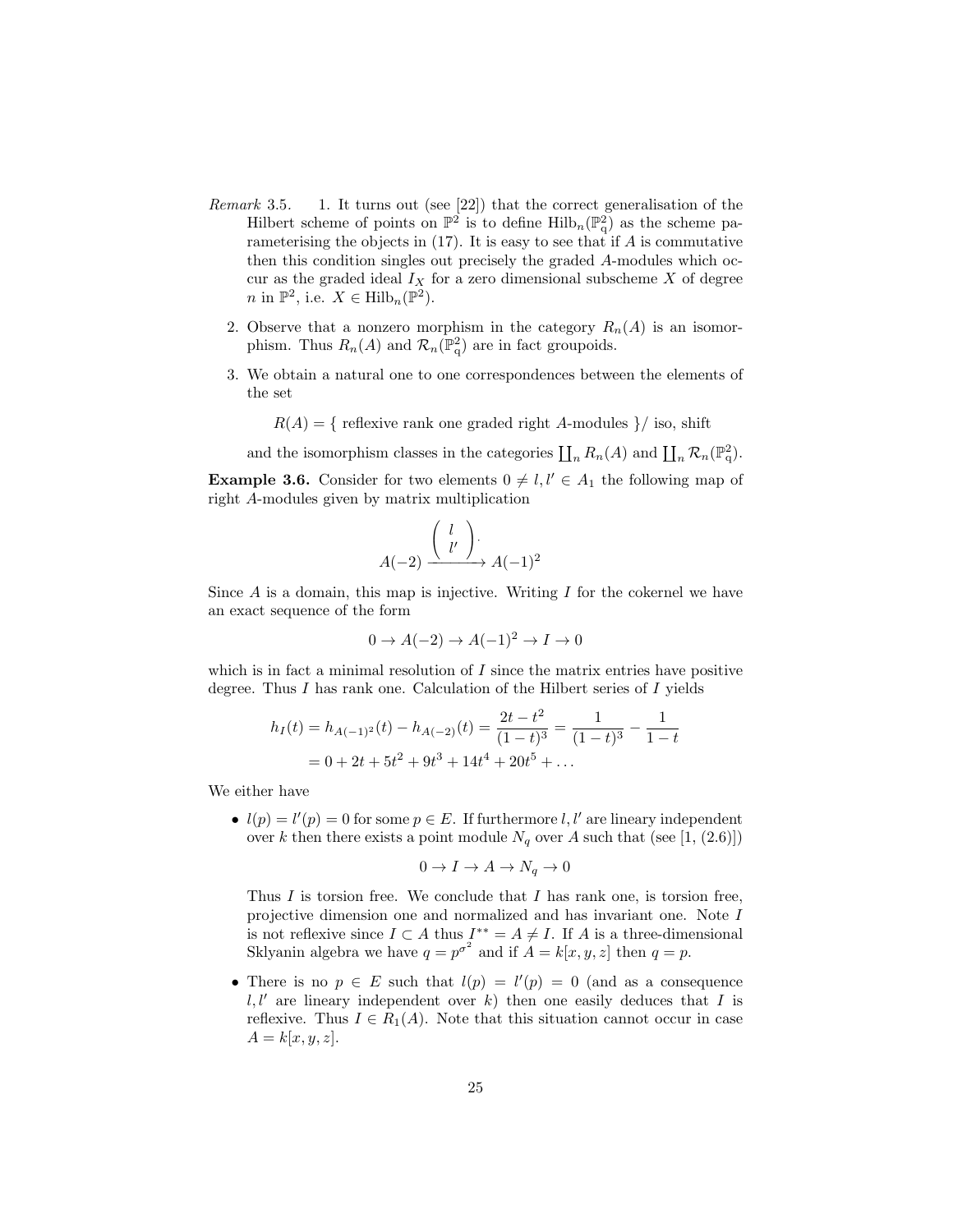*Remark* 3.5.

1. It turns out (see [22]) that the correct generalisation of the Hilbert scheme of points on $\mathbb{P}^2$ is to define $\mathrm{Hilb}_n(\mathbb{P}^2_q)$ as the scheme parameterising the objects in (17). It is easy to see that if $A$ is commutative then this condition singles out precisely the graded $A$-modules which occur as the graded ideal $I_X$ for a zero dimensional subscheme $X$ of degree $n$ in $\mathbb{P}^2$, i.e. $X \in \mathrm{Hilb}_n(\mathbb{P}^2)$.

2. Observe that a nonzero morphism in the category $R_n(A)$ is an isomorphism. Thus $R_n(A)$ and $\mathcal{R}_n(\mathbb{P}^2_q)$ are in fact groupoids.

3. We obtain a natural one to one correspondences between the elements of the set

$$R(A) = \{ \text{ reflexive rank one graded right } A\text{-modules } \}/ \text{ iso, shift}$$

and the isomorphism classes in the categories $\coprod_n R_n(A)$ and $\coprod_n \mathcal{R}_n(\mathbb{P}^2_q)$.

**Example 3.6.** Consider for two elements $0 \neq l, l' \in A_1$ the following map of right $A$-modules given by matrix multiplication

$$A(-2) \xrightarrow{\begin{pmatrix} l \\ l' \end{pmatrix} \cdot} A(-1)^2$$

Since $A$ is a domain, this map is injective. Writing $I$ for the cokernel we have an exact sequence of the form

$$0 \to A(-2) \to A(-1)^2 \to I \to 0$$

which is in fact a minimal resolution of $I$ since the matrix entries have positive degree. Thus $I$ has rank one. Calculation of the Hilbert series of $I$ yields

$$\begin{aligned} h_I(t) = h_{A(-1)^2}(t) - h_{A(-2)}(t) &= \frac{2t - t^2}{(1-t)^3} = \frac{1}{(1-t)^3} - \frac{1}{1-t} \\ &= 0 + 2t + 5t^2 + 9t^3 + 14t^4 + 20t^5 + \ldots \end{aligned}$$

We either have

- $l(p) = l'(p) = 0$ for some $p \in E$. If furthermore $l, l'$ are lineary independent over $k$ then there exists a point module $N_q$ over $A$ such that (see [1, (2.6)])

  $$0 \to I \to A \to N_q \to 0$$

  Thus $I$ is torsion free. We conclude that $I$ has rank one, is torsion free, projective dimension one and normalized and has invariant one. Note $I$ is not reflexive since $I \subset A$ thus $I^{**} = A \neq I$. If $A$ is a three-dimensional Sklyanin algebra we have $q = p^{\sigma^2}$ and if $A = k[x, y, z]$ then $q = p$.

- There is no $p \in E$ such that $l(p) = l'(p) = 0$ (and as a consequence $l, l'$ are lineary independent over $k$) then one easily deduces that $I$ is reflexive. Thus $I \in R_1(A)$. Note that this situation cannot occur in case $A = k[x, y, z]$.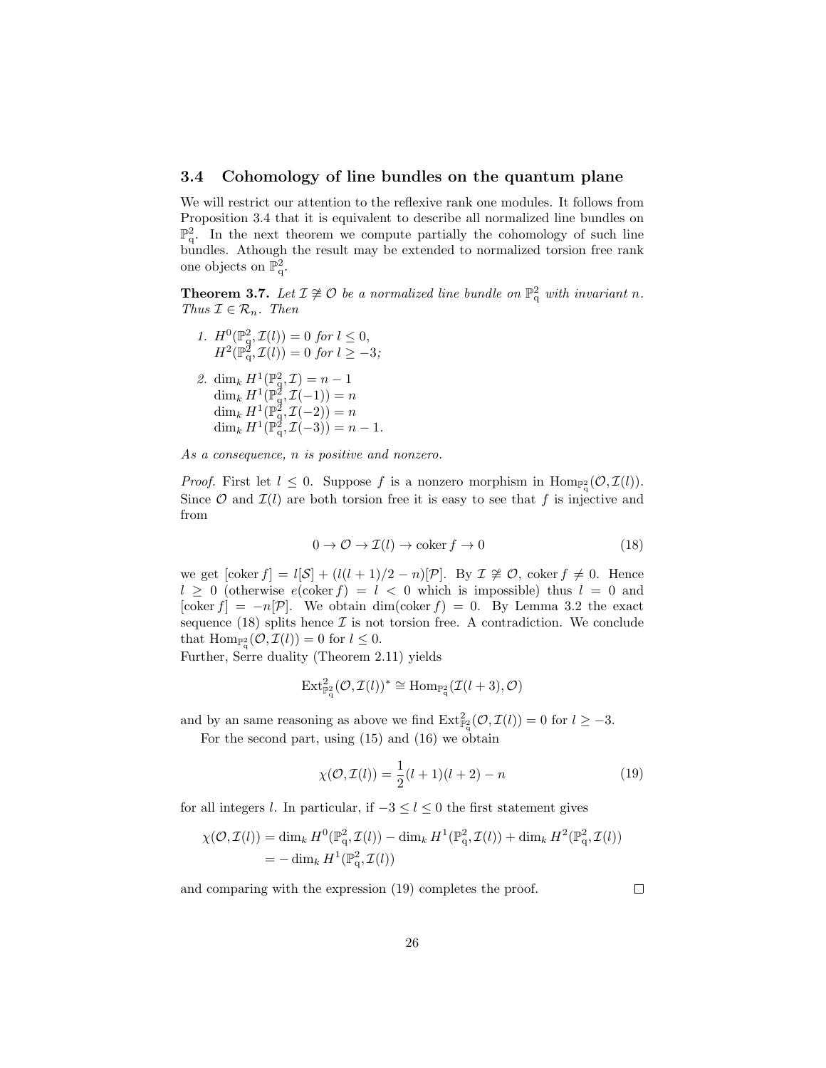### 3.4 Cohomology of line bundles on the quantum plane

We will restrict our attention to the reflexive rank one modules. It follows from Proposition 3.4 that it is equivalent to describe all normalized line bundles on $\mathbb{P}^2_q$. In the next theorem we compute partially the cohomology of such line bundles. Athough the result may be extended to normalized torsion free rank one objects on $\mathbb{P}^2_q$.

**Theorem 3.7.** *Let $\mathcal{I} \ncong \mathcal{O}$ be a normalized line bundle on $\mathbb{P}^2_q$ with invariant $n$. Thus $\mathcal{I} \in \mathcal{R}_n$. Then*

1. $H^0(\mathbb{P}^2_q, \mathcal{I}(l)) = 0$ *for* $l \leq 0$,
   $H^2(\mathbb{P}^2_q, \mathcal{I}(l)) = 0$ *for* $l \geq -3$;
2. $\dim_k H^1(\mathbb{P}^2_q, \mathcal{I}) = n - 1$
   $\dim_k H^1(\mathbb{P}^2_q, \mathcal{I}(-1)) = n$
   $\dim_k H^1(\mathbb{P}^2_q, \mathcal{I}(-2)) = n$
   $\dim_k H^1(\mathbb{P}^2_q, \mathcal{I}(-3)) = n - 1$.

*As a consequence, $n$ is positive and nonzero.*

*Proof.* First let $l \leq 0$. Suppose $f$ is a nonzero morphism in $\operatorname{Hom}_{\mathbb{P}^2_q}(\mathcal{O}, \mathcal{I}(l))$. Since $\mathcal{O}$ and $\mathcal{I}(l)$ are both torsion free it is easy to see that $f$ is injective and from

$$0 \to \mathcal{O} \to \mathcal{I}(l) \to \operatorname{coker} f \to 0 \tag{18}$$

we get $[\operatorname{coker} f] = l[\mathcal{S}] + (l(l+1)/2 - n)[\mathcal{P}]$. By $\mathcal{I} \ncong \mathcal{O}$, $\operatorname{coker} f \neq 0$. Hence $l \geq 0$ (otherwise $e(\operatorname{coker} f) = l < 0$ which is impossible) thus $l = 0$ and $[\operatorname{coker} f] = -n[\mathcal{P}]$. We obtain $\dim(\operatorname{coker} f) = 0$. By Lemma 3.2 the exact sequence (18) splits hence $\mathcal{I}$ is not torsion free. A contradiction. We conclude that $\operatorname{Hom}_{\mathbb{P}^2_q}(\mathcal{O}, \mathcal{I}(l)) = 0$ for $l \leq 0$.
Further, Serre duality (Theorem 2.11) yields

$$\operatorname{Ext}^2_{\mathbb{P}^2_q}(\mathcal{O}, \mathcal{I}(l))^* \cong \operatorname{Hom}_{\mathbb{P}^2_q}(\mathcal{I}(l+3), \mathcal{O})$$

and by an same reasoning as above we find $\operatorname{Ext}^2_{\mathbb{P}^2_q}(\mathcal{O}, \mathcal{I}(l)) = 0$ for $l \geq -3$.

For the second part, using (15) and (16) we obtain

$$\chi(\mathcal{O}, \mathcal{I}(l)) = \frac{1}{2}(l+1)(l+2) - n \tag{19}$$

for all integers $l$. In particular, if $-3 \leq l \leq 0$ the first statement gives

$$\begin{aligned}
\chi(\mathcal{O}, \mathcal{I}(l)) &= \dim_k H^0(\mathbb{P}^2_q, \mathcal{I}(l)) - \dim_k H^1(\mathbb{P}^2_q, \mathcal{I}(l)) + \dim_k H^2(\mathbb{P}^2_q, \mathcal{I}(l)) \\
&= -\dim_k H^1(\mathbb{P}^2_q, \mathcal{I}(l))
\end{aligned}$$

and comparing with the expression (19) completes the proof. $\square$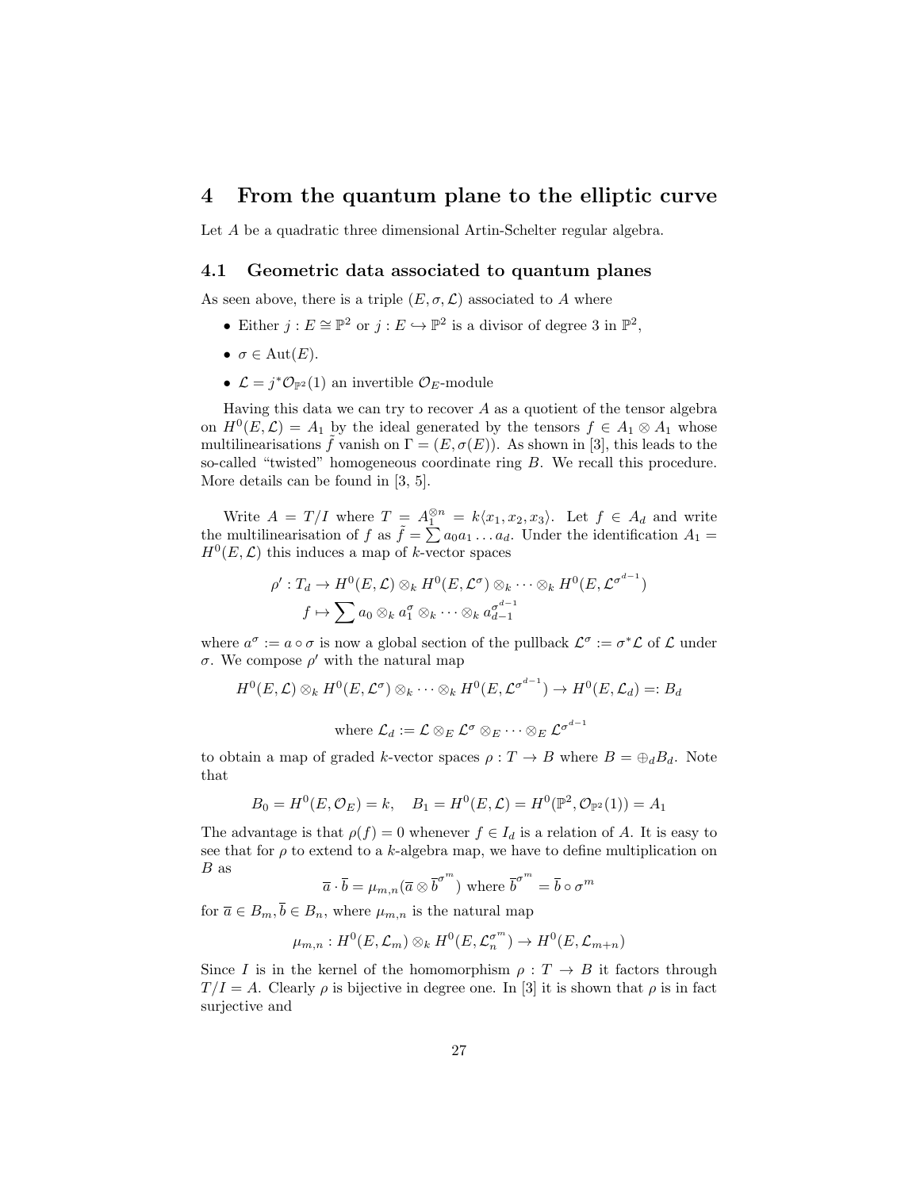# 4 From the quantum plane to the elliptic curve

Let $A$ be a quadratic three dimensional Artin-Schelter regular algebra.

## 4.1 Geometric data associated to quantum planes

As seen above, there is a triple $(E, \sigma, \mathcal{L})$ associated to $A$ where

- Either $j : E \cong \mathbb{P}^2$ or $j : E \hookrightarrow \mathbb{P}^2$ is a divisor of degree 3 in $\mathbb{P}^2$,
- $\sigma \in \mathrm{Aut}(E)$.
- $\mathcal{L} = j^*\mathcal{O}_{\mathbb{P}^2}(1)$ an invertible $\mathcal{O}_E$-module

Having this data we can try to recover $A$ as a quotient of the tensor algebra on $H^0(E, \mathcal{L}) = A_1$ by the ideal generated by the tensors $f \in A_1 \otimes A_1$ whose multilinearisations $\tilde{f}$ vanish on $\Gamma = (E, \sigma(E))$. As shown in [3], this leads to the so-called "twisted" homogeneous coordinate ring $B$. We recall this procedure. More details can be found in [3, 5].

Write $A = T/I$ where $T = A_1^{\otimes n} = k\langle x_1, x_2, x_3\rangle$. Let $f \in A_d$ and write the multilinearisation of $f$ as $\tilde{f} = \sum a_0 a_1 \ldots a_d$. Under the identification $A_1 = H^0(E, \mathcal{L})$ this induces a map of $k$-vector spaces

$$
\begin{aligned}
\rho' : T_d &\to H^0(E, \mathcal{L}) \otimes_k H^0(E, \mathcal{L}^\sigma) \otimes_k \cdots \otimes_k H^0(E, \mathcal{L}^{\sigma^{d-1}}) \\
f &\mapsto \sum a_0 \otimes_k a_1^\sigma \otimes_k \cdots \otimes_k a_{d-1}^{\sigma^{d-1}}
\end{aligned}
$$

where $a^\sigma := a \circ \sigma$ is now a global section of the pullback $\mathcal{L}^\sigma := \sigma^*\mathcal{L}$ of $\mathcal{L}$ under $\sigma$. We compose $\rho'$ with the natural map

$$
H^0(E, \mathcal{L}) \otimes_k H^0(E, \mathcal{L}^\sigma) \otimes_k \cdots \otimes_k H^0(E, \mathcal{L}^{\sigma^{d-1}}) \to H^0(E, \mathcal{L}_d) =: B_d
$$

$$
\text{where } \mathcal{L}_d := \mathcal{L} \otimes_E \mathcal{L}^\sigma \otimes_E \cdots \otimes_E \mathcal{L}^{\sigma^{d-1}}
$$

to obtain a map of graded $k$-vector spaces $\rho : T \to B$ where $B = \oplus_d B_d$. Note that

$$
B_0 = H^0(E, \mathcal{O}_E) = k, \quad B_1 = H^0(E, \mathcal{L}) = H^0(\mathbb{P}^2, \mathcal{O}_{\mathbb{P}^2}(1)) = A_1
$$

The advantage is that $\rho(f) = 0$ whenever $f \in I_d$ is a relation of $A$. It is easy to see that for $\rho$ to extend to a $k$-algebra map, we have to define multiplication on $B$ as

$$
\overline{a} \cdot \overline{b} = \mu_{m,n}(\overline{a} \otimes \overline{b}^{\sigma^m}) \text{ where } \overline{b}^{\sigma^m} = \overline{b} \circ \sigma^m
$$

for $\overline{a} \in B_m, \overline{b} \in B_n$, where $\mu_{m,n}$ is the natural map

$$
\mu_{m,n} : H^0(E, \mathcal{L}_m) \otimes_k H^0(E, \mathcal{L}_n^{\sigma^m}) \to H^0(E, \mathcal{L}_{m+n})
$$

Since $I$ is in the kernel of the homomorphism $\rho : T \to B$ it factors through $T/I = A$. Clearly $\rho$ is bijective in degree one. In [3] it is shown that $\rho$ is in fact surjective and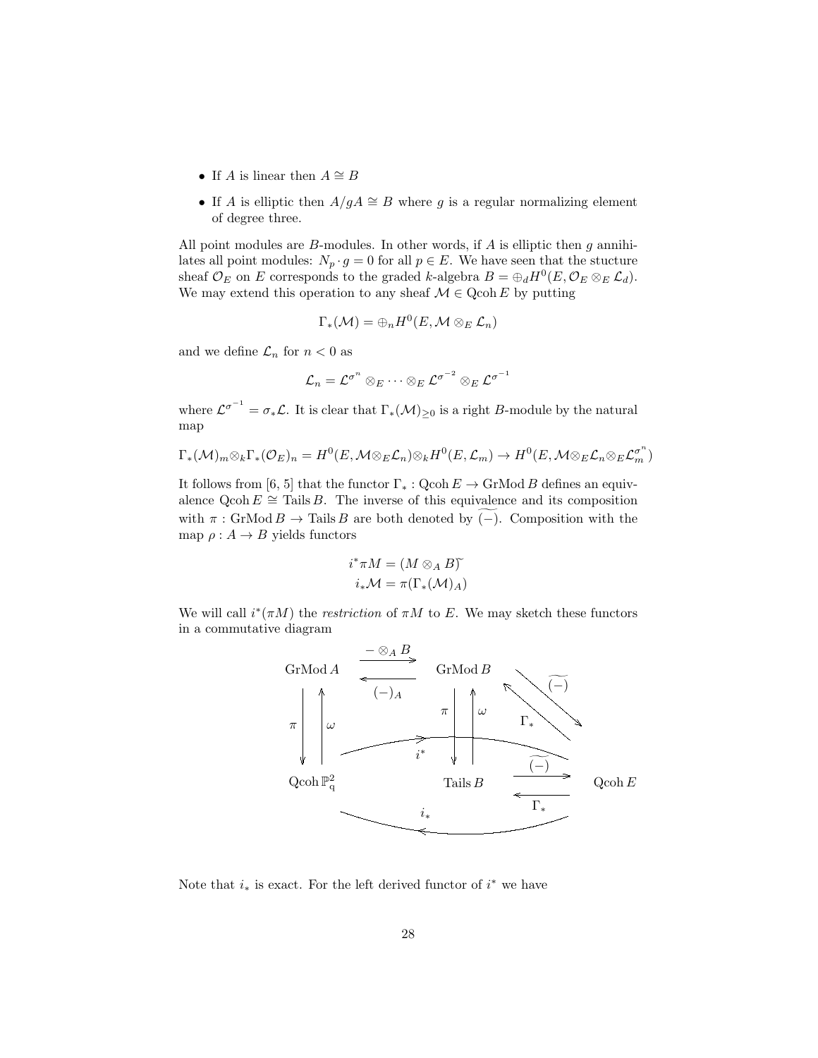- If $A$ is linear then $A \cong B$
- If $A$ is elliptic then $A/gA \cong B$ where $g$ is a regular normalizing element of degree three.

All point modules are $B$-modules. In other words, if $A$ is elliptic then $g$ annihilates all point modules: $N_p \cdot g = 0$ for all $p \in E$. We have seen that the stucture sheaf $\mathcal{O}_E$ on $E$ corresponds to the graded $k$-algebra $B = \oplus_d H^0(E, \mathcal{O}_E \otimes_E \mathcal{L}_d)$. We may extend this operation to any sheaf $\mathcal{M} \in \operatorname{Qcoh} E$ by putting

$$\Gamma_*(\mathcal{M}) = \oplus_n H^0(E, \mathcal{M} \otimes_E \mathcal{L}_n)$$

and we define $\mathcal{L}_n$ for $n < 0$ as

$$\mathcal{L}_n = \mathcal{L}^{\sigma^n} \otimes_E \cdots \otimes_E \mathcal{L}^{\sigma^{-2}} \otimes_E \mathcal{L}^{\sigma^{-1}}$$

where $\mathcal{L}^{\sigma^{-1}} = \sigma_* \mathcal{L}$. It is clear that $\Gamma_*(\mathcal{M})_{\geq 0}$ is a right $B$-module by the natural map

$$\Gamma_*(\mathcal{M})_m \otimes_k \Gamma_*(\mathcal{O}_E)_n = H^0(E, \mathcal{M} \otimes_E \mathcal{L}_n) \otimes_k H^0(E, \mathcal{L}_m) \to H^0(E, \mathcal{M} \otimes_E \mathcal{L}_n \otimes_E \mathcal{L}_m^{\sigma^n})$$

It follows from [6, 5] that the functor $\Gamma_* : \operatorname{Qcoh} E \to \operatorname{GrMod} B$ defines an equivalence $\operatorname{Qcoh} E \cong \operatorname{Tails} B$. The inverse of this equivalence and its composition with $\pi : \operatorname{GrMod} B \to \operatorname{Tails} B$ are both denoted by $\widetilde{(-)}$. Composition with the map $\rho : A \to B$ yields functors

$$\begin{aligned} i^* \pi M &= (M \otimes_A B)\widetilde{\phantom{x}} \\ i_* \mathcal{M} &= \pi(\Gamma_*(\mathcal{M})_A) \end{aligned}$$

We will call $i^*(\pi M)$ the *restriction* of $\pi M$ to $E$. We may sketch these functors in a commutative diagram

$$\begin{array}{ccccc}
\operatorname{GrMod} A & \underset{(-)_A}{\overset{- \otimes_A B}{\rightleftarrows}} & \operatorname{GrMod} B & \underset{\Gamma_*}{\overset{\widetilde{(-)}}{\rightleftarrows}} & \\
\pi \downarrow \uparrow \omega & & \pi \downarrow \uparrow \omega & & \\
\operatorname{Qcoh} \mathbb{P}^2_q & \xrightarrow{\quad i^* \quad} & \operatorname{Tails} B & \underset{\Gamma_*}{\overset{\widetilde{(-)}}{\rightleftarrows}} & \operatorname{Qcoh} E \\
 & & \xleftarrow{\quad i_* \quad} & & 
\end{array}$$

Note that $i_*$ is exact. For the left derived functor of $i^*$ we have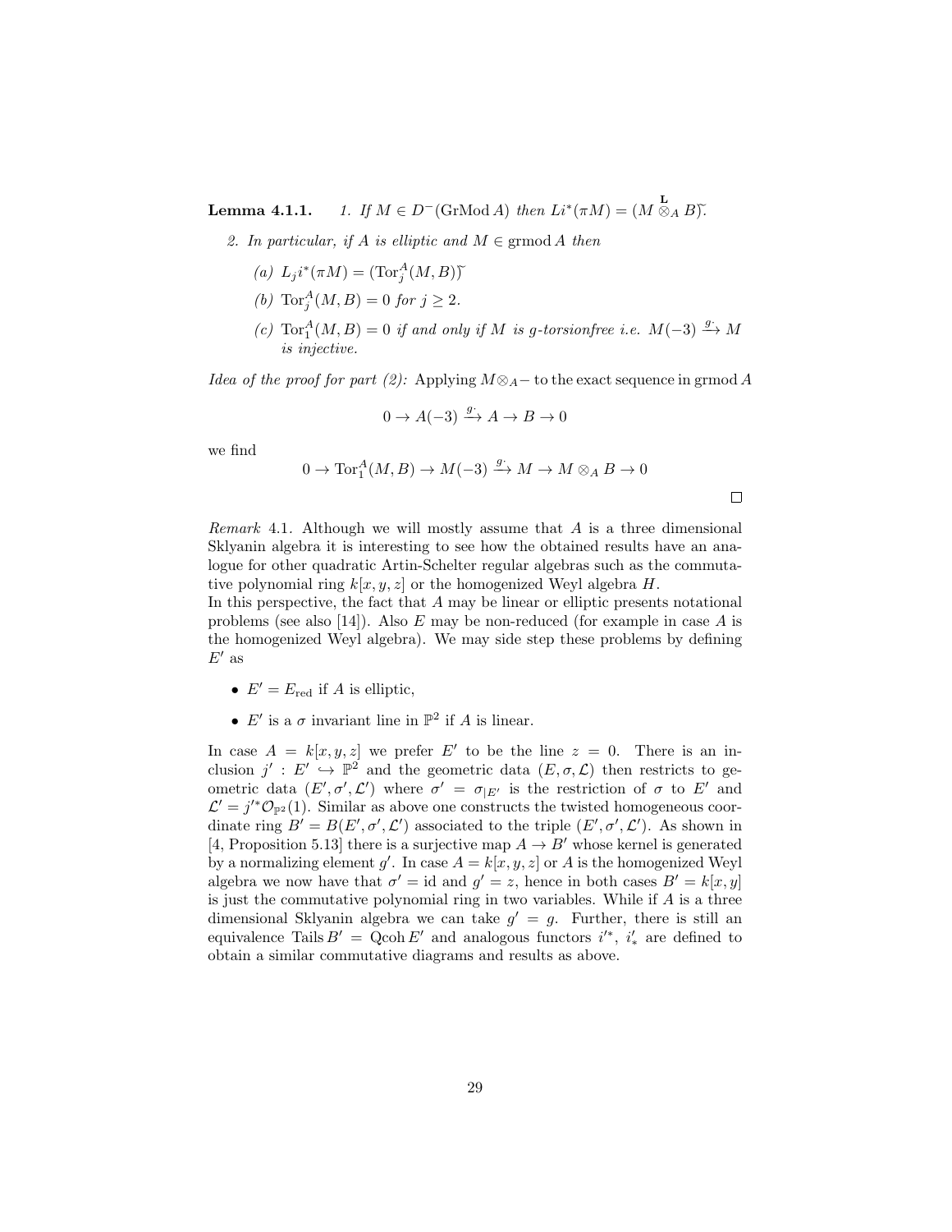**Lemma 4.1.1.** *1. If $M \in D^-(\mathrm{GrMod}\, A)$ then $Li^*(\pi M) = (M \overset{\mathbf{L}}{\otimes}_A B)\widetilde{}$.*

*2. In particular, if $A$ is elliptic and $M \in \mathrm{grmod}\, A$ then*

*(a) $L_j i^*(\pi M) = (\mathrm{Tor}_j^A(M, B))\widetilde{}$*

*(b) $\mathrm{Tor}_j^A(M, B) = 0$ for $j \geq 2$.*

*(c) $\mathrm{Tor}_1^A(M, B) = 0$ if and only if $M$ is $g$-torsionfree i.e. $M(-3) \xrightarrow{g\cdot} M$ is injective.*

*Idea of the proof for part (2):* Applying $M \otimes_A -$ to the exact sequence in $\mathrm{grmod}\, A$

$$0 \to A(-3) \xrightarrow{g\cdot} A \to B \to 0$$

we find

$$0 \to \mathrm{Tor}_1^A(M, B) \to M(-3) \xrightarrow{g\cdot} M \to M \otimes_A B \to 0$$

□

*Remark* 4.1. Although we will mostly assume that $A$ is a three dimensional Sklyanin algebra it is interesting to see how the obtained results have an analogue for other quadratic Artin-Schelter regular algebras such as the commutative polynomial ring $k[x, y, z]$ or the homogenized Weyl algebra $H$.
In this perspective, the fact that $A$ may be linear or elliptic presents notational problems (see also [14]). Also $E$ may be non-reduced (for example in case $A$ is the homogenized Weyl algebra). We may side step these problems by defining $E'$ as

- $E' = E_{\mathrm{red}}$ if $A$ is elliptic,
- $E'$ is a $\sigma$ invariant line in $\mathbb{P}^2$ if $A$ is linear.

In case $A = k[x, y, z]$ we prefer $E'$ to be the line $z = 0$. There is an inclusion $j' : E' \hookrightarrow \mathbb{P}^2$ and the geometric data $(E, \sigma, \mathcal{L})$ then restricts to geometric data $(E', \sigma', \mathcal{L}')$ where $\sigma' = \sigma_{|E'}$ is the restriction of $\sigma$ to $E'$ and $\mathcal{L}' = j'^* \mathcal{O}_{\mathbb{P}^2}(1)$. Similar as above one constructs the twisted homogeneous coordinate ring $B' = B(E', \sigma', \mathcal{L}')$ associated to the triple $(E', \sigma', \mathcal{L}')$. As shown in [4, Proposition 5.13] there is a surjective map $A \to B'$ whose kernel is generated by a normalizing element $g'$. In case $A = k[x, y, z]$ or $A$ is the homogenized Weyl algebra we now have that $\sigma' = \mathrm{id}$ and $g' = z$, hence in both cases $B' = k[x, y]$ is just the commutative polynomial ring in two variables. While if $A$ is a three dimensional Sklyanin algebra we can take $g' = g$. Further, there is still an equivalence $\mathrm{Tails}\, B' = \mathrm{Qcoh}\, E'$ and analogous functors $i'^*$, $i'_*$ are defined to obtain a similar commutative diagrams and results as above.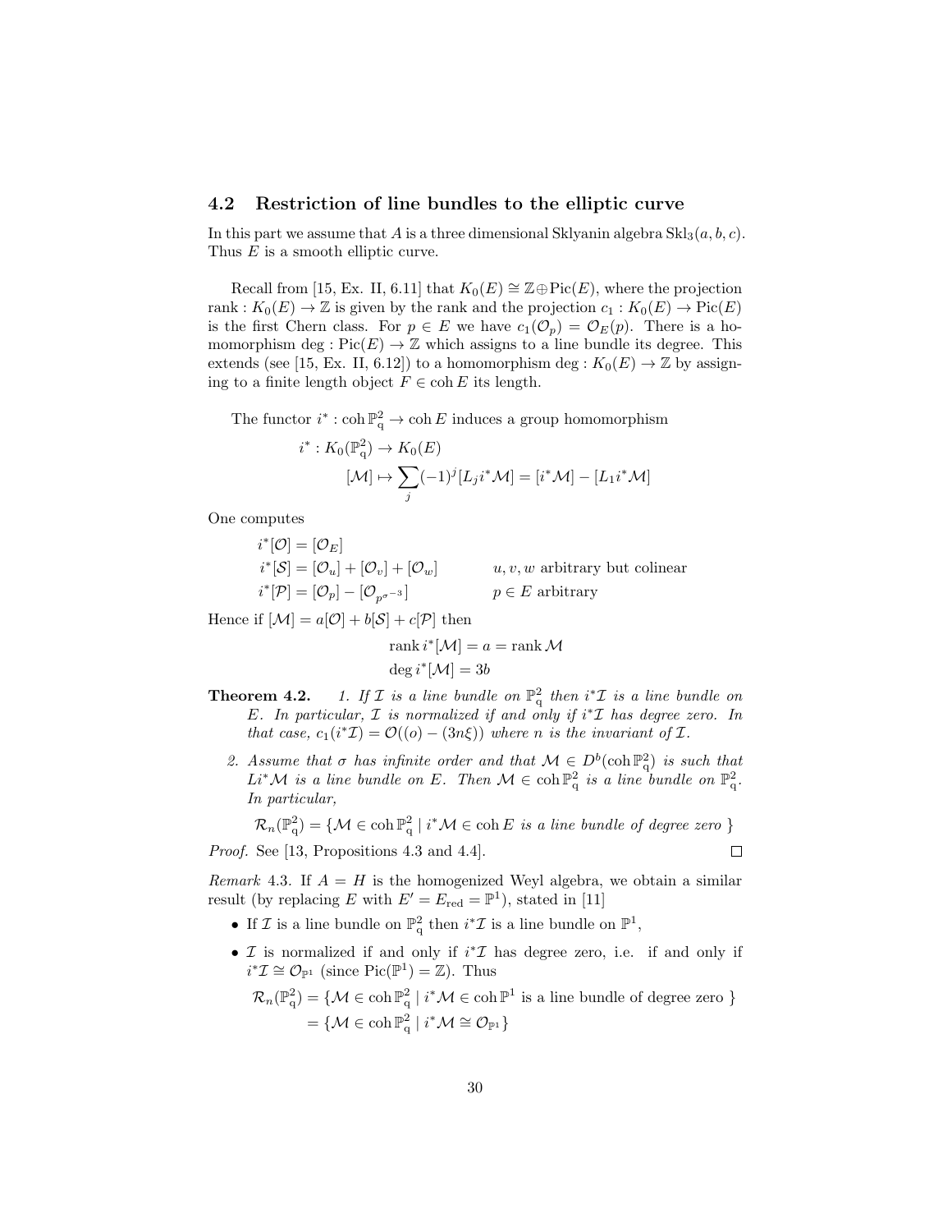### 4.2 Restriction of line bundles to the elliptic curve

In this part we assume that $A$ is a three dimensional Sklyanin algebra $\mathrm{Skl}_3(a,b,c)$. Thus $E$ is a smooth elliptic curve.

Recall from [15, Ex. II, 6.11] that $K_0(E) \cong \mathbb{Z} \oplus \mathrm{Pic}(E)$, where the projection $\mathrm{rank} : K_0(E) \to \mathbb{Z}$ is given by the rank and the projection $c_1 : K_0(E) \to \mathrm{Pic}(E)$ is the first Chern class. For $p \in E$ we have $c_1(\mathcal{O}_p) = \mathcal{O}_E(p)$. There is a homomorphism $\deg : \mathrm{Pic}(E) \to \mathbb{Z}$ which assigns to a line bundle its degree. This extends (see [15, Ex. II, 6.12]) to a homomorphism $\deg : K_0(E) \to \mathbb{Z}$ by assigning to a finite length object $F \in \mathrm{coh}\, E$ its length.

The functor $i^* : \mathrm{coh}\, \mathbb{P}^2_q \to \mathrm{coh}\, E$ induces a group homomorphism

$$
\begin{aligned}
i^* : K_0(\mathbb{P}^2_q) &\to K_0(E) \\
[\mathcal{M}] &\mapsto \sum_j (-1)^j [L_j i^* \mathcal{M}] = [i^*\mathcal{M}] - [L_1 i^* \mathcal{M}]
\end{aligned}
$$

One computes

$$
\begin{aligned}
i^*[\mathcal{O}] &= [\mathcal{O}_E] \\
i^*[\mathcal{S}] &= [\mathcal{O}_u] + [\mathcal{O}_v] + [\mathcal{O}_w] \qquad && u, v, w \text{ arbitrary but colinear} \\
i^*[\mathcal{P}] &= [\mathcal{O}_p] - [\mathcal{O}_{p^{\sigma^{-3}}}] && p \in E \text{ arbitrary}
\end{aligned}
$$

Hence if $[\mathcal{M}] = a[\mathcal{O}] + b[\mathcal{S}] + c[\mathcal{P}]$ then

$$
\begin{aligned}
\mathrm{rank}\, i^*[\mathcal{M}] &= a = \mathrm{rank}\, \mathcal{M} \\
\deg i^*[\mathcal{M}] &= 3b
\end{aligned}
$$

**Theorem 4.2.** *1. If $\mathcal{I}$ is a line bundle on $\mathbb{P}^2_q$ then $i^*\mathcal{I}$ is a line bundle on $E$. In particular, $\mathcal{I}$ is normalized if and only if $i^*\mathcal{I}$ has degree zero. In that case, $c_1(i^*\mathcal{I}) = \mathcal{O}((o) - (3n\xi))$ where $n$ is the invariant of $\mathcal{I}$.*

*2. Assume that $\sigma$ has infinite order and that $\mathcal{M} \in D^b(\mathrm{coh}\, \mathbb{P}^2_q)$ is such that $Li^*\mathcal{M}$ is a line bundle on $E$. Then $\mathcal{M} \in \mathrm{coh}\, \mathbb{P}^2_q$ is a line bundle on $\mathbb{P}^2_q$. In particular,*

$$
\mathcal{R}_n(\mathbb{P}^2_q) = \{\mathcal{M} \in \mathrm{coh}\, \mathbb{P}^2_q \mid i^*\mathcal{M} \in \mathrm{coh}\, E \textit{ is a line bundle of degree zero }\}
$$

*Proof.* See [13, Propositions 4.3 and 4.4]. □

*Remark* 4.3. If $A = H$ is the homogenized Weyl algebra, we obtain a similar result (by replacing $E$ with $E' = E_{\mathrm{red}} = \mathbb{P}^1$), stated in [11]

- If $\mathcal{I}$ is a line bundle on $\mathbb{P}^2_q$ then $i^*\mathcal{I}$ is a line bundle on $\mathbb{P}^1$,
- $\mathcal{I}$ is normalized if and only if $i^*\mathcal{I}$ has degree zero, i.e. if and only if $i^*\mathcal{I} \cong \mathcal{O}_{\mathbb{P}^1}$ (since $\mathrm{Pic}(\mathbb{P}^1) = \mathbb{Z}$). Thus

$$
\begin{aligned}
\mathcal{R}_n(\mathbb{P}^2_q) &= \{\mathcal{M} \in \mathrm{coh}\, \mathbb{P}^2_q \mid i^*\mathcal{M} \in \mathrm{coh}\, \mathbb{P}^1 \text{ is a line bundle of degree zero }\} \\
&= \{\mathcal{M} \in \mathrm{coh}\, \mathbb{P}^2_q \mid i^*\mathcal{M} \cong \mathcal{O}_{\mathbb{P}^1}\}
\end{aligned}
$$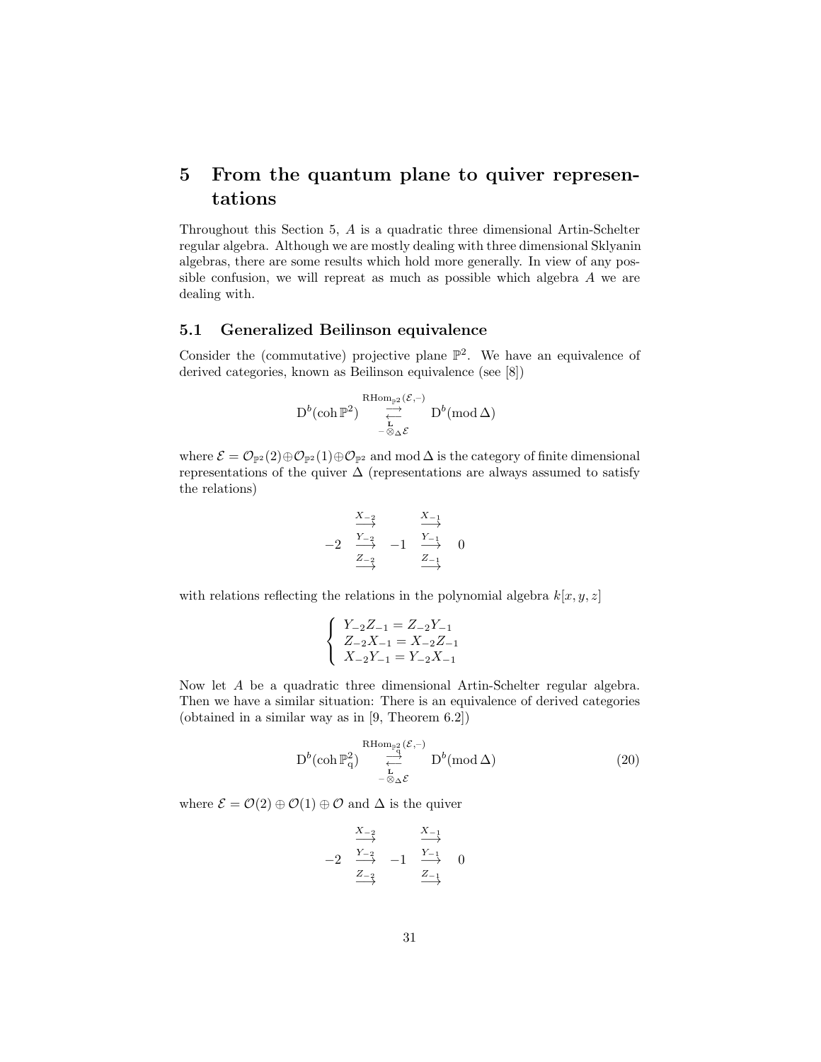# 5 From the quantum plane to quiver representations

Throughout this Section 5, $A$ is a quadratic three dimensional Artin-Schelter regular algebra. Although we are mostly dealing with three dimensional Sklyanin algebras, there are some results which hold more generally. In view of any possible confusion, we will repreat as much as possible which algebra $A$ we are dealing with.

## 5.1 Generalized Beilinson equivalence

Consider the (commutative) projective plane $\mathbb{P}^2$. We have an equivalence of derived categories, known as Beilinson equivalence (see [8])

$$\mathrm{D}^b(\operatorname{coh}\mathbb{P}^2) \underset{-\overset{\mathbf{L}}{\otimes}_{\Delta}\mathcal{E}}{\overset{\mathrm{RHom}_{\mathbb{P}^2}(\mathcal{E},-)}{\rightleftarrows}} \mathrm{D}^b(\operatorname{mod}\Delta)$$

where $\mathcal{E} = \mathcal{O}_{\mathbb{P}^2}(2) \oplus \mathcal{O}_{\mathbb{P}^2}(1) \oplus \mathcal{O}_{\mathbb{P}^2}$ and $\operatorname{mod}\Delta$ is the category of finite dimensional representations of the quiver $\Delta$ (representations are always assumed to satisfy the relations)

$$-2 \;\begin{array}{c}\xrightarrow{X_{-2}}\\ \xrightarrow{Y_{-2}}\\ \xrightarrow{Z_{-2}}\end{array}\; -1 \;\begin{array}{c}\xrightarrow{X_{-1}}\\ \xrightarrow{Y_{-1}}\\ \xrightarrow{Z_{-1}}\end{array}\; 0$$

with relations reflecting the relations in the polynomial algebra $k[x, y, z]$

$$\begin{cases} Y_{-2}Z_{-1} = Z_{-2}Y_{-1} \\ Z_{-2}X_{-1} = X_{-2}Z_{-1} \\ X_{-2}Y_{-1} = Y_{-2}X_{-1} \end{cases}$$

Now let $A$ be a quadratic three dimensional Artin-Schelter regular algebra. Then we have a similar situation: There is an equivalence of derived categories (obtained in a similar way as in [9, Theorem 6.2])

$$\mathrm{D}^b(\operatorname{coh}\mathbb{P}^2_q) \underset{-\overset{\mathbf{L}}{\otimes}_{\Delta}\mathcal{E}}{\overset{\mathrm{RHom}_{\mathbb{P}^2_q}(\mathcal{E},-)}{\rightleftarrows}} \mathrm{D}^b(\operatorname{mod}\Delta) \tag{20}$$

where $\mathcal{E} = \mathcal{O}(2) \oplus \mathcal{O}(1) \oplus \mathcal{O}$ and $\Delta$ is the quiver

$$-2 \;\begin{array}{c}\xrightarrow{X_{-2}}\\ \xrightarrow{Y_{-2}}\\ \xrightarrow{Z_{-2}}\end{array}\; -1 \;\begin{array}{c}\xrightarrow{X_{-1}}\\ \xrightarrow{Y_{-1}}\\ \xrightarrow{Z_{-1}}\end{array}\; 0$$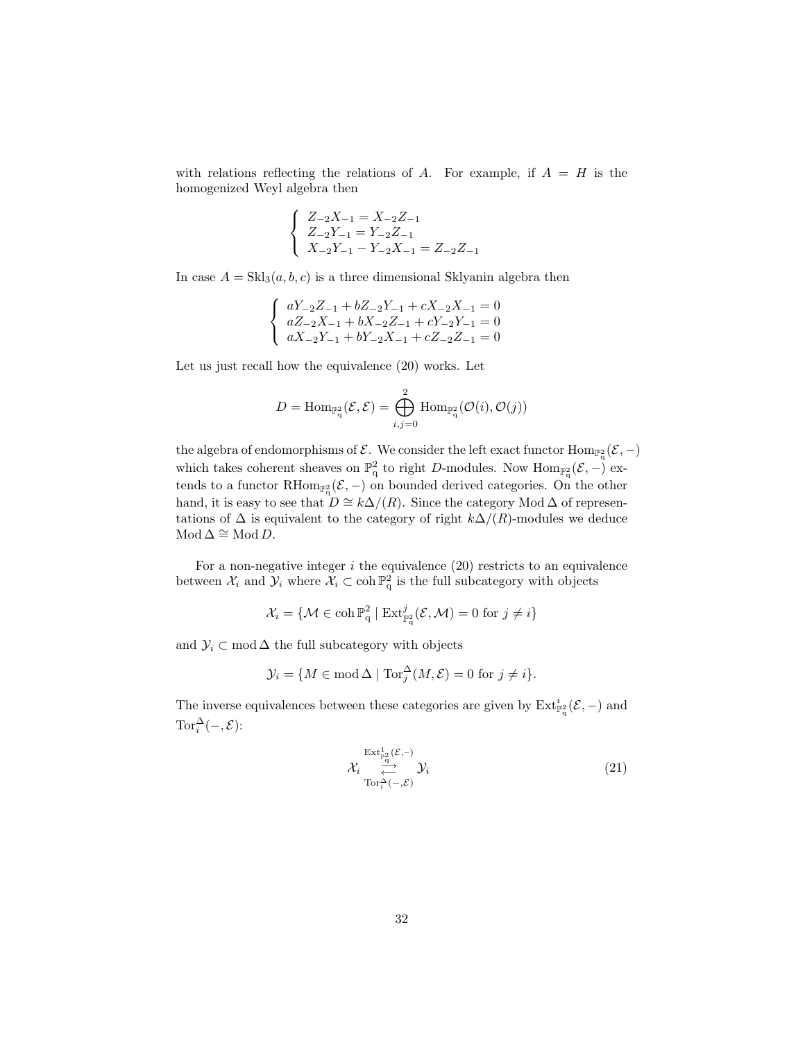with relations reflecting the relations of $A$. For example, if $A = H$ is the homogenized Weyl algebra then

$$\begin{cases} Z_{-2}X_{-1} = X_{-2}Z_{-1} \\ Z_{-2}Y_{-1} = Y_{-2}Z_{-1} \\ X_{-2}Y_{-1} - Y_{-2}X_{-1} = Z_{-2}Z_{-1} \end{cases}$$

In case $A = \mathrm{Skl}_3(a,b,c)$ is a three dimensional Sklyanin algebra then

$$\begin{cases} aY_{-2}Z_{-1} + bZ_{-2}Y_{-1} + cX_{-2}X_{-1} = 0 \\ aZ_{-2}X_{-1} + bX_{-2}Z_{-1} + cY_{-2}Y_{-1} = 0 \\ aX_{-2}Y_{-1} + bY_{-2}X_{-1} + cZ_{-2}Z_{-1} = 0 \end{cases}$$

Let us just recall how the equivalence (20) works. Let

$$D = \mathrm{Hom}_{\mathbb{P}^2_q}(\mathcal{E}, \mathcal{E}) = \bigoplus_{i,j=0}^{2} \mathrm{Hom}_{\mathbb{P}^2_q}(\mathcal{O}(i), \mathcal{O}(j))$$

the algebra of endomorphisms of $\mathcal{E}$. We consider the left exact functor $\mathrm{Hom}_{\mathbb{P}^2_q}(\mathcal{E}, -)$ which takes coherent sheaves on $\mathbb{P}^2_q$ to right $D$-modules. Now $\mathrm{Hom}_{\mathbb{P}^2_q}(\mathcal{E}, -)$ extends to a functor $\mathrm{RHom}_{\mathbb{P}^2_q}(\mathcal{E}, -)$ on bounded derived categories. On the other hand, it is easy to see that $D \cong k\Delta/(R)$. Since the category $\mathrm{Mod}\,\Delta$ of representations of $\Delta$ is equivalent to the category of right $k\Delta/(R)$-modules we deduce $\mathrm{Mod}\,\Delta \cong \mathrm{Mod}\,D$.

For a non-negative integer $i$ the equivalence (20) restricts to an equivalence between $\mathcal{X}_i$ and $\mathcal{Y}_i$ where $\mathcal{X}_i \subset \mathrm{coh}\,\mathbb{P}^2_q$ is the full subcategory with objects

$$\mathcal{X}_i = \{\mathcal{M} \in \mathrm{coh}\,\mathbb{P}^2_q \mid \mathrm{Ext}^j_{\mathbb{P}^2_q}(\mathcal{E}, \mathcal{M}) = 0 \text{ for } j \neq i\}$$

and $\mathcal{Y}_i \subset \mathrm{mod}\,\Delta$ the full subcategory with objects

$$\mathcal{Y}_i = \{M \in \mathrm{mod}\,\Delta \mid \mathrm{Tor}^\Delta_j(M, \mathcal{E}) = 0 \text{ for } j \neq i\}.$$

The inverse equivalences between these categories are given by $\mathrm{Ext}^i_{\mathbb{P}^2_q}(\mathcal{E}, -)$ and $\mathrm{Tor}^\Delta_i(-, \mathcal{E})$:

$$\mathcal{X}_i \underset{\mathrm{Tor}^\Delta_i(-,\mathcal{E})}{\overset{\mathrm{Ext}^1_{\mathbb{P}^2_q}(\mathcal{E},-)}{\rightleftarrows}} \mathcal{Y}_i \tag{21}$$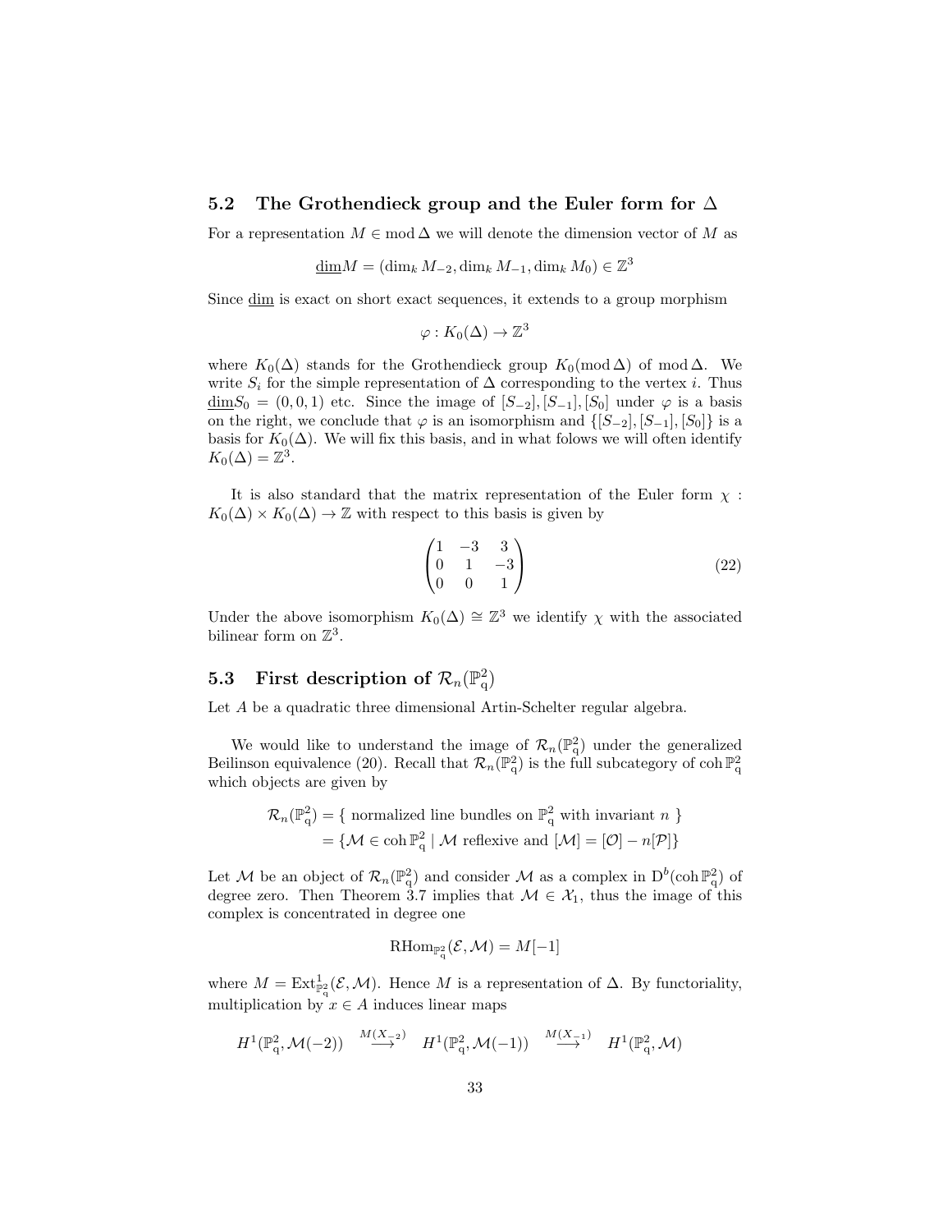## 5.2 The Grothendieck group and the Euler form for $\Delta$

For a representation $M \in \operatorname{mod} \Delta$ we will denote the dimension vector of $M$ as

$$\underline{\dim} M = (\dim_k M_{-2}, \dim_k M_{-1}, \dim_k M_0) \in \mathbb{Z}^3$$

Since $\underline{\dim}$ is exact on short exact sequences, it extends to a group morphism

$$\varphi : K_0(\Delta) \to \mathbb{Z}^3$$

where $K_0(\Delta)$ stands for the Grothendieck group $K_0(\operatorname{mod} \Delta)$ of $\operatorname{mod} \Delta$. We write $S_i$ for the simple representation of $\Delta$ corresponding to the vertex $i$. Thus $\underline{\dim} S_0 = (0, 0, 1)$ etc. Since the image of $[S_{-2}], [S_{-1}], [S_0]$ under $\varphi$ is a basis on the right, we conclude that $\varphi$ is an isomorphism and $\{[S_{-2}], [S_{-1}], [S_0]\}$ is a basis for $K_0(\Delta)$. We will fix this basis, and in what folows we will often identify $K_0(\Delta) = \mathbb{Z}^3$.

It is also standard that the matrix representation of the Euler form $\chi : K_0(\Delta) \times K_0(\Delta) \to \mathbb{Z}$ with respect to this basis is given by

$$\begin{pmatrix} 1 & -3 & 3 \\ 0 & 1 & -3 \\ 0 & 0 & 1 \end{pmatrix} \tag{22}$$

Under the above isomorphism $K_0(\Delta) \cong \mathbb{Z}^3$ we identify $\chi$ with the associated bilinear form on $\mathbb{Z}^3$.

## 5.3 First description of $\mathcal{R}_n(\mathbb{P}^2_q)$

Let $A$ be a quadratic three dimensional Artin-Schelter regular algebra.

We would like to understand the image of $\mathcal{R}_n(\mathbb{P}^2_q)$ under the generalized Beilinson equivalence (20). Recall that $\mathcal{R}_n(\mathbb{P}^2_q)$ is the full subcategory of $\operatorname{coh} \mathbb{P}^2_q$ which objects are given by

$$\begin{aligned} \mathcal{R}_n(\mathbb{P}^2_q) &= \{ \text{ normalized line bundles on } \mathbb{P}^2_q \text{ with invariant } n \ \} \\ &= \{ \mathcal{M} \in \operatorname{coh} \mathbb{P}^2_q \mid \mathcal{M} \text{ reflexive and } [\mathcal{M}] = [\mathcal{O}] - n[\mathcal{P}] \} \end{aligned}$$

Let $\mathcal{M}$ be an object of $\mathcal{R}_n(\mathbb{P}^2_q)$ and consider $\mathcal{M}$ as a complex in $\mathrm{D}^b(\operatorname{coh} \mathbb{P}^2_q)$ of degree zero. Then Theorem 3.7 implies that $\mathcal{M} \in \mathcal{X}_1$, thus the image of this complex is concentrated in degree one

$$\operatorname{RHom}_{\mathbb{P}^2_q}(\mathcal{E}, \mathcal{M}) = M[-1]$$

where $M = \operatorname{Ext}^1_{\mathbb{P}^2_q}(\mathcal{E}, \mathcal{M})$. Hence $M$ is a representation of $\Delta$. By functoriality, multiplication by $x \in A$ induces linear maps

$$H^1(\mathbb{P}^2_q, \mathcal{M}(-2)) \overset{M(X_{-2})}{\longrightarrow} H^1(\mathbb{P}^2_q, \mathcal{M}(-1)) \overset{M(X_{-1})}{\longrightarrow} H^1(\mathbb{P}^2_q, \mathcal{M})$$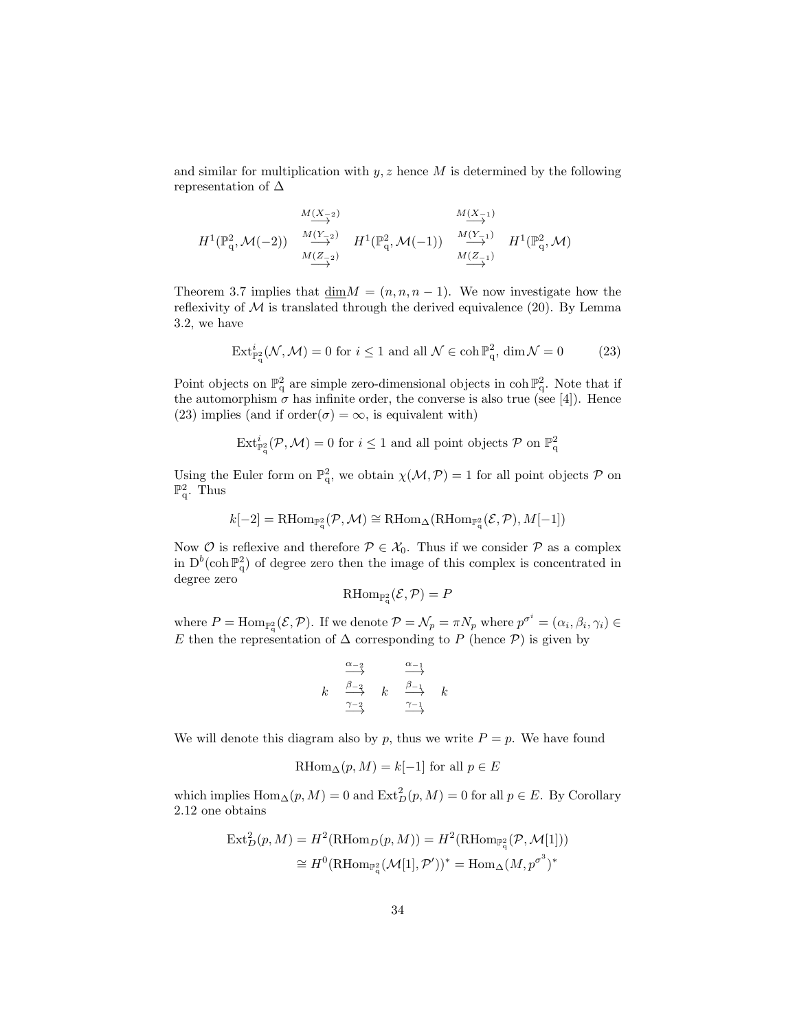and similar for multiplication with $y, z$ hence $M$ is determined by the following representation of $\Delta$

$$H^1(\mathbb{P}^2_q, \mathcal{M}(-2)) \quad \begin{matrix} \xrightarrow{M(X_{-2})} \\ \xrightarrow{M(Y_{-2})} \\ \xrightarrow{M(Z_{-2})} \end{matrix} \quad H^1(\mathbb{P}^2_q, \mathcal{M}(-1)) \quad \begin{matrix} \xrightarrow{M(X_{-1})} \\ \xrightarrow{M(Y_{-1})} \\ \xrightarrow{M(Z_{-1})} \end{matrix} \quad H^1(\mathbb{P}^2_q, \mathcal{M})$$

Theorem 3.7 implies that $\underline{\dim} M = (n, n, n-1)$. We now investigate how the reflexivity of $\mathcal{M}$ is translated through the derived equivalence (20). By Lemma 3.2, we have

$$\operatorname{Ext}^i_{\mathbb{P}^2_q}(\mathcal{N}, \mathcal{M}) = 0 \text{ for } i \leq 1 \text{ and all } \mathcal{N} \in \operatorname{coh} \mathbb{P}^2_q, \dim \mathcal{N} = 0 \tag{23}$$

Point objects on $\mathbb{P}^2_q$ are simple zero-dimensional objects in $\operatorname{coh} \mathbb{P}^2_q$. Note that if the automorphism $\sigma$ has infinite order, the converse is also true (see [4]). Hence (23) implies (and if $\operatorname{order}(\sigma) = \infty$, is equivalent with)

$$\operatorname{Ext}^i_{\mathbb{P}^2_q}(\mathcal{P}, \mathcal{M}) = 0 \text{ for } i \leq 1 \text{ and all point objects } \mathcal{P} \text{ on } \mathbb{P}^2_q$$

Using the Euler form on $\mathbb{P}^2_q$, we obtain $\chi(\mathcal{M}, \mathcal{P}) = 1$ for all point objects $\mathcal{P}$ on $\mathbb{P}^2_q$. Thus

$$k[-2] = \operatorname{RHom}_{\mathbb{P}^2_q}(\mathcal{P}, \mathcal{M}) \cong \operatorname{RHom}_\Delta(\operatorname{RHom}_{\mathbb{P}^2_q}(\mathcal{E}, \mathcal{P}), M[-1])$$

Now $\mathcal{O}$ is reflexive and therefore $\mathcal{P} \in \mathcal{X}_0$. Thus if we consider $\mathcal{P}$ as a complex in $\mathrm{D}^b(\operatorname{coh} \mathbb{P}^2_q)$ of degree zero then the image of this complex is concentrated in degree zero

$$\operatorname{RHom}_{\mathbb{P}^2_q}(\mathcal{E}, \mathcal{P}) = P$$

where $P = \operatorname{Hom}_{\mathbb{P}^2_q}(\mathcal{E}, \mathcal{P})$. If we denote $\mathcal{P} = \mathcal{N}_p = \pi N_p$ where $p^{\sigma^i} = (\alpha_i, \beta_i, \gamma_i) \in E$ then the representation of $\Delta$ corresponding to $P$ (hence $\mathcal{P}$) is given by

$$k \quad \begin{matrix} \xrightarrow{\alpha_{-2}} \\ \xrightarrow{\beta_{-2}} \\ \xrightarrow{\gamma_{-2}} \end{matrix} \quad k \quad \begin{matrix} \xrightarrow{\alpha_{-1}} \\ \xrightarrow{\beta_{-1}} \\ \xrightarrow{\gamma_{-1}} \end{matrix} \quad k$$

We will denote this diagram also by $p$, thus we write $P = p$. We have found

$$\operatorname{RHom}_\Delta(p, M) = k[-1] \text{ for all } p \in E$$

which implies $\operatorname{Hom}_\Delta(p, M) = 0$ and $\operatorname{Ext}^2_D(p, M) = 0$ for all $p \in E$. By Corollary 2.12 one obtains

$$\begin{aligned} \operatorname{Ext}^2_D(p, M) &= H^2(\operatorname{RHom}_D(p, M)) = H^2(\operatorname{RHom}_{\mathbb{P}^2_q}(\mathcal{P}, \mathcal{M}[1])) \\ &\cong H^0(\operatorname{RHom}_{\mathbb{P}^2_q}(\mathcal{M}[1], \mathcal{P}'))^* = \operatorname{Hom}_\Delta(M, p^{\sigma^3})^* \end{aligned}$$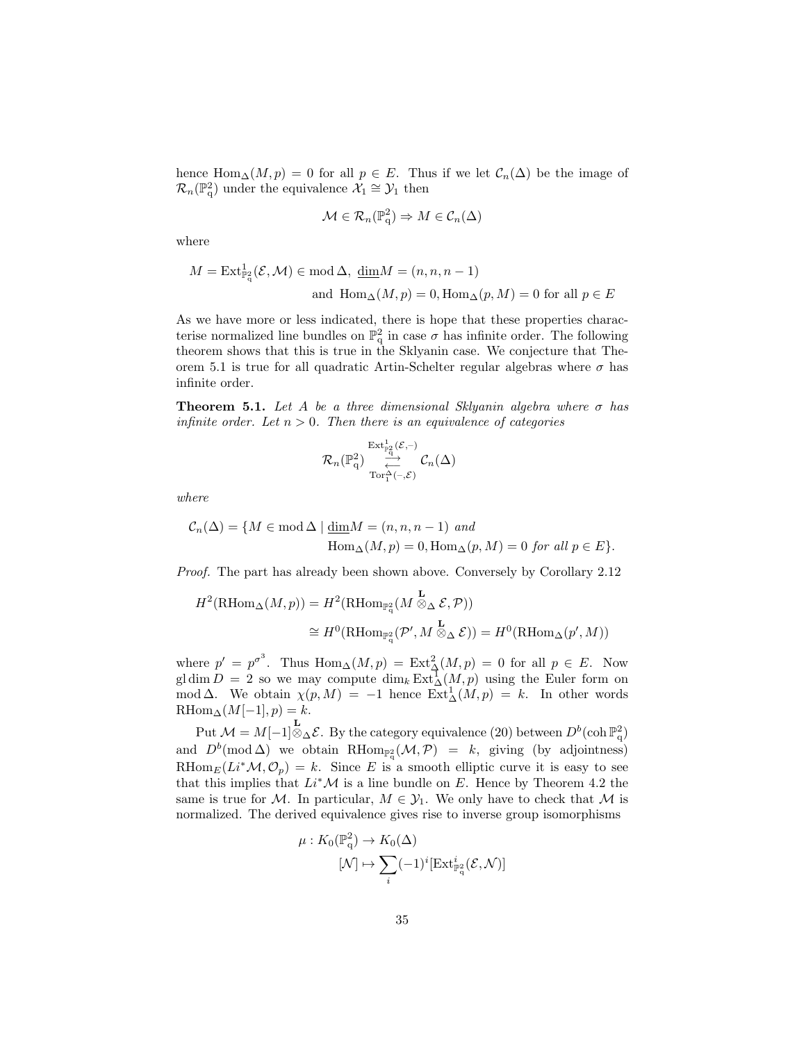hence $\mathrm{Hom}_\Delta(M,p) = 0$ for all $p \in E$. Thus if we let $\mathcal{C}_n(\Delta)$ be the image of $\mathcal{R}_n(\mathbb{P}^2_q)$ under the equivalence $\mathcal{X}_1 \cong \mathcal{Y}_1$ then

$$\mathcal{M} \in \mathcal{R}_n(\mathbb{P}^2_q) \Rightarrow M \in \mathcal{C}_n(\Delta)$$

where

$$M = \mathrm{Ext}^1_{\mathbb{P}^2_q}(\mathcal{E}, \mathcal{M}) \in \mathrm{mod}\,\Delta,\ \underline{\dim} M = (n,n,n-1)$$
$$\text{and } \mathrm{Hom}_\Delta(M,p) = 0, \mathrm{Hom}_\Delta(p,M) = 0 \text{ for all } p \in E$$

As we have more or less indicated, there is hope that these properties characterise normalized line bundles on $\mathbb{P}^2_q$ in case $\sigma$ has infinite order. The following theorem shows that this is true in the Sklyanin case. We conjecture that Theorem 5.1 is true for all quadratic Artin-Schelter regular algebras where $\sigma$ has infinite order.

**Theorem 5.1.** *Let $A$ be a three dimensional Sklyanin algebra where $\sigma$ has infinite order. Let $n > 0$. Then there is an equivalence of categories*

$$\mathcal{R}_n(\mathbb{P}^2_q) \underset{\mathrm{Tor}_1^\Delta(-,\mathcal{E})}{\overset{\mathrm{Ext}^1_{\mathbb{P}^2_q}(\mathcal{E},-)}{\rightleftarrows}} \mathcal{C}_n(\Delta)$$

*where*

$$\mathcal{C}_n(\Delta) = \{M \in \mathrm{mod}\,\Delta \mid \underline{\dim} M = (n,n,n-1) \text{ and}$$
$$\mathrm{Hom}_\Delta(M,p) = 0, \mathrm{Hom}_\Delta(p,M) = 0 \text{ for all } p \in E\}.$$

*Proof.* The part has already been shown above. Conversely by Corollary 2.12

$$H^2(\mathrm{RHom}_\Delta(M,p)) = H^2(\mathrm{RHom}_{\mathbb{P}^2_q}(M \overset{\mathbf{L}}{\otimes}_\Delta \mathcal{E}, \mathcal{P}))$$
$$\cong H^0(\mathrm{RHom}_{\mathbb{P}^2_q}(\mathcal{P}', M \overset{\mathbf{L}}{\otimes}_\Delta \mathcal{E})) = H^0(\mathrm{RHom}_\Delta(p', M))$$

where $p' = p^{\sigma^3}$. Thus $\mathrm{Hom}_\Delta(M,p) = \mathrm{Ext}^2_\Delta(M,p) = 0$ for all $p \in E$. Now $\mathrm{gl}\dim D = 2$ so we may compute $\dim_k \mathrm{Ext}^1_\Delta(M,p)$ using the Euler form on $\mathrm{mod}\,\Delta$. We obtain $\chi(p,M) = -1$ hence $\mathrm{Ext}^1_\Delta(M,p) = k$. In other words $\mathrm{RHom}_\Delta(M[-1],p) = k$.

Put $\mathcal{M} = M[-1] \overset{\mathbf{L}}{\otimes}_\Delta \mathcal{E}$. By the category equivalence (20) between $D^b(\mathrm{coh}\,\mathbb{P}^2_q)$ and $D^b(\mathrm{mod}\,\Delta)$ we obtain $\mathrm{RHom}_{\mathbb{P}^2_q}(\mathcal{M}, \mathcal{P}) = k$, giving (by adjointness) $\mathrm{RHom}_E(Li^*\mathcal{M}, \mathcal{O}_p) = k$. Since $E$ is a smooth elliptic curve it is easy to see that this implies that $Li^*\mathcal{M}$ is a line bundle on $E$. Hence by Theorem 4.2 the same is true for $\mathcal{M}$. In particular, $M \in \mathcal{Y}_1$. We only have to check that $\mathcal{M}$ is normalized. The derived equivalence gives rise to inverse group isomorphisms

$$\mu : K_0(\mathbb{P}^2_q) \to K_0(\Delta)$$
$$[\mathcal{N}] \mapsto \sum_i (-1)^i [\mathrm{Ext}^i_{\mathbb{P}^2_q}(\mathcal{E}, \mathcal{N})]$$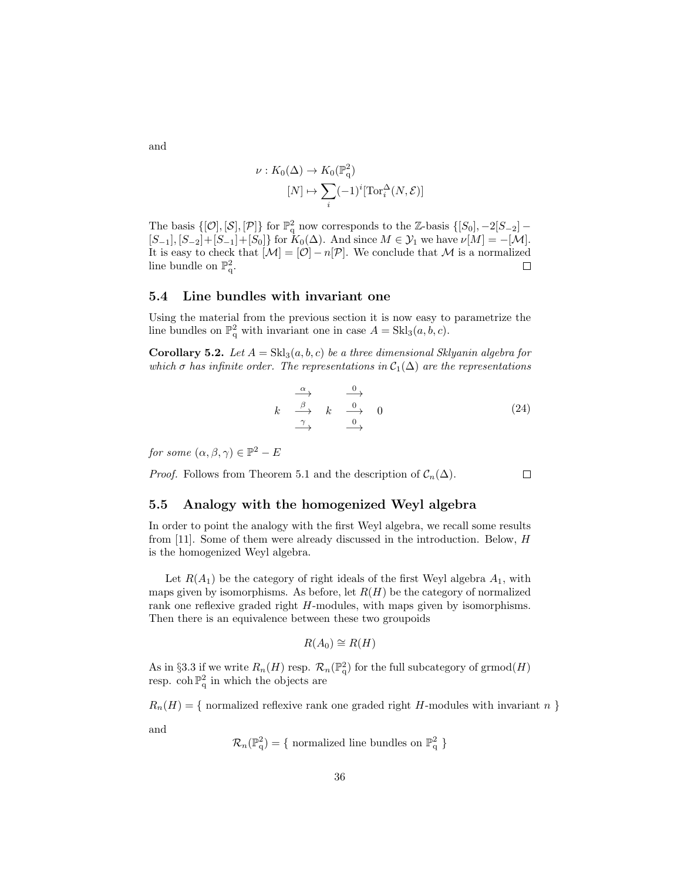and

$$
\begin{aligned}
\nu : K_0(\Delta) &\to K_0(\mathbb{P}^2_{\mathrm{q}}) \\
[N] &\mapsto \sum_i (-1)^i [\mathrm{Tor}_i^{\Delta}(N, \mathcal{E})]
\end{aligned}
$$

The basis $\{[\mathcal{O}], [\mathcal{S}], [\mathcal{P}]\}$ for $\mathbb{P}^2_{\mathrm{q}}$ now corresponds to the $\mathbb{Z}$-basis $\{[S_0], -2[S_{-2}] - [S_{-1}], [S_{-2}]+[S_{-1}]+[S_0]\}$ for $K_0(\Delta)$. And since $M \in \mathcal{Y}_1$ we have $\nu[M] = -[\mathcal{M}]$. It is easy to check that $[\mathcal{M}] = [\mathcal{O}] - n[\mathcal{P}]$. We conclude that $\mathcal{M}$ is a normalized line bundle on $\mathbb{P}^2_{\mathrm{q}}$. $\square$

## 5.4 Line bundles with invariant one

Using the material from the previous section it is now easy to parametrize the line bundles on $\mathbb{P}^2_{\mathrm{q}}$ with invariant one in case $A = \mathrm{Skl}_3(a, b, c)$.

**Corollary 5.2.** *Let $A = \mathrm{Skl}_3(a, b, c)$ be a three dimensional Sklyanin algebra for which $\sigma$ has infinite order. The representations in $\mathcal{C}_1(\Delta)$ are the representations*

$$
k \quad \begin{array}{c} \xrightarrow{\alpha} \\ \xrightarrow{\beta} \\ \xrightarrow{\gamma} \end{array} \quad k \quad \begin{array}{c} \xrightarrow{0} \\ \xrightarrow{0} \\ \xrightarrow{0} \end{array} \quad 0 \tag{24}
$$

*for some $(\alpha, \beta, \gamma) \in \mathbb{P}^2 - E$*

*Proof.* Follows from Theorem 5.1 and the description of $\mathcal{C}_n(\Delta)$. $\square$

## 5.5 Analogy with the homogenized Weyl algebra

In order to point the analogy with the first Weyl algebra, we recall some results from [11]. Some of them were already discussed in the introduction. Below, $H$ is the homogenized Weyl algebra.

Let $R(A_1)$ be the category of right ideals of the first Weyl algebra $A_1$, with maps given by isomorphisms. As before, let $R(H)$ be the category of normalized rank one reflexive graded right $H$-modules, with maps given by isomorphisms. Then there is an equivalence between these two groupoids

$$
R(A_0) \cong R(H)
$$

As in §3.3 if we write $R_n(H)$ resp. $\mathcal{R}_n(\mathbb{P}^2_{\mathrm{q}})$ for the full subcategory of $\mathrm{grmod}(H)$ resp. $\mathrm{coh}\, \mathbb{P}^2_{\mathrm{q}}$ in which the objects are

$R_n(H) = \{$ normalized reflexive rank one graded right $H$-modules with invariant $n$ $\}$

and

$$
\mathcal{R}_n(\mathbb{P}^2_{\mathrm{q}}) = \{ \text{ normalized line bundles on } \mathbb{P}^2_{\mathrm{q}} \ \}
$$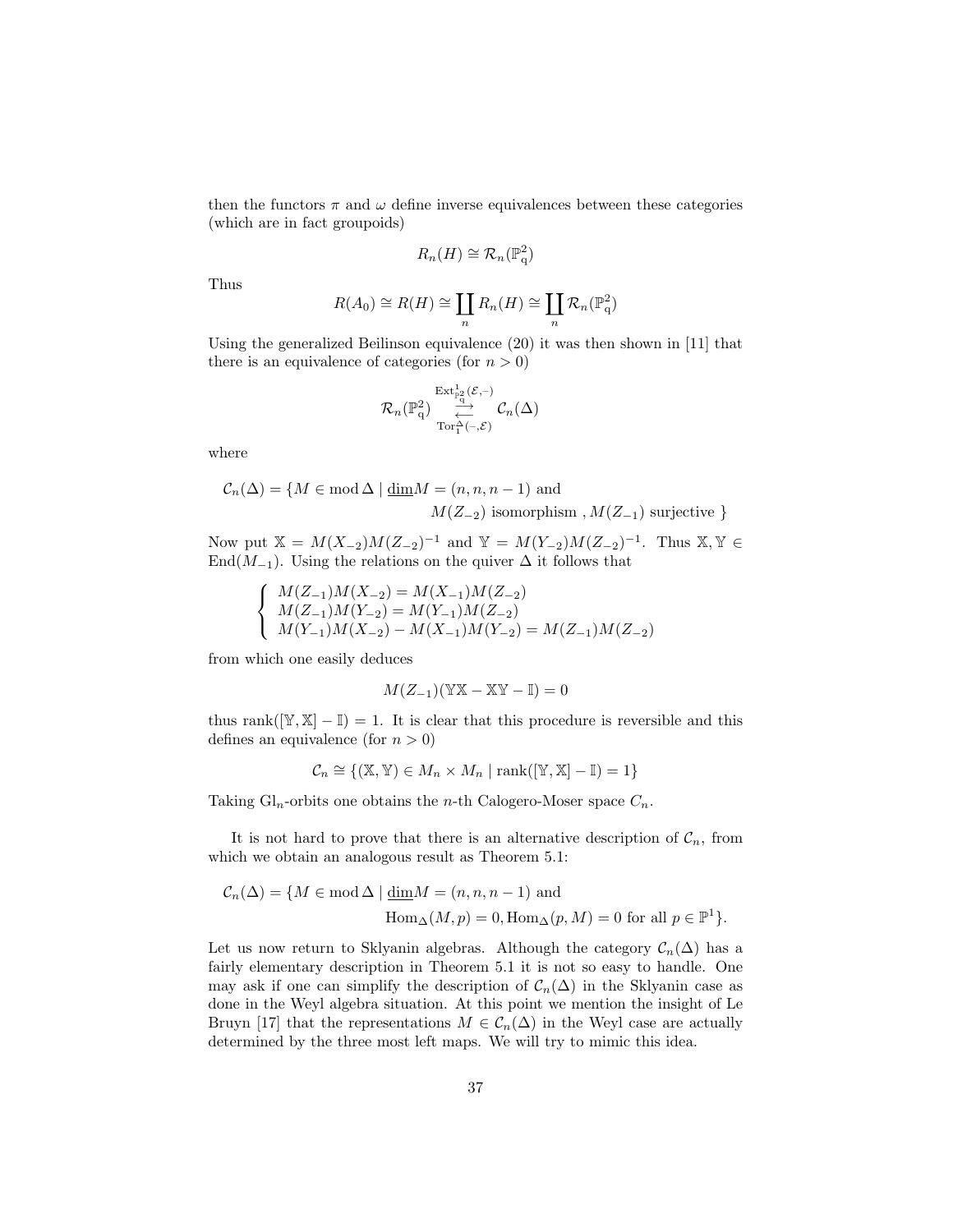then the functors $\pi$ and $\omega$ define inverse equivalences between these categories (which are in fact groupoids)

$$R_n(H) \cong \mathcal{R}_n(\mathbb{P}^2_{\mathrm{q}})$$

Thus

$$R(A_0) \cong R(H) \cong \coprod_n R_n(H) \cong \coprod_n \mathcal{R}_n(\mathbb{P}^2_{\mathrm{q}})$$

Using the generalized Beilinson equivalence (20) it was then shown in [11] that there is an equivalence of categories (for $n > 0$)

$$\mathcal{R}_n(\mathbb{P}^2_{\mathrm{q}}) \underset{\mathrm{Tor}_1^{\Delta}(-,\mathcal{E})}{\overset{\mathrm{Ext}^1_{\mathbb{P}^2_{\mathrm{q}}}(\mathcal{E},-)}{\rightleftarrows}} \mathcal{C}_n(\Delta)$$

where

$$\begin{aligned}\mathcal{C}_n(\Delta) = \{M \in \operatorname{mod}\Delta \mid \underline{\dim} M = (n, n, n-1) \text{ and}\\ M(Z_{-2}) \text{ isomorphism }, M(Z_{-1}) \text{ surjective }\}\end{aligned}$$

Now put $\mathbb{X} = M(X_{-2})M(Z_{-2})^{-1}$ and $\mathbb{Y} = M(Y_{-2})M(Z_{-2})^{-1}$. Thus $\mathbb{X}, \mathbb{Y} \in \operatorname{End}(M_{-1})$. Using the relations on the quiver $\Delta$ it follows that

$$\begin{cases} M(Z_{-1})M(X_{-2}) = M(X_{-1})M(Z_{-2}) \\ M(Z_{-1})M(Y_{-2}) = M(Y_{-1})M(Z_{-2}) \\ M(Y_{-1})M(X_{-2}) - M(X_{-1})M(Y_{-2}) = M(Z_{-1})M(Z_{-2}) \end{cases}$$

from which one easily deduces

$$M(Z_{-1})(\mathbb{Y}\mathbb{X} - \mathbb{X}\mathbb{Y} - \mathbb{I}) = 0$$

thus $\operatorname{rank}([\mathbb{Y}, \mathbb{X}] - \mathbb{I}) = 1$. It is clear that this procedure is reversible and this defines an equivalence (for $n > 0$)

$$\mathcal{C}_n \cong \{(\mathbb{X}, \mathbb{Y}) \in M_n \times M_n \mid \operatorname{rank}([\mathbb{Y}, \mathbb{X}] - \mathbb{I}) = 1\}$$

Taking $\mathrm{Gl}_n$-orbits one obtains the $n$-th Calogero-Moser space $C_n$.

It is not hard to prove that there is an alternative description of $\mathcal{C}_n$, from which we obtain an analogous result as Theorem 5.1:

$$\begin{aligned}\mathcal{C}_n(\Delta) = \{M \in \operatorname{mod}\Delta \mid \underline{\dim} M = (n, n, n-1) \text{ and}\\ \operatorname{Hom}_\Delta(M, p) = 0, \operatorname{Hom}_\Delta(p, M) = 0 \text{ for all } p \in \mathbb{P}^1\}.\end{aligned}$$

Let us now return to Sklyanin algebras. Although the category $\mathcal{C}_n(\Delta)$ has a fairly elementary description in Theorem 5.1 it is not so easy to handle. One may ask if one can simplify the description of $\mathcal{C}_n(\Delta)$ in the Sklyanin case as done in the Weyl algebra situation. At this point we mention the insight of Le Bruyn [17] that the representations $M \in \mathcal{C}_n(\Delta)$ in the Weyl case are actually determined by the three most left maps. We will try to mimic this idea.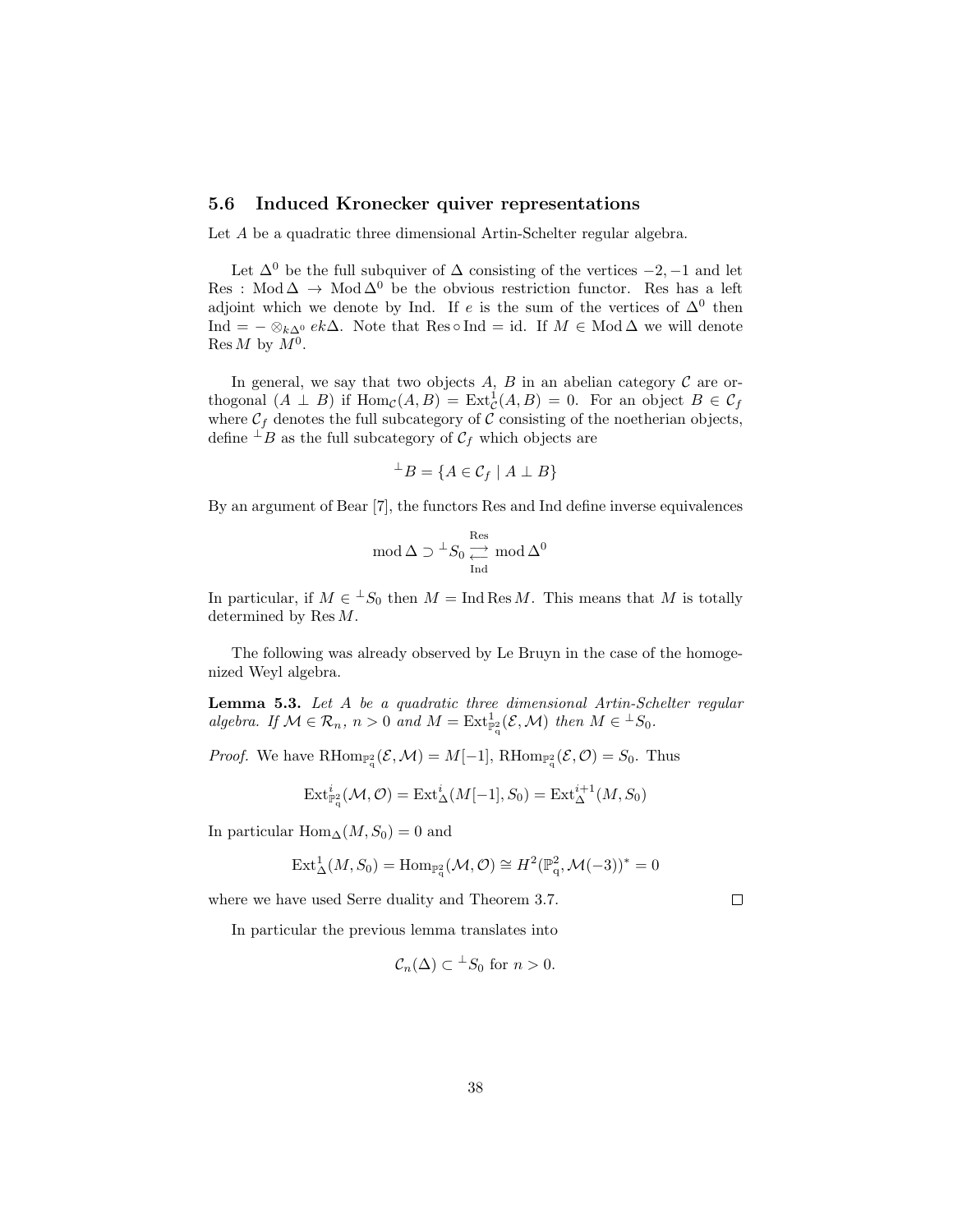### 5.6 Induced Kronecker quiver representations

Let $A$ be a quadratic three dimensional Artin-Schelter regular algebra.

Let $\Delta^0$ be the full subquiver of $\Delta$ consisting of the vertices $-2, -1$ and let $\mathrm{Res} : \mathrm{Mod}\,\Delta \to \mathrm{Mod}\,\Delta^0$ be the obvious restriction functor. Res has a left adjoint which we denote by Ind. If $e$ is the sum of the vertices of $\Delta^0$ then $\mathrm{Ind} = - \otimes_{k\Delta^0} ek\Delta$. Note that $\mathrm{Res} \circ \mathrm{Ind} = \mathrm{id}$. If $M \in \mathrm{Mod}\,\Delta$ we will denote $\mathrm{Res}\,M$ by $M^0$.

In general, we say that two objects $A$, $B$ in an abelian category $\mathcal{C}$ are orthogonal ($A \perp B$) if $\mathrm{Hom}_{\mathcal{C}}(A, B) = \mathrm{Ext}^1_{\mathcal{C}}(A, B) = 0$. For an object $B \in \mathcal{C}_f$ where $\mathcal{C}_f$ denotes the full subcategory of $\mathcal{C}$ consisting of the noetherian objects, define ${}^\perp B$ as the full subcategory of $\mathcal{C}_f$ which objects are

$$
{}^\perp B = \{A \in \mathcal{C}_f \mid A \perp B\}
$$

By an argument of Bear [7], the functors Res and Ind define inverse equivalences

$$
\mathrm{mod}\,\Delta \supset {}^\perp S_0 \underset{\mathrm{Ind}}{\overset{\mathrm{Res}}{\rightleftarrows}} \mathrm{mod}\,\Delta^0
$$

In particular, if $M \in {}^\perp S_0$ then $M = \mathrm{Ind}\,\mathrm{Res}\,M$. This means that $M$ is totally determined by $\mathrm{Res}\,M$.

The following was already observed by Le Bruyn in the case of the homogenized Weyl algebra.

**Lemma 5.3.** *Let $A$ be a quadratic three dimensional Artin-Schelter regular algebra. If $\mathcal{M} \in \mathcal{R}_n$, $n > 0$ and $M = \mathrm{Ext}^1_{\mathbb{P}^2_q}(\mathcal{E}, \mathcal{M})$ then $M \in {}^\perp S_0$.*

*Proof.* We have $\mathrm{RHom}_{\mathbb{P}^2_q}(\mathcal{E}, \mathcal{M}) = M[-1]$, $\mathrm{RHom}_{\mathbb{P}^2_q}(\mathcal{E}, \mathcal{O}) = S_0$. Thus

$$
\mathrm{Ext}^i_{\mathbb{P}^2_q}(\mathcal{M}, \mathcal{O}) = \mathrm{Ext}^i_\Delta(M[-1], S_0) = \mathrm{Ext}^{i+1}_\Delta(M, S_0)
$$

In particular $\mathrm{Hom}_\Delta(M, S_0) = 0$ and

$$
\mathrm{Ext}^1_\Delta(M, S_0) = \mathrm{Hom}_{\mathbb{P}^2_q}(\mathcal{M}, \mathcal{O}) \cong H^2(\mathbb{P}^2_q, \mathcal{M}(-3))^* = 0
$$

where we have used Serre duality and Theorem 3.7. $\square$

In particular the previous lemma translates into

$$
\mathcal{C}_n(\Delta) \subset {}^\perp S_0 \text{ for } n > 0.
$$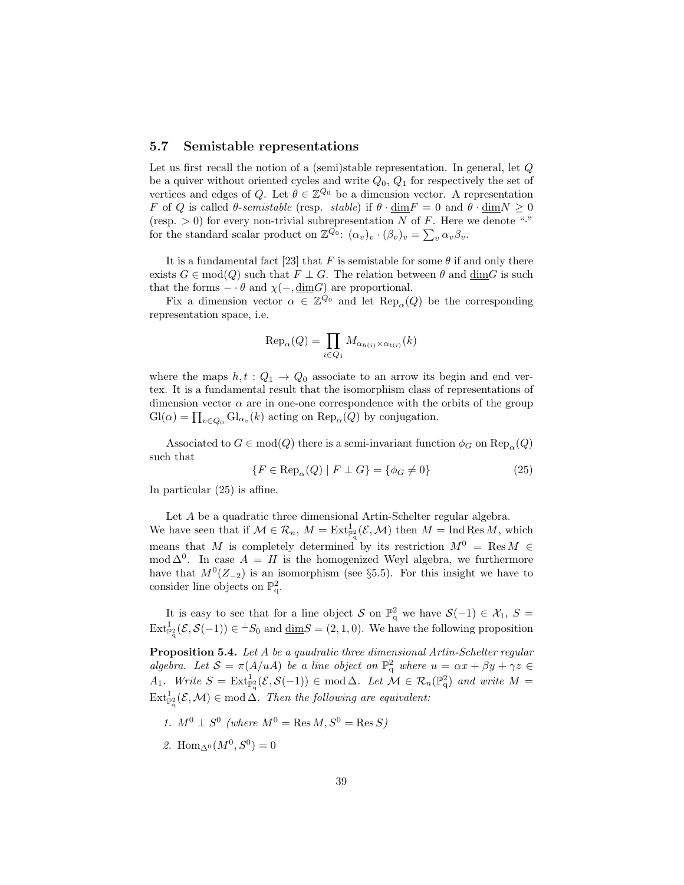### 5.7 Semistable representations

Let us first recall the notion of a (semi)stable representation. In general, let $Q$ be a quiver without oriented cycles and write $Q_0$, $Q_1$ for respectively the set of vertices and edges of $Q$. Let $\theta \in \mathbb{Z}^{Q_0}$ be a dimension vector. A representation $F$ of $Q$ is called *$\theta$-semistable* (resp. *stable*) if $\theta \cdot \underline{\dim} F = 0$ and $\theta \cdot \underline{\dim} N \geq 0$ (resp. $> 0$) for every non-trivial subrepresentation $N$ of $F$. Here we denote "$\cdot$" for the standard scalar product on $\mathbb{Z}^{Q_0}$: $(\alpha_v)_v \cdot (\beta_v)_v = \sum_v \alpha_v \beta_v$.

It is a fundamental fact [23] that $F$ is semistable for some $\theta$ if and only there exists $G \in \operatorname{mod}(Q)$ such that $F \perp G$. The relation between $\theta$ and $\underline{\dim} G$ is such that the forms $- \cdot \theta$ and $\chi(-, \underline{\dim} G)$ are proportional.

Fix a dimension vector $\alpha \in \mathbb{Z}^{Q_0}$ and let $\operatorname{Rep}_\alpha(Q)$ be the corresponding representation space, i.e.

$$\operatorname{Rep}_\alpha(Q) = \prod_{i \in Q_1} M_{\alpha_{h(i)} \times \alpha_{t(i)}}(k)$$

where the maps $h, t : Q_1 \to Q_0$ associate to an arrow its begin and end vertex. It is a fundamental result that the isomorphism class of representations of dimension vector $\alpha$ are in one-one correspondence with the orbits of the group $\operatorname{Gl}(\alpha) = \prod_{v \in Q_0} \operatorname{Gl}_{\alpha_v}(k)$ acting on $\operatorname{Rep}_\alpha(Q)$ by conjugation.

Associated to $G \in \operatorname{mod}(Q)$ there is a semi-invariant function $\phi_G$ on $\operatorname{Rep}_\alpha(Q)$ such that

$$\{F \in \operatorname{Rep}_\alpha(Q) \mid F \perp G\} = \{\phi_G \neq 0\} \tag{25}$$

In particular (25) is affine.

Let $A$ be a quadratic three dimensional Artin-Schelter regular algebra. We have seen that if $\mathcal{M} \in \mathcal{R}_n$, $M = \operatorname{Ext}^1_{\mathbb{P}^2_q}(\mathcal{E}, \mathcal{M})$ then $M = \operatorname{Ind} \operatorname{Res} M$, which means that $M$ is completely determined by its restriction $M^0 = \operatorname{Res} M \in \operatorname{mod} \Delta^0$. In case $A = H$ is the homogenized Weyl algebra, we furthermore have that $M^0(Z_{-2})$ is an isomorphism (see §5.5). For this insight we have to consider line objects on $\mathbb{P}^2_q$.

It is easy to see that for a line object $\mathcal{S}$ on $\mathbb{P}^2_q$ we have $\mathcal{S}(-1) \in \mathcal{X}_1$, $S = \operatorname{Ext}^1_{\mathbb{P}^2_q}(\mathcal{E}, \mathcal{S}(-1)) \in {}^{\perp}S_0$ and $\underline{\dim} S = (2, 1, 0)$. We have the following proposition

**Proposition 5.4.** *Let $A$ be a quadratic three dimensional Artin-Schelter regular algebra. Let $\mathcal{S} = \pi(A/uA)$ be a line object on $\mathbb{P}^2_q$ where $u = \alpha x + \beta y + \gamma z \in A_1$. Write $S = \operatorname{Ext}^1_{\mathbb{P}^2_q}(\mathcal{E}, \mathcal{S}(-1)) \in \operatorname{mod} \Delta$. Let $\mathcal{M} \in \mathcal{R}_n(\mathbb{P}^2_q)$ and write $M = \operatorname{Ext}^1_{\mathbb{P}^2_q}(\mathcal{E}, \mathcal{M}) \in \operatorname{mod} \Delta$. Then the following are equivalent:*

1. *$M^0 \perp S^0$ (where $M^0 = \operatorname{Res} M, S^0 = \operatorname{Res} S$)*
2. *$\operatorname{Hom}_{\Delta^0}(M^0, S^0) = 0$*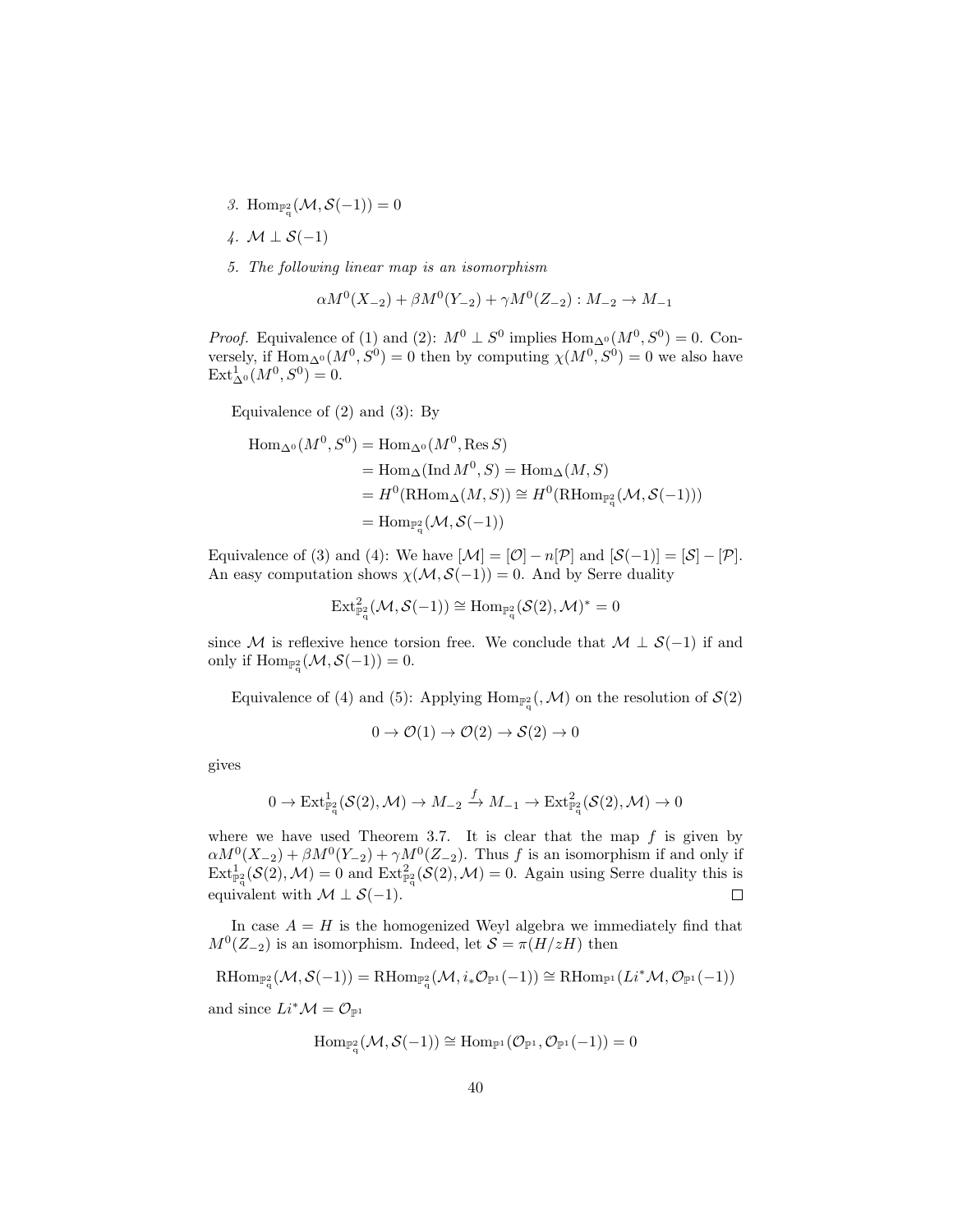3. $\operatorname{Hom}_{\mathbb{P}^2_q}(\mathcal{M}, \mathcal{S}(-1)) = 0$

4. $\mathcal{M} \perp \mathcal{S}(-1)$

5. *The following linear map is an isomorphism*

$$\alpha M^0(X_{-2}) + \beta M^0(Y_{-2}) + \gamma M^0(Z_{-2}) : M_{-2} \to M_{-1}$$

*Proof.* Equivalence of (1) and (2): $M^0 \perp S^0$ implies $\operatorname{Hom}_{\Delta^0}(M^0, S^0) = 0$. Conversely, if $\operatorname{Hom}_{\Delta^0}(M^0, S^0) = 0$ then by computing $\chi(M^0, S^0) = 0$ we also have $\operatorname{Ext}^1_{\Delta^0}(M^0, S^0) = 0$.

Equivalence of (2) and (3): By

$$\begin{aligned}
\operatorname{Hom}_{\Delta^0}(M^0, S^0) &= \operatorname{Hom}_{\Delta^0}(M^0, \operatorname{Res} S) \\
&= \operatorname{Hom}_{\Delta}(\operatorname{Ind} M^0, S) = \operatorname{Hom}_{\Delta}(M, S) \\
&= H^0(\operatorname{RHom}_{\Delta}(M, S)) \cong H^0(\operatorname{RHom}_{\mathbb{P}^2_q}(\mathcal{M}, \mathcal{S}(-1))) \\
&= \operatorname{Hom}_{\mathbb{P}^2_q}(\mathcal{M}, \mathcal{S}(-1))
\end{aligned}$$

Equivalence of (3) and (4): We have $[\mathcal{M}] = [\mathcal{O}] - n[\mathcal{P}]$ and $[\mathcal{S}(-1)] = [\mathcal{S}] - [\mathcal{P}]$. An easy computation shows $\chi(\mathcal{M}, \mathcal{S}(-1)) = 0$. And by Serre duality

$$\operatorname{Ext}^2_{\mathbb{P}^2_q}(\mathcal{M}, \mathcal{S}(-1)) \cong \operatorname{Hom}_{\mathbb{P}^2_q}(\mathcal{S}(2), \mathcal{M})^* = 0$$

since $\mathcal{M}$ is reflexive hence torsion free. We conclude that $\mathcal{M} \perp \mathcal{S}(-1)$ if and only if $\operatorname{Hom}_{\mathbb{P}^2_q}(\mathcal{M}, \mathcal{S}(-1)) = 0$.

Equivalence of (4) and (5): Applying $\operatorname{Hom}_{\mathbb{P}^2_q}(, \mathcal{M})$ on the resolution of $\mathcal{S}(2)$

$$0 \to \mathcal{O}(1) \to \mathcal{O}(2) \to \mathcal{S}(2) \to 0$$

gives

$$0 \to \operatorname{Ext}^1_{\mathbb{P}^2_q}(\mathcal{S}(2), \mathcal{M}) \to M_{-2} \xrightarrow{f} M_{-1} \to \operatorname{Ext}^2_{\mathbb{P}^2_q}(\mathcal{S}(2), \mathcal{M}) \to 0$$

where we have used Theorem 3.7. It is clear that the map $f$ is given by $\alpha M^0(X_{-2}) + \beta M^0(Y_{-2}) + \gamma M^0(Z_{-2})$. Thus $f$ is an isomorphism if and only if $\operatorname{Ext}^1_{\mathbb{P}^2_q}(\mathcal{S}(2), \mathcal{M}) = 0$ and $\operatorname{Ext}^2_{\mathbb{P}^2_q}(\mathcal{S}(2), \mathcal{M}) = 0$. Again using Serre duality this is equivalent with $\mathcal{M} \perp \mathcal{S}(-1)$. $\square$

In case $A = H$ is the homogenized Weyl algebra we immediately find that $M^0(Z_{-2})$ is an isomorphism. Indeed, let $\mathcal{S} = \pi(H/zH)$ then

$$\operatorname{RHom}_{\mathbb{P}^2_q}(\mathcal{M}, \mathcal{S}(-1)) = \operatorname{RHom}_{\mathbb{P}^2_q}(\mathcal{M}, i_*\mathcal{O}_{\mathbb{P}^1}(-1)) \cong \operatorname{RHom}_{\mathbb{P}^1}(Li^*\mathcal{M}, \mathcal{O}_{\mathbb{P}^1}(-1))$$

and since $Li^*\mathcal{M} = \mathcal{O}_{\mathbb{P}^1}$

$$\operatorname{Hom}_{\mathbb{P}^2_q}(\mathcal{M}, \mathcal{S}(-1)) \cong \operatorname{Hom}_{\mathbb{P}^1}(\mathcal{O}_{\mathbb{P}^1}, \mathcal{O}_{\mathbb{P}^1}(-1)) = 0$$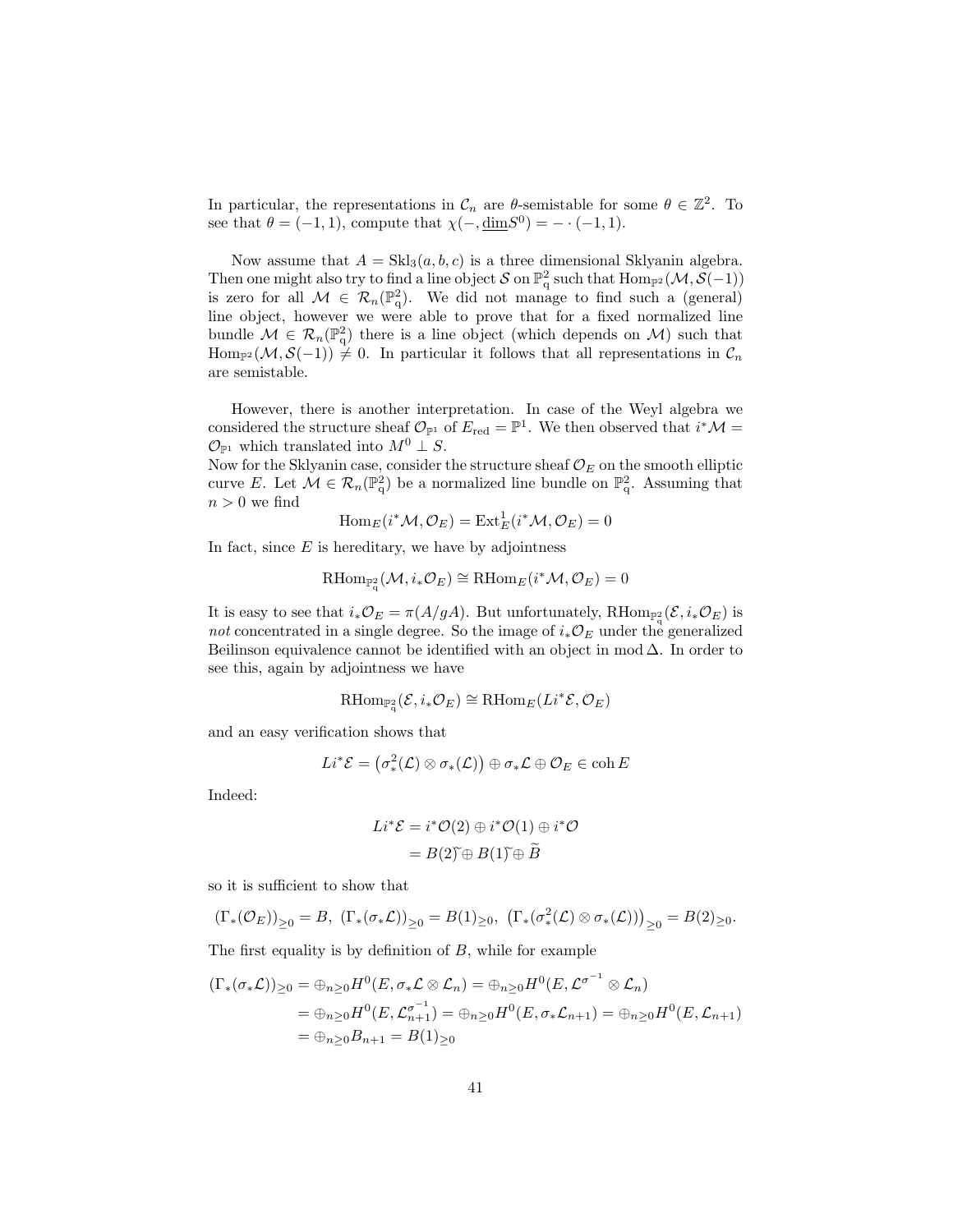In particular, the representations in $\mathcal{C}_n$ are $\theta$-semistable for some $\theta \in \mathbb{Z}^2$. To see that $\theta = (-1, 1)$, compute that $\chi(-, \underline{\dim} S^0) = - \cdot (-1, 1)$.

Now assume that $A = \mathrm{Skl}_3(a, b, c)$ is a three dimensional Sklyanin algebra. Then one might also try to find a line object $\mathcal{S}$ on $\mathbb{P}^2_q$ such that $\mathrm{Hom}_{\mathbb{P}^2}(\mathcal{M}, \mathcal{S}(-1))$ is zero for all $\mathcal{M} \in \mathcal{R}_n(\mathbb{P}^2_q)$. We did not manage to find such a (general) line object, however we were able to prove that for a fixed normalized line bundle $\mathcal{M} \in \mathcal{R}_n(\mathbb{P}^2_q)$ there is a line object (which depends on $\mathcal{M}$) such that $\mathrm{Hom}_{\mathbb{P}^2}(\mathcal{M}, \mathcal{S}(-1)) \neq 0$. In particular it follows that all representations in $\mathcal{C}_n$ are semistable.

However, there is another interpretation. In case of the Weyl algebra we considered the structure sheaf $\mathcal{O}_{\mathbb{P}^1}$ of $E_{\mathrm{red}} = \mathbb{P}^1$. We then observed that $i^*\mathcal{M} = \mathcal{O}_{\mathbb{P}^1}$ which translated into $M^0 \perp S$.
Now for the Sklyanin case, consider the structure sheaf $\mathcal{O}_E$ on the smooth elliptic curve $E$. Let $\mathcal{M} \in \mathcal{R}_n(\mathbb{P}^2_q)$ be a normalized line bundle on $\mathbb{P}^2_q$. Assuming that $n > 0$ we find

$$\mathrm{Hom}_E(i^*\mathcal{M}, \mathcal{O}_E) = \mathrm{Ext}^1_E(i^*\mathcal{M}, \mathcal{O}_E) = 0$$

In fact, since $E$ is hereditary, we have by adjointness

$$\mathrm{RHom}_{\mathbb{P}^2_q}(\mathcal{M}, i_*\mathcal{O}_E) \cong \mathrm{RHom}_E(i^*\mathcal{M}, \mathcal{O}_E) = 0$$

It is easy to see that $i_*\mathcal{O}_E = \pi(A/gA)$. But unfortunately, $\mathrm{RHom}_{\mathbb{P}^2_q}(\mathcal{E}, i_*\mathcal{O}_E)$ is *not* concentrated in a single degree. So the image of $i_*\mathcal{O}_E$ under the generalized Beilinson equivalence cannot be identified with an object in $\mathrm{mod}\,\Delta$. In order to see this, again by adjointness we have

$$\mathrm{RHom}_{\mathbb{P}^2_q}(\mathcal{E}, i_*\mathcal{O}_E) \cong \mathrm{RHom}_E(Li^*\mathcal{E}, \mathcal{O}_E)$$

and an easy verification shows that

$$Li^*\mathcal{E} = \left(\sigma^2_*(\mathcal{L}) \otimes \sigma_*(\mathcal{L})\right) \oplus \sigma_*\mathcal{L} \oplus \mathcal{O}_E \in \mathrm{coh}\, E$$

Indeed:

$$\begin{aligned} Li^*\mathcal{E} &= i^*\mathcal{O}(2) \oplus i^*\mathcal{O}(1) \oplus i^*\mathcal{O} \\ &= \widetilde{B(2)} \oplus \widetilde{B(1)} \oplus \widetilde{B} \end{aligned}$$

so it is sufficient to show that

$$\left(\Gamma_*(\mathcal{O}_E)\right)_{\geq 0} = B,\ \left(\Gamma_*(\sigma_*\mathcal{L})\right)_{\geq 0} = B(1)_{\geq 0},\ \left(\Gamma_*(\sigma^2_*(\mathcal{L}) \otimes \sigma_*(\mathcal{L}))\right)_{\geq 0} = B(2)_{\geq 0}.$$

The first equality is by definition of $B$, while for example

$$\begin{aligned} \left(\Gamma_*(\sigma_*\mathcal{L})\right)_{\geq 0} &= \oplus_{n \geq 0} H^0(E, \sigma_*\mathcal{L} \otimes \mathcal{L}_n) = \oplus_{n \geq 0} H^0(E, \mathcal{L}^{\sigma^{-1}} \otimes \mathcal{L}_n) \\ &= \oplus_{n \geq 0} H^0(E, \mathcal{L}_{n+1}^{\sigma^{-1}}) = \oplus_{n \geq 0} H^0(E, \sigma_*\mathcal{L}_{n+1}) = \oplus_{n \geq 0} H^0(E, \mathcal{L}_{n+1}) \\ &= \oplus_{n \geq 0} B_{n+1} = B(1)_{\geq 0} \end{aligned}$$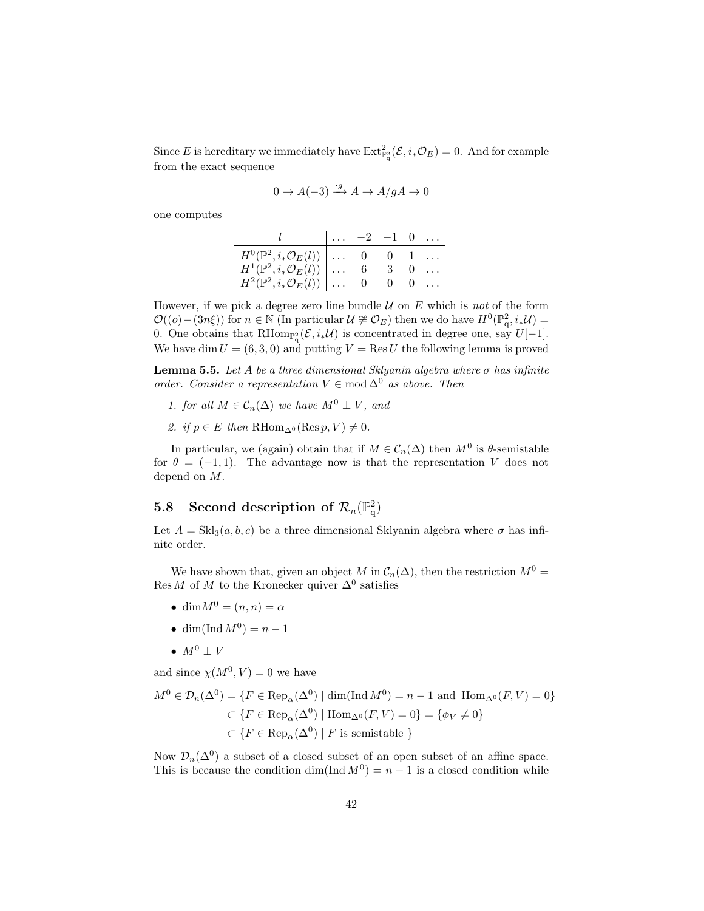Since $E$ is hereditary we immediately have $\mathrm{Ext}^2_{\mathbb{P}^2_q}(\mathcal{E}, i_*\mathcal{O}_E) = 0$. And for example from the exact sequence

$$0 \to A(-3) \xrightarrow{\cdot g} A \to A/gA \to 0$$

one computes

| $l$ | $\dots$ | $-2$ | $-1$ | $0$ | $\dots$ |
|---|---|---|---|---|---|
| $H^0(\mathbb{P}^2, i_*\mathcal{O}_E(l))$ | $\dots$ | $0$ | $0$ | $1$ | $\dots$ |
| $H^1(\mathbb{P}^2, i_*\mathcal{O}_E(l))$ | $\dots$ | $6$ | $3$ | $0$ | $\dots$ |
| $H^2(\mathbb{P}^2, i_*\mathcal{O}_E(l))$ | $\dots$ | $0$ | $0$ | $0$ | $\dots$ |

However, if we pick a degree zero line bundle $\mathcal{U}$ on $E$ which is *not* of the form $\mathcal{O}((o) - (3n\xi))$ for $n \in \mathbb{N}$ (In particular $\mathcal{U} \not\cong \mathcal{O}_E$) then we do have $H^0(\mathbb{P}^2_q, i_*\mathcal{U}) = 0$. One obtains that $\mathrm{RHom}_{\mathbb{P}^2_q}(\mathcal{E}, i_*\mathcal{U})$ is concentrated in degree one, say $U[-1]$. We have $\dim U = (6, 3, 0)$ and putting $V = \mathrm{Res}\, U$ the following lemma is proved

**Lemma 5.5.** *Let $A$ be a three dimensional Sklyanin algebra where $\sigma$ has infinite order. Consider a representation $V \in \mathrm{mod}\,\Delta^0$ as above. Then*

1. *for all $M \in \mathcal{C}_n(\Delta)$ we have $M^0 \perp V$, and*
2. *if $p \in E$ then $\mathrm{RHom}_{\Delta^0}(\mathrm{Res}\, p, V) \neq 0$.*

In particular, we (again) obtain that if $M \in \mathcal{C}_n(\Delta)$ then $M^0$ is $\theta$-semistable for $\theta = (-1, 1)$. The advantage now is that the representation $V$ does not depend on $M$.

## 5.8 Second description of $\mathcal{R}_n(\mathbb{P}^2_q)$

Let $A = \mathrm{Skl}_3(a, b, c)$ be a three dimensional Sklyanin algebra where $\sigma$ has infinite order.

We have shown that, given an object $M$ in $\mathcal{C}_n(\Delta)$, then the restriction $M^0 = \mathrm{Res}\, M$ of $M$ to the Kronecker quiver $\Delta^0$ satisfies

- $\underline{\dim} M^0 = (n, n) = \alpha$
- $\dim(\mathrm{Ind}\, M^0) = n - 1$
- $M^0 \perp V$

and since $\chi(M^0, V) = 0$ we have

$$\begin{aligned}
M^0 \in \mathcal{D}_n(\Delta^0) &= \{F \in \mathrm{Rep}_\alpha(\Delta^0) \mid \dim(\mathrm{Ind}\, M^0) = n - 1 \text{ and } \mathrm{Hom}_{\Delta^0}(F, V) = 0\} \\
&\subset \{F \in \mathrm{Rep}_\alpha(\Delta^0) \mid \mathrm{Hom}_{\Delta^0}(F, V) = 0\} = \{\phi_V \neq 0\} \\
&\subset \{F \in \mathrm{Rep}_\alpha(\Delta^0) \mid F \text{ is semistable }\}
\end{aligned}$$

Now $\mathcal{D}_n(\Delta^0)$ a subset of a closed subset of an open subset of an affine space. This is because the condition $\dim(\mathrm{Ind}\, M^0) = n - 1$ is a closed condition while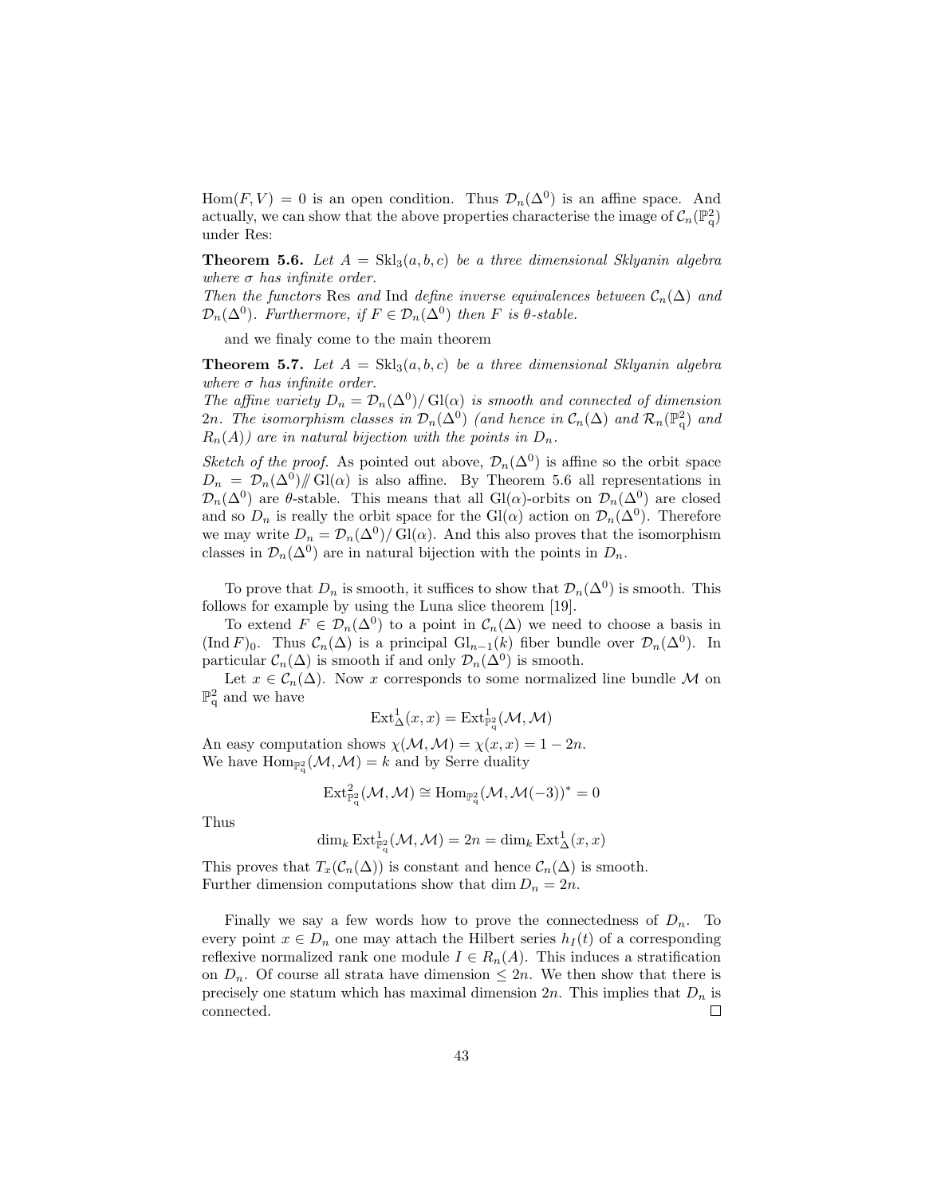$\mathrm{Hom}(F, V) = 0$ is an open condition. Thus $\mathcal{D}_n(\Delta^0)$ is an affine space. And actually, we can show that the above properties characterise the image of $\mathcal{C}_n(\mathbb{P}^2_q)$ under Res:

**Theorem 5.6.** *Let $A = \mathrm{Skl}_3(a, b, c)$ be a three dimensional Sklyanin algebra where $\sigma$ has infinite order.*
*Then the functors* Res *and* Ind *define inverse equivalences between $\mathcal{C}_n(\Delta)$ and $\mathcal{D}_n(\Delta^0)$. Furthermore, if $F \in \mathcal{D}_n(\Delta^0)$ then $F$ is $\theta$-stable.*

and we finaly come to the main theorem

**Theorem 5.7.** *Let $A = \mathrm{Skl}_3(a, b, c)$ be a three dimensional Sklyanin algebra where $\sigma$ has infinite order.*
*The affine variety $D_n = \mathcal{D}_n(\Delta^0)/\,\mathrm{Gl}(\alpha)$ is smooth and connected of dimension $2n$. The isomorphism classes in $\mathcal{D}_n(\Delta^0)$ (and hence in $\mathcal{C}_n(\Delta)$ and $\mathcal{R}_n(\mathbb{P}^2_q)$ and $R_n(A)$) are in natural bijection with the points in $D_n$.*

*Sketch of the proof.* As pointed out above, $\mathcal{D}_n(\Delta^0)$ is affine so the orbit space $D_n = \mathcal{D}_n(\Delta^0)/\!\!/\,\mathrm{Gl}(\alpha)$ is also affine. By Theorem 5.6 all representations in $\mathcal{D}_n(\Delta^0)$ are $\theta$-stable. This means that all $\mathrm{Gl}(\alpha)$-orbits on $\mathcal{D}_n(\Delta^0)$ are closed and so $D_n$ is really the orbit space for the $\mathrm{Gl}(\alpha)$ action on $\mathcal{D}_n(\Delta^0)$. Therefore we may write $D_n = \mathcal{D}_n(\Delta^0)/\,\mathrm{Gl}(\alpha)$. And this also proves that the isomorphism classes in $\mathcal{D}_n(\Delta^0)$ are in natural bijection with the points in $D_n$.

To prove that $D_n$ is smooth, it suffices to show that $\mathcal{D}_n(\Delta^0)$ is smooth. This follows for example by using the Luna slice theorem [19].

To extend $F \in \mathcal{D}_n(\Delta^0)$ to a point in $\mathcal{C}_n(\Delta)$ we need to choose a basis in $(\mathrm{Ind}\, F)_0$. Thus $\mathcal{C}_n(\Delta)$ is a principal $\mathrm{Gl}_{n-1}(k)$ fiber bundle over $\mathcal{D}_n(\Delta^0)$. In particular $\mathcal{C}_n(\Delta)$ is smooth if and only $\mathcal{D}_n(\Delta^0)$ is smooth.

Let $x \in \mathcal{C}_n(\Delta)$. Now $x$ corresponds to some normalized line bundle $\mathcal{M}$ on $\mathbb{P}^2_q$ and we have

$$\mathrm{Ext}^1_\Delta(x, x) = \mathrm{Ext}^1_{\mathbb{P}^2_q}(\mathcal{M}, \mathcal{M})$$

An easy computation shows $\chi(\mathcal{M}, \mathcal{M}) = \chi(x, x) = 1 - 2n$.
We have $\mathrm{Hom}_{\mathbb{P}^2_q}(\mathcal{M}, \mathcal{M}) = k$ and by Serre duality

$$\mathrm{Ext}^2_{\mathbb{P}^2_q}(\mathcal{M}, \mathcal{M}) \cong \mathrm{Hom}_{\mathbb{P}^2_q}(\mathcal{M}, \mathcal{M}(-3))^* = 0$$

Thus

$$\dim_k \mathrm{Ext}^1_{\mathbb{P}^2_q}(\mathcal{M}, \mathcal{M}) = 2n = \dim_k \mathrm{Ext}^1_\Delta(x, x)$$

This proves that $T_x(\mathcal{C}_n(\Delta))$ is constant and hence $\mathcal{C}_n(\Delta)$ is smooth.
Further dimension computations show that $\dim D_n = 2n$.

Finally we say a few words how to prove the connectedness of $D_n$. To every point $x \in D_n$ one may attach the Hilbert series $h_I(t)$ of a corresponding reflexive normalized rank one module $I \in R_n(A)$. This induces a stratification on $D_n$. Of course all strata have dimension $\leq 2n$. We then show that there is precisely one statum which has maximal dimension $2n$. This implies that $D_n$ is connected. □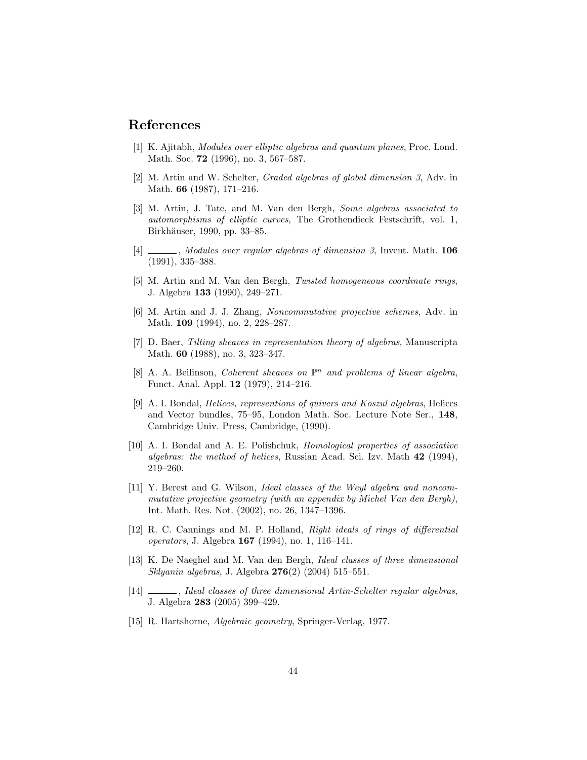# References

[1] K. Ajitabh, *Modules over elliptic algebras and quantum planes*, Proc. Lond. Math. Soc. **72** (1996), no. 3, 567–587.

[2] M. Artin and W. Schelter, *Graded algebras of global dimension 3*, Adv. in Math. **66** (1987), 171–216.

[3] M. Artin, J. Tate, and M. Van den Bergh, *Some algebras associated to automorphisms of elliptic curves*, The Grothendieck Festschrift, vol. 1, Birkhäuser, 1990, pp. 33–85.

[4] ______, *Modules over regular algebras of dimension 3*, Invent. Math. **106** (1991), 335–388.

[5] M. Artin and M. Van den Bergh, *Twisted homogeneous coordinate rings*, J. Algebra **133** (1990), 249–271.

[6] M. Artin and J. J. Zhang, *Noncommutative projective schemes*, Adv. in Math. **109** (1994), no. 2, 228–287.

[7] D. Baer, *Tilting sheaves in representation theory of algebras*, Manuscripta Math. **60** (1988), no. 3, 323–347.

[8] A. A. Beilinson, *Coherent sheaves on $\mathbb{P}^n$ and problems of linear algebra*, Funct. Anal. Appl. **12** (1979), 214–216.

[9] A. I. Bondal, *Helices, represention of quivers and Koszul algebras*, Helices and Vector bundles, 75–95, London Math. Soc. Lecture Note Ser., **148**, Cambridge Univ. Press, Cambridge, (1990).

[10] A. I. Bondal and A. E. Polishchuk, *Homological properties of associative algebras: the method of helices*, Russian Acad. Sci. Izv. Math **42** (1994), 219–260.

[11] Y. Berest and G. Wilson, *Ideal classes of the Weyl algebra and noncommutative projective geometry (with an appendix by Michel Van den Bergh)*, Int. Math. Res. Not. (2002), no. 26, 1347–1396.

[12] R. C. Cannings and M. P. Holland, *Right ideals of rings of differential operators*, J. Algebra **167** (1994), no. 1, 116–141.

[13] K. De Naeghel and M. Van den Bergh, *Ideal classes of three dimensional Sklyanin algebras*, J. Algebra **276**(2) (2004) 515–551.

[14] ______, *Ideal classes of three dimensional Artin-Schelter regular algebras*, J. Algebra **283** (2005) 399–429.

[15] R. Hartshorne, *Algebraic geometry*, Springer-Verlag, 1977.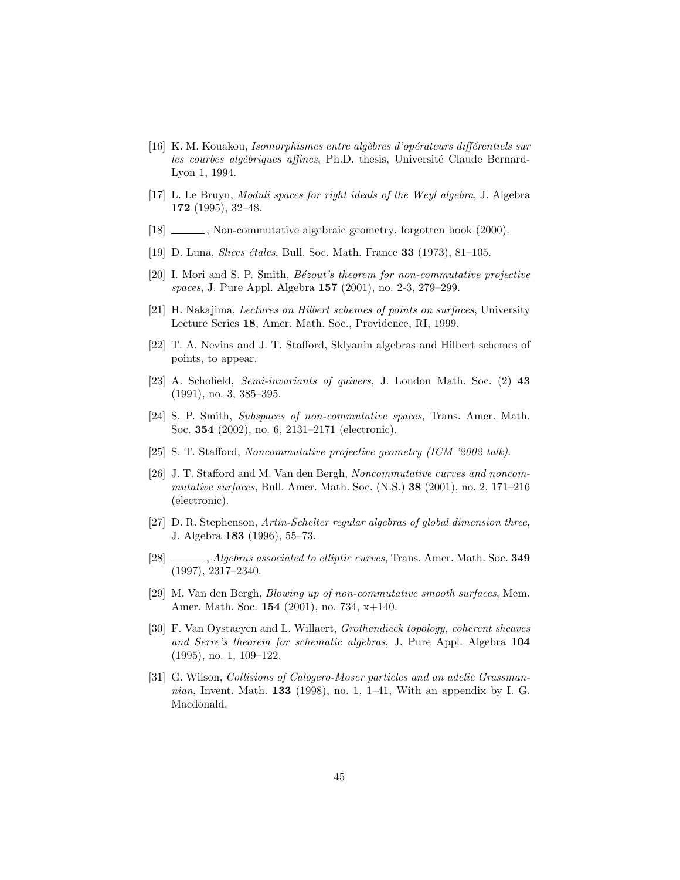[16] K. M. Kouakou, *Isomorphismes entre algèbres d'opérateurs différentiels sur les courbes algébriques affines*, Ph.D. thesis, Université Claude Bernard-Lyon 1, 1994.

[17] L. Le Bruyn, *Moduli spaces for right ideals of the Weyl algebra*, J. Algebra **172** (1995), 32–48.

[18] ______, Non-commutative algebraic geometry, forgotten book (2000).

[19] D. Luna, *Slices étales*, Bull. Soc. Math. France **33** (1973), 81–105.

[20] I. Mori and S. P. Smith, *Bézout's theorem for non-commutative projective spaces*, J. Pure Appl. Algebra **157** (2001), no. 2-3, 279–299.

[21] H. Nakajima, *Lectures on Hilbert schemes of points on surfaces*, University Lecture Series **18**, Amer. Math. Soc., Providence, RI, 1999.

[22] T. A. Nevins and J. T. Stafford, Sklyanin algebras and Hilbert schemes of points, to appear.

[23] A. Schofield, *Semi-invariants of quivers*, J. London Math. Soc. (2) **43** (1991), no. 3, 385–395.

[24] S. P. Smith, *Subspaces of non-commutative spaces*, Trans. Amer. Math. Soc. **354** (2002), no. 6, 2131–2171 (electronic).

[25] S. T. Stafford, *Noncommutative projective geometry (ICM '2002 talk)*.

[26] J. T. Stafford and M. Van den Bergh, *Noncommutative curves and noncommutative surfaces*, Bull. Amer. Math. Soc. (N.S.) **38** (2001), no. 2, 171–216 (electronic).

[27] D. R. Stephenson, *Artin-Schelter regular algebras of global dimension three*, J. Algebra **183** (1996), 55–73.

[28] ______, *Algebras associated to elliptic curves*, Trans. Amer. Math. Soc. **349** (1997), 2317–2340.

[29] M. Van den Bergh, *Blowing up of non-commutative smooth surfaces*, Mem. Amer. Math. Soc. **154** (2001), no. 734, x+140.

[30] F. Van Oystaeyen and L. Willaert, *Grothendieck topology, coherent sheaves and Serre's theorem for schematic algebras*, J. Pure Appl. Algebra **104** (1995), no. 1, 109–122.

[31] G. Wilson, *Collisions of Calogero-Moser particles and an adelic Grassmannian*, Invent. Math. **133** (1998), no. 1, 1–41, With an appendix by I. G. Macdonald.